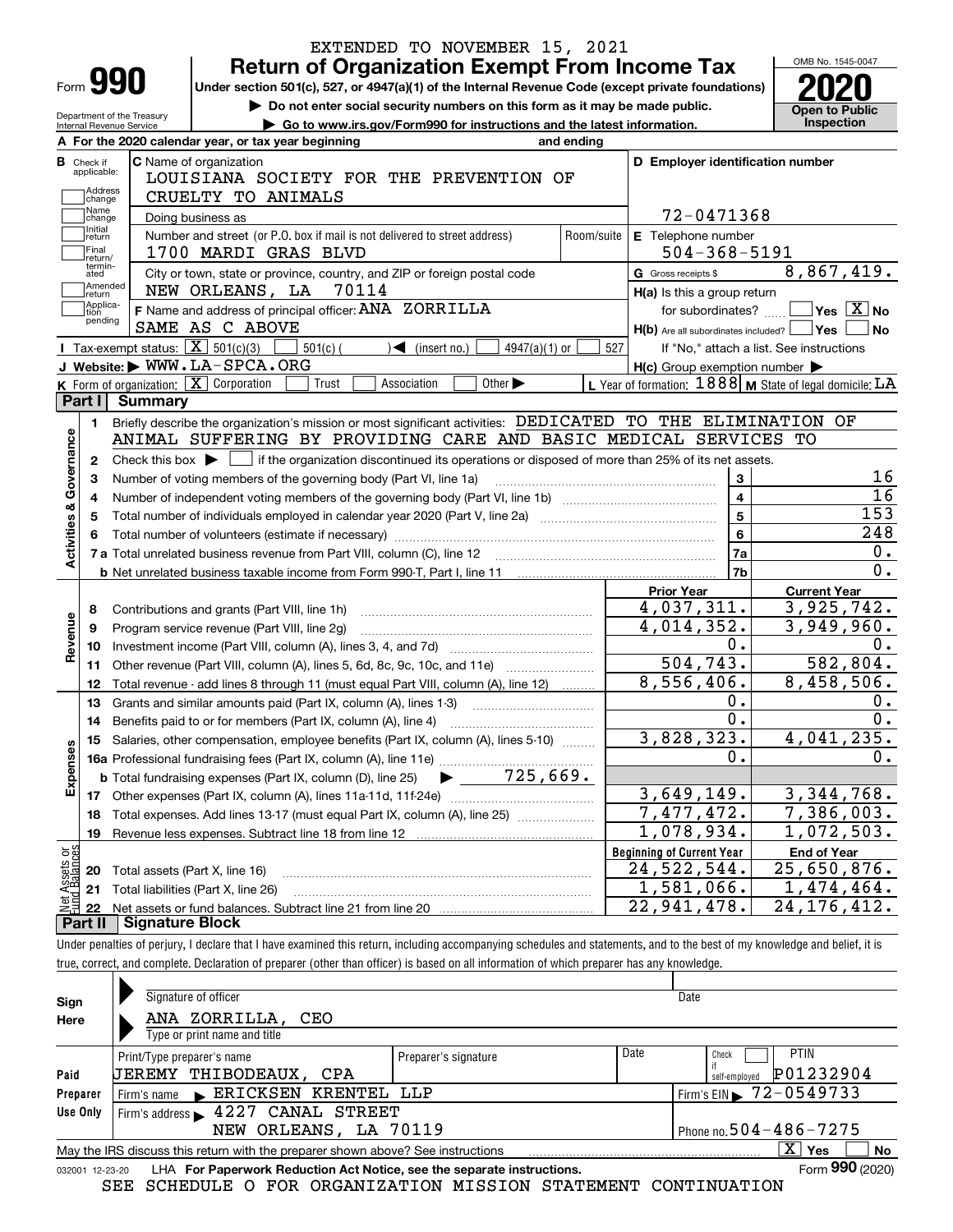EXTENDED TO NOVEMBER 15, 2021

# Form 990 — Return of Organization Exempt From Income Tax (2020)

Under section 501(c), 527, or 4947(a)(1) of the Internal Revenue Code (except private foundations)

▶ Do not enter social security numbers on this form as it may be made public.

▶ Go to www.irs.gov/Form990 for instructions and the latest information.

Department of the Treasury
Internal Revenue Service

OMB No. 1545-0047

**Open to Public Inspection**

**A** For the 2020 calendar year, or tax year beginning and ending

**B** Check if applicable: Address change / Name change / Initial return / Final return/terminated / Amended return / Application pending

**C** Name of organization: LOUISIANA SOCIETY FOR THE PREVENTION OF CRUELTY TO ANIMALS

Doing business as

Number and street (or P.O. box if mail is not delivered to street address): 1700 MARDI GRAS BLVD — Room/suite

City or town, state or province, country, and ZIP or foreign postal code: NEW ORLEANS, LA 70114

**D** Employer identification number: 72-0471368

**E** Telephone number: 504-368-5191

**G** Gross receipts $ 8,867,419.

**F** Name and address of principal officer: ANA ZORRILLA
SAME AS C ABOVE

**H(a)** Is this a group return for subordinates? Yes [ ] No [X]

**H(b)** Are all subordinates included? Yes [ ] No [ ]
If "No," attach a list. See instructions

**H(c)** Group exemption number ▶

**I** Tax-exempt status: [X] 501(c)(3) [ ] 501(c) ( ) ◀ (insert no.) [ ] 4947(a)(1) or [ ] 527

**J** Website: ▶ WWW.LA-SPCA.ORG

**K** Form of organization: [X] Corporation [ ] Trust [ ] Association [ ] Other ▶

**L** Year of formation: 1888 **M** State of legal domicile: LA

## Part I Summary

### Activities & Governance

1. Briefly describe the organization's mission or most significant activities: DEDICATED TO THE ELIMINATION OF ANIMAL SUFFERING BY PROVIDING CARE AND BASIC MEDICAL SERVICES TO
2. Check this box ▶ [ ] if the organization discontinued its operations or disposed of more than 25% of its net assets.

| Line | Description | | Value |
|---|---|---|---|
| 3 | Number of voting members of the governing body (Part VI, line 1a) | 3 | 16 |
| 4 | Number of independent voting members of the governing body (Part VI, line 1b) | 4 | 16 |
| 5 | Total number of individuals employed in calendar year 2020 (Part V, line 2a) | 5 | 153 |
| 6 | Total number of volunteers (estimate if necessary) | 6 | 248 |
| 7a | Total unrelated business revenue from Part VIII, column (C), line 12 | 7a | 0. |
| 7b | Net unrelated business taxable income from Form 990-T, Part I, line 11 | 7b | 0. |

### Revenue / Expenses / Net Assets

| Line | Description | Prior Year | Current Year |
|---|---|---|---|
| 8 | Contributions and grants (Part VIII, line 1h) | 4,037,311. | 3,925,742. |
| 9 | Program service revenue (Part VIII, line 2g) | 4,014,352. | 3,949,960. |
| 10 | Investment income (Part VIII, column (A), lines 3, 4, and 7d) | 0. | 0. |
| 11 | Other revenue (Part VIII, column (A), lines 5, 6d, 8c, 9c, 10c, and 11e) | 504,743. | 582,804. |
| 12 | Total revenue - add lines 8 through 11 (must equal Part VIII, column (A), line 12) | 8,556,406. | 8,458,506. |
| 13 | Grants and similar amounts paid (Part IX, column (A), lines 1-3) | 0. | 0. |
| 14 | Benefits paid to or for members (Part IX, column (A), line 4) | 0. | 0. |
| 15 | Salaries, other compensation, employee benefits (Part IX, column (A), lines 5-10) | 3,828,323. | 4,041,235. |
| 16a | Professional fundraising fees (Part IX, column (A), line 11e) | 0. | 0. |
| b | Total fundraising expenses (Part IX, column (D), line 25) ▶ 725,669. | | |
| 17 | Other expenses (Part IX, column (A), lines 11a-11d, 11f-24e) | 3,649,149. | 3,344,768. |
| 18 | Total expenses. Add lines 13-17 (must equal Part IX, column (A), line 25) | 7,477,472. | 7,386,003. |
| 19 | Revenue less expenses. Subtract line 18 from line 12 | 1,078,934. | 1,072,503. |

| Line | Description | Beginning of Current Year | End of Year |
|---|---|---|---|
| 20 | Total assets (Part X, line 16) | 24,522,544. | 25,650,876. |
| 21 | Total liabilities (Part X, line 26) | 1,581,066. | 1,474,464. |
| 22 | Net assets or fund balances. Subtract line 21 from line 20 | 22,941,478. | 24,176,412. |

## Part II Signature Block

Under penalties of perjury, I declare that I have examined this return, including accompanying schedules and statements, and to the best of my knowledge and belief, it is true, correct, and complete. Declaration of preparer (other than officer) is based on all information of which preparer has any knowledge.

**Sign Here**
Signature of officer — Date
ANA ZORRILLA, CEO
Type or print name and title

**Paid Preparer Use Only**

| Print/Type preparer's name | Preparer's signature | Date | Check if self-employed | PTIN |
|---|---|---|---|---|
| JEREMY THIBODEAUX, CPA | | | [ ] | P01232904 |

Firm's name ▶ ERICKSEN KRENTEL LLP — Firm's EIN ▶ 72-0549733

Firm's address ▶ 4227 CANAL STREET, NEW ORLEANS, LA 70119 — Phone no. 504-486-7275

May the IRS discuss this return with the preparer shown above? See instructions [X] Yes [ ] No

032001 12-23-20 LHA For Paperwork Reduction Act Notice, see the separate instructions. Form **990** (2020)

SEE SCHEDULE O FOR ORGANIZATION MISSION STATEMENT CONTINUATION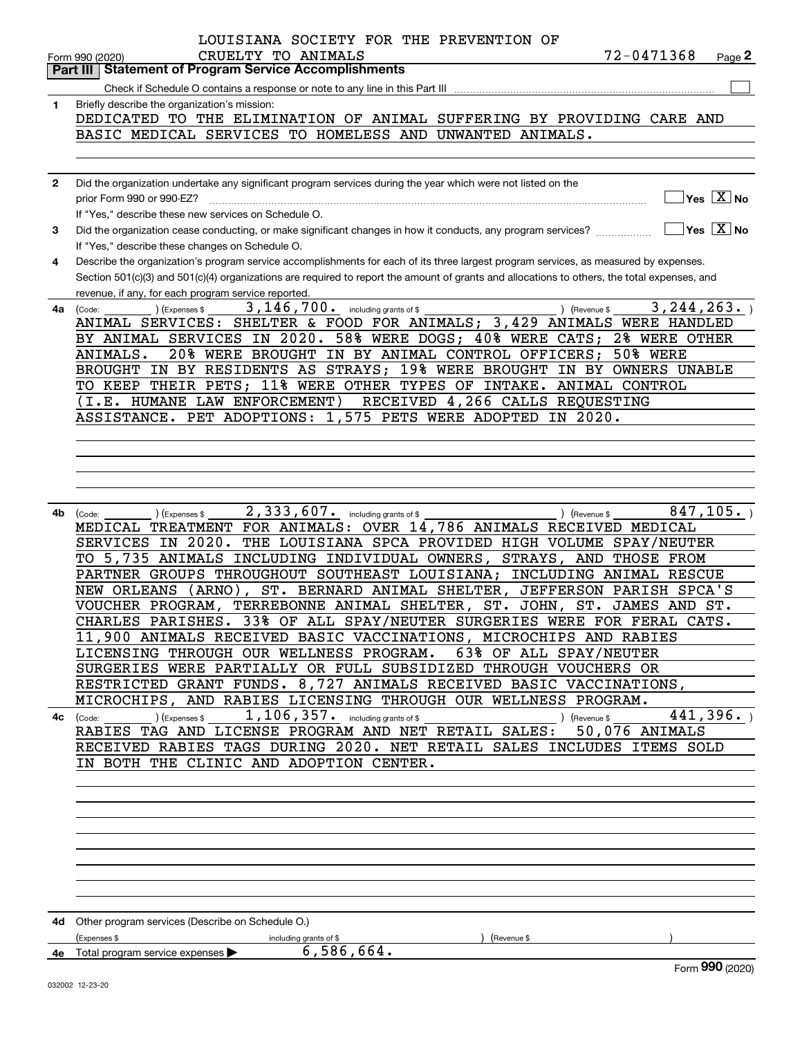LOUISIANA SOCIETY FOR THE PREVENTION OF CRUELTY TO ANIMALS 72-0471368

Form 990 (2020) Page 2

## Part III Statement of Program Service Accomplishments

Check if Schedule O contains a response or note to any line in this Part III ☐

**1** Briefly describe the organization's mission:

DEDICATED TO THE ELIMINATION OF ANIMAL SUFFERING BY PROVIDING CARE AND BASIC MEDICAL SERVICES TO HOMELESS AND UNWANTED ANIMALS.

**2** Did the organization undertake any significant program services during the year which were not listed on the prior Form 990 or 990-EZ? ☐ Yes ☒ No

If "Yes," describe these new services on Schedule O.

**3** Did the organization cease conducting, or make significant changes in how it conducts, any program services? ☐ Yes ☒ No

If "Yes," describe these changes on Schedule O.

**4** Describe the organization's program service accomplishments for each of its three largest program services, as measured by expenses. Section 501(c)(3) and 501(c)(4) organizations are required to report the amount of grants and allocations to others, the total expenses, and revenue, if any, for each program service reported.

**4a** (Code: ) (Expenses $ 3,146,700. including grants of $ ) (Revenue $ 3,244,263. )

ANIMAL SERVICES: SHELTER & FOOD FOR ANIMALS; 3,429 ANIMALS WERE HANDLED BY ANIMAL SERVICES IN 2020. 58% WERE DOGS; 40% WERE CATS; 2% WERE OTHER ANIMALS. 20% WERE BROUGHT IN BY ANIMAL CONTROL OFFICERS; 50% WERE BROUGHT IN BY RESIDENTS AS STRAYS; 19% WERE BROUGHT IN BY OWNERS UNABLE TO KEEP THEIR PETS; 11% WERE OTHER TYPES OF INTAKE. ANIMAL CONTROL (I.E. HUMANE LAW ENFORCEMENT) RECEIVED 4,266 CALLS REQUESTING ASSISTANCE. PET ADOPTIONS: 1,575 PETS WERE ADOPTED IN 2020.

**4b** (Code: ) (Expenses $ 2,333,607. including grants of $ ) (Revenue $ 847,105. )

MEDICAL TREATMENT FOR ANIMALS: OVER 14,786 ANIMALS RECEIVED MEDICAL SERVICES IN 2020. THE LOUISIANA SPCA PROVIDED HIGH VOLUME SPAY/NEUTER TO 5,735 ANIMALS INCLUDING INDIVIDUAL OWNERS, STRAYS, AND THOSE FROM PARTNER GROUPS THROUGHOUT SOUTHEAST LOUISIANA; INCLUDING ANIMAL RESCUE NEW ORLEANS (ARNO), ST. BERNARD ANIMAL SHELTER, JEFFERSON PARISH SPCA'S VOUCHER PROGRAM, TERREBONNE ANIMAL SHELTER, ST. JOHN, ST. JAMES AND ST. CHARLES PARISHES. 33% OF ALL SPAY/NEUTER SURGERIES WERE FOR FERAL CATS. 11,900 ANIMALS RECEIVED BASIC VACCINATIONS, MICROCHIPS AND RABIES LICENSING THROUGH OUR WELLNESS PROGRAM. 63% OF ALL SPAY/NEUTER SURGERIES WERE PARTIALLY OR FULL SUBSIDIZED THROUGH VOUCHERS OR RESTRICTED GRANT FUNDS. 8,727 ANIMALS RECEIVED BASIC VACCINATIONS, MICROCHIPS, AND RABIES LICENSING THROUGH OUR WELLNESS PROGRAM.

**4c** (Code: ) (Expenses $ 1,106,357. including grants of $ ) (Revenue $ 441,396. )

RABIES TAG AND LICENSE PROGRAM AND NET RETAIL SALES: 50,076 ANIMALS RECEIVED RABIES TAGS DURING 2020. NET RETAIL SALES INCLUDES ITEMS SOLD IN BOTH THE CLINIC AND ADOPTION CENTER.

**4d** Other program services (Describe on Schedule O.)

(Expenses $ including grants of $ ) (Revenue $ )

**4e** Total program service expenses ▶ 6,586,664.

Form **990** (2020)

032002 12-23-20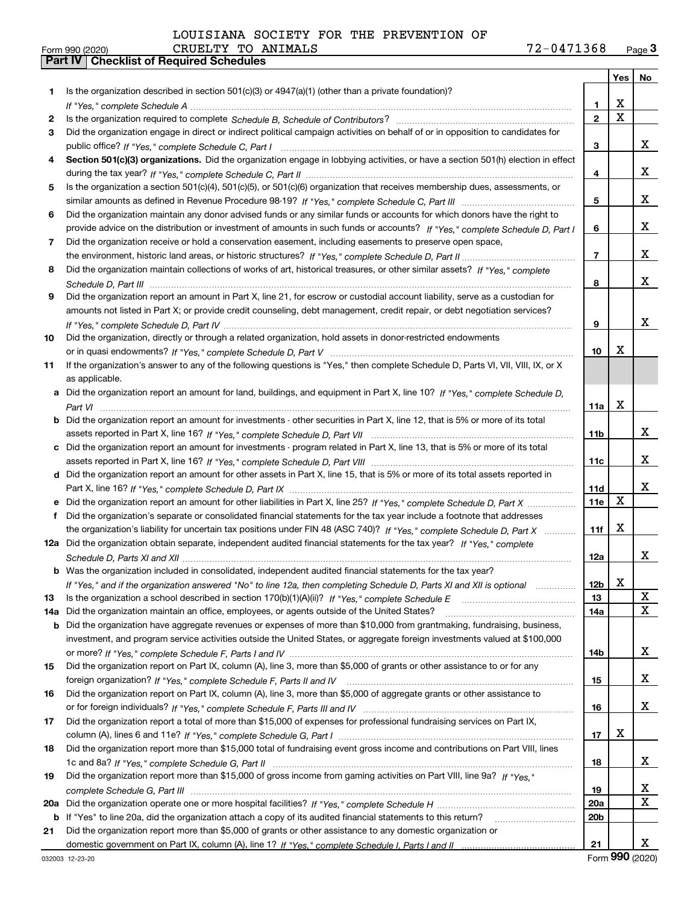LOUISIANA SOCIETY FOR THE PREVENTION OF CRUELTY TO ANIMALS 72-0471368

Form 990 (2020)

## Part IV Checklist of Required Schedules

| | | | Yes | No |
|---|---|---|---|---|
| 1 | Is the organization described in section 501(c)(3) or 4947(a)(1) (other than a private foundation)? *If "Yes," complete Schedule A* | 1 | X | |
| 2 | Is the organization required to complete *Schedule B, Schedule of Contributors*? | 2 | X | |
| 3 | Did the organization engage in direct or indirect political campaign activities on behalf of or in opposition to candidates for public office? *If "Yes," complete Schedule C, Part I* | 3 | | X |
| 4 | **Section 501(c)(3) organizations.** Did the organization engage in lobbying activities, or have a section 501(h) election in effect during the tax year? *If "Yes," complete Schedule C, Part II* | 4 | | X |
| 5 | Is the organization a section 501(c)(4), 501(c)(5), or 501(c)(6) organization that receives membership dues, assessments, or similar amounts as defined in Revenue Procedure 98-19? *If "Yes," complete Schedule C, Part III* | 5 | | X |
| 6 | Did the organization maintain any donor advised funds or any similar funds or accounts for which donors have the right to provide advice on the distribution or investment of amounts in such funds or accounts? *If "Yes," complete Schedule D, Part I* | 6 | | X |
| 7 | Did the organization receive or hold a conservation easement, including easements to preserve open space, the environment, historic land areas, or historic structures? *If "Yes," complete Schedule D, Part II* | 7 | | X |
| 8 | Did the organization maintain collections of works of art, historical treasures, or other similar assets? *If "Yes," complete Schedule D, Part III* | 8 | | X |
| 9 | Did the organization report an amount in Part X, line 21, for escrow or custodial account liability, serve as a custodian for amounts not listed in Part X; or provide credit counseling, debt management, credit repair, or debt negotiation services? *If "Yes," complete Schedule D, Part IV* | 9 | | X |
| 10 | Did the organization, directly or through a related organization, hold assets in donor-restricted endowments or in quasi endowments? *If "Yes," complete Schedule D, Part V* | 10 | X | |
| 11 | If the organization's answer to any of the following questions is "Yes," then complete Schedule D, Parts VI, VII, VIII, IX, or X as applicable. | | | |
| a | Did the organization report an amount for land, buildings, and equipment in Part X, line 10? *If "Yes," complete Schedule D, Part VI* | 11a | X | |
| b | Did the organization report an amount for investments - other securities in Part X, line 12, that is 5% or more of its total assets reported in Part X, line 16? *If "Yes," complete Schedule D, Part VII* | 11b | | X |
| c | Did the organization report an amount for investments - program related in Part X, line 13, that is 5% or more of its total assets reported in Part X, line 16? *If "Yes," complete Schedule D, Part VIII* | 11c | | X |
| d | Did the organization report an amount for other assets in Part X, line 15, that is 5% or more of its total assets reported in Part X, line 16? *If "Yes," complete Schedule D, Part IX* | 11d | | X |
| e | Did the organization report an amount for other liabilities in Part X, line 25? *If "Yes," complete Schedule D, Part X* | 11e | X | |
| f | Did the organization's separate or consolidated financial statements for the tax year include a footnote that addresses the organization's liability for uncertain tax positions under FIN 48 (ASC 740)? *If "Yes," complete Schedule D, Part X* | 11f | X | |
| 12a | Did the organization obtain separate, independent audited financial statements for the tax year? *If "Yes," complete Schedule D, Parts XI and XII* | 12a | | X |
| b | Was the organization included in consolidated, independent audited financial statements for the tax year? *If "Yes," and if the organization answered "No" to line 12a, then completing Schedule D, Parts XI and XII is optional* | 12b | X | |
| 13 | Is the organization a school described in section 170(b)(1)(A)(ii)? *If "Yes," complete Schedule E* | 13 | | X |
| 14a | Did the organization maintain an office, employees, or agents outside of the United States? | 14a | | X |
| b | Did the organization have aggregate revenues or expenses of more than $10,000 from grantmaking, fundraising, business, investment, and program service activities outside the United States, or aggregate foreign investments valued at $100,000 or more? *If "Yes," complete Schedule F, Parts I and IV* | 14b | | X |
| 15 | Did the organization report on Part IX, column (A), line 3, more than $5,000 of grants or other assistance to or for any foreign organization? *If "Yes," complete Schedule F, Parts II and IV* | 15 | | X |
| 16 | Did the organization report on Part IX, column (A), line 3, more than $5,000 of aggregate grants or other assistance to or for foreign individuals? *If "Yes," complete Schedule F, Parts III and IV* | 16 | | X |
| 17 | Did the organization report a total of more than $15,000 of expenses for professional fundraising services on Part IX, column (A), lines 6 and 11e? *If "Yes," complete Schedule G, Part I* | 17 | X | |
| 18 | Did the organization report more than $15,000 total of fundraising event gross income and contributions on Part VIII, lines 1c and 8a? *If "Yes," complete Schedule G, Part II* | 18 | | X |
| 19 | Did the organization report more than $15,000 of gross income from gaming activities on Part VIII, line 9a? *If "Yes," complete Schedule G, Part III* | 19 | | X |
| 20a | Did the organization operate one or more hospital facilities? *If "Yes," complete Schedule H* | 20a | | X |
| b | If "Yes" to line 20a, did the organization attach a copy of its audited financial statements to this return? | 20b | | |
| 21 | Did the organization report more than $5,000 of grants or other assistance to any domestic organization or domestic government on Part IX, column (A), line 1? *If "Yes," complete Schedule I, Parts I and II* | 21 | | X |

032003 12-23-20

Form **990** (2020)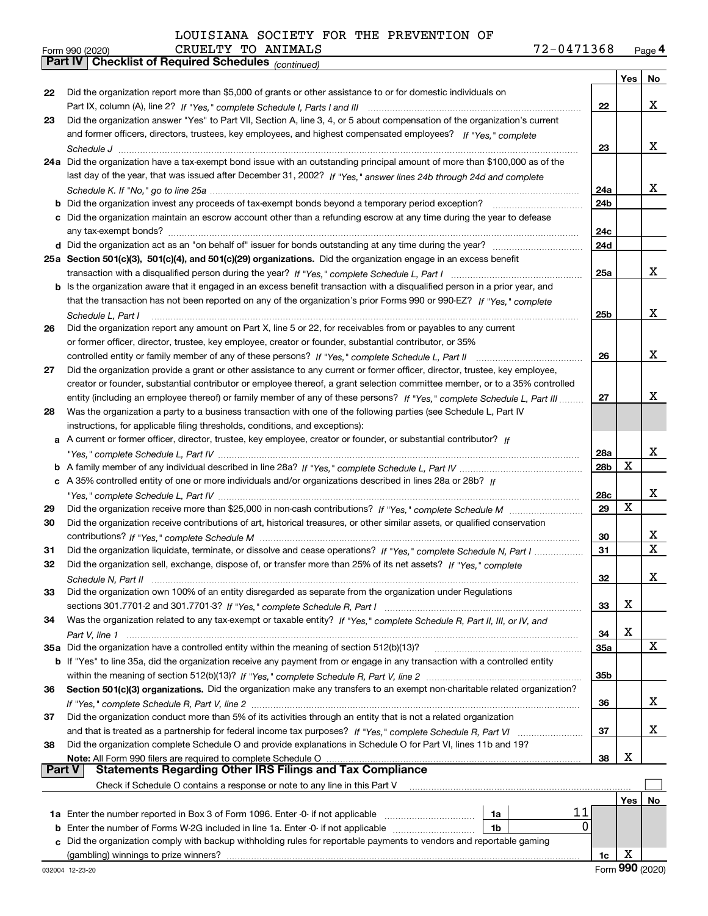LOUISIANA SOCIETY FOR THE PREVENTION OF CRUELTY TO ANIMALS 72-0471368

Form 990 (2020)

## Part IV Checklist of Required Schedules *(continued)*

| | | | Yes | No |
|---|---|---|---|---|
| 22 | Did the organization report more than $5,000 of grants or other assistance to or for domestic individuals on Part IX, column (A), line 2? *If "Yes," complete Schedule I, Parts I and III* | 22 | | X |
| 23 | Did the organization answer "Yes" to Part VII, Section A, line 3, 4, or 5 about compensation of the organization's current and former officers, directors, trustees, key employees, and highest compensated employees? *If "Yes," complete Schedule J* | 23 | | X |
| 24a | Did the organization have a tax-exempt bond issue with an outstanding principal amount of more than $100,000 as of the last day of the year, that was issued after December 31, 2002? *If "Yes," answer lines 24b through 24d and complete Schedule K. If "No," go to line 25a* | 24a | | X |
| b | Did the organization invest any proceeds of tax-exempt bonds beyond a temporary period exception? | 24b | | |
| c | Did the organization maintain an escrow account other than a refunding escrow at any time during the year to defease any tax-exempt bonds? | 24c | | |
| d | Did the organization act as an "on behalf of" issuer for bonds outstanding at any time during the year? | 24d | | |
| 25a | **Section 501(c)(3), 501(c)(4), and 501(c)(29) organizations.** Did the organization engage in an excess benefit transaction with a disqualified person during the year? *If "Yes," complete Schedule L, Part I* | 25a | | X |
| b | Is the organization aware that it engaged in an excess benefit transaction with a disqualified person in a prior year, and that the transaction has not been reported on any of the organization's prior Forms 990 or 990-EZ? *If "Yes," complete Schedule L, Part I* | 25b | | X |
| 26 | Did the organization report any amount on Part X, line 5 or 22, for receivables from or payables to any current or former officer, director, trustee, key employee, creator or founder, substantial contributor, or 35% controlled entity or family member of any of these persons? *If "Yes," complete Schedule L, Part II* | 26 | | X |
| 27 | Did the organization provide a grant or other assistance to any current or former officer, director, trustee, key employee, creator or founder, substantial contributor or employee thereof, a grant selection committee member, or to a 35% controlled entity (including an employee thereof) or family member of any of these persons? *If "Yes," complete Schedule L, Part III* | 27 | | X |
| 28 | Was the organization a party to a business transaction with one of the following parties (see Schedule L, Part IV instructions, for applicable filing thresholds, conditions, and exceptions): | | | |
| a | A current or former officer, director, trustee, key employee, creator or founder, or substantial contributor? *If "Yes," complete Schedule L, Part IV* | 28a | | X |
| b | A family member of any individual described in line 28a? *If "Yes," complete Schedule L, Part IV* | 28b | X | |
| c | A 35% controlled entity of one or more individuals and/or organizations described in lines 28a or 28b? *If "Yes," complete Schedule L, Part IV* | 28c | | X |
| 29 | Did the organization receive more than $25,000 in non-cash contributions? *If "Yes," complete Schedule M* | 29 | X | |
| 30 | Did the organization receive contributions of art, historical treasures, or other similar assets, or qualified conservation contributions? *If "Yes," complete Schedule M* | 30 | | X |
| 31 | Did the organization liquidate, terminate, or dissolve and cease operations? *If "Yes," complete Schedule N, Part I* | 31 | | X |
| 32 | Did the organization sell, exchange, dispose of, or transfer more than 25% of its net assets? *If "Yes," complete Schedule N, Part II* | 32 | | X |
| 33 | Did the organization own 100% of an entity disregarded as separate from the organization under Regulations sections 301.7701-2 and 301.7701-3? *If "Yes," complete Schedule R, Part I* | 33 | X | |
| 34 | Was the organization related to any tax-exempt or taxable entity? *If "Yes," complete Schedule R, Part II, III, or IV, and Part V, line 1* | 34 | X | |
| 35a | Did the organization have a controlled entity within the meaning of section 512(b)(13)? | 35a | | X |
| b | If "Yes" to line 35a, did the organization receive any payment from or engage in any transaction with a controlled entity within the meaning of section 512(b)(13)? *If "Yes," complete Schedule R, Part V, line 2* | 35b | | |
| 36 | **Section 501(c)(3) organizations.** Did the organization make any transfers to an exempt non-charitable related organization? *If "Yes," complete Schedule R, Part V, line 2* | 36 | | X |
| 37 | Did the organization conduct more than 5% of its activities through an entity that is not a related organization and that is treated as a partnership for federal income tax purposes? *If "Yes," complete Schedule R, Part VI* | 37 | | X |
| 38 | Did the organization complete Schedule O and provide explanations in Schedule O for Part VI, lines 11b and 19? **Note:** All Form 990 filers are required to complete Schedule O | 38 | X | |

## Part V Statements Regarding Other IRS Filings and Tax Compliance

Check if Schedule O contains a response or note to any line in this Part V ☐

| | | | | | Yes | No |
|---|---|---|---|---|---|---|
| 1a | Enter the number reported in Box 3 of Form 1096. Enter -0- if not applicable | 1a | 11 | | | |
| b | Enter the number of Forms W-2G included in line 1a. Enter -0- if not applicable | 1b | 0 | | | |
| c | Did the organization comply with backup withholding rules for reportable payments to vendors and reportable gaming (gambling) winnings to prize winners? | | | 1c | X | |

032004 12-23-20 Form **990** (2020)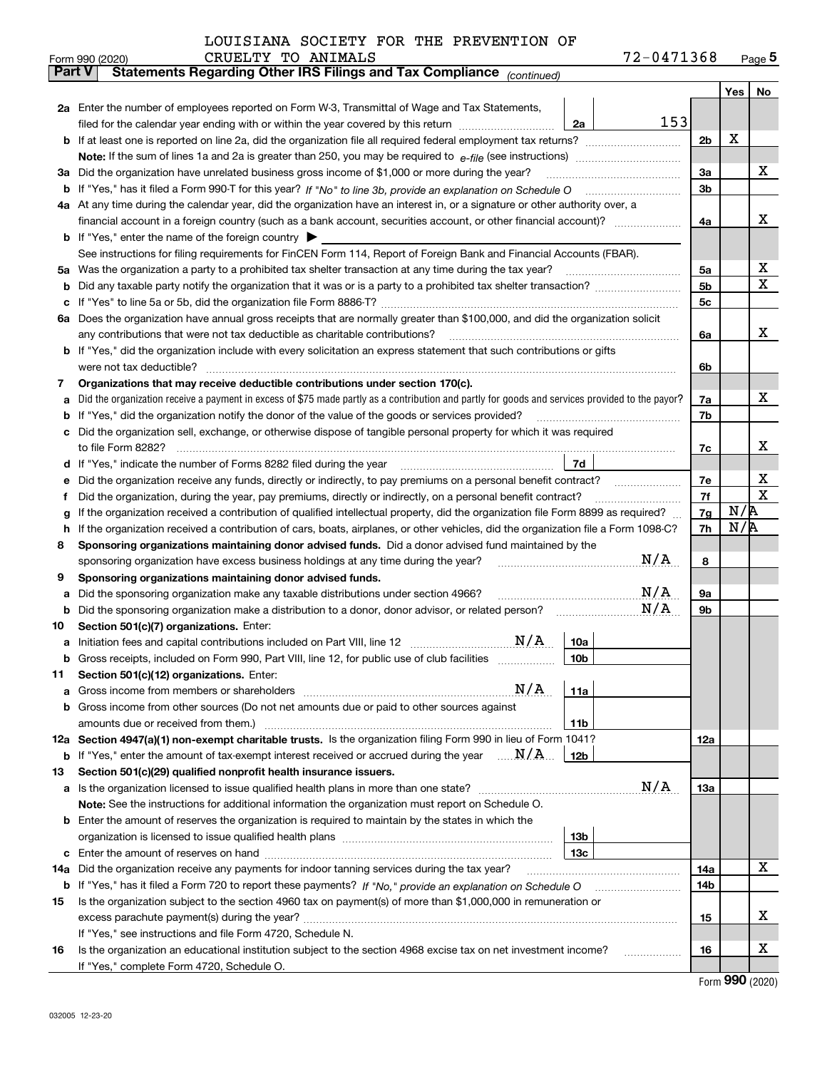LOUISIANA SOCIETY FOR THE PREVENTION OF CRUELTY TO ANIMALS 72-0471368

Form 990 (2020) Page 5

**Part V Statements Regarding Other IRS Filings and Tax Compliance** *(continued)*

| | | | | | Yes | No |
|---|---|---|---|---|---|---|
| **2a** | Enter the number of employees reported on Form W-3, Transmittal of Wage and Tax Statements, filed for the calendar year ending with or within the year covered by this return | 2a | 153 | | | |
| **b** | If at least one is reported on line 2a, did the organization file all required federal employment tax returns? | | | 2b | X | |
| | **Note:** If the sum of lines 1a and 2a is greater than 250, you may be required to *e-file* (see instructions) | | | | | |
| **3a** | Did the organization have unrelated business gross income of $1,000 or more during the year? | | | 3a | | X |
| **b** | If "Yes," has it filed a Form 990-T for this year? *If "No" to line 3b, provide an explanation on Schedule O* | | | 3b | | |
| **4a** | At any time during the calendar year, did the organization have an interest in, or a signature or other authority over, a financial account in a foreign country (such as a bank account, securities account, or other financial account)? | | | 4a | | X |
| **b** | If "Yes," enter the name of the foreign country ▶ | | | | | |
| | See instructions for filing requirements for FinCEN Form 114, Report of Foreign Bank and Financial Accounts (FBAR). | | | | | |
| **5a** | Was the organization a party to a prohibited tax shelter transaction at any time during the tax year? | | | 5a | | X |
| **b** | Did any taxable party notify the organization that it was or is a party to a prohibited tax shelter transaction? | | | 5b | | X |
| **c** | If "Yes" to line 5a or 5b, did the organization file Form 8886-T? | | | 5c | | |
| **6a** | Does the organization have annual gross receipts that are normally greater than $100,000, and did the organization solicit any contributions that were not tax deductible as charitable contributions? | | | 6a | | X |
| **b** | If "Yes," did the organization include with every solicitation an express statement that such contributions or gifts were not tax deductible? | | | 6b | | |
| **7** | **Organizations that may receive deductible contributions under section 170(c).** | | | | | |
| **a** | Did the organization receive a payment in excess of $75 made partly as a contribution and partly for goods and services provided to the payor? | | | 7a | | X |
| **b** | If "Yes," did the organization notify the donor of the value of the goods or services provided? | | | 7b | | |
| **c** | Did the organization sell, exchange, or otherwise dispose of tangible personal property for which it was required to file Form 8282? | | | 7c | | X |
| **d** | If "Yes," indicate the number of Forms 8282 filed during the year | 7d | | | | |
| **e** | Did the organization receive any funds, directly or indirectly, to pay premiums on a personal benefit contract? | | | 7e | | X |
| **f** | Did the organization, during the year, pay premiums, directly or indirectly, on a personal benefit contract? | | | 7f | | X |
| **g** | If the organization received a contribution of qualified intellectual property, did the organization file Form 8899 as required? | | | 7g | N/A | |
| **h** | If the organization received a contribution of cars, boats, airplanes, or other vehicles, did the organization file a Form 1098-C? | | | 7h | N/A | |
| **8** | **Sponsoring organizations maintaining donor advised funds.** Did a donor advised fund maintained by the sponsoring organization have excess business holdings at any time during the year? N/A | | | 8 | | |
| **9** | **Sponsoring organizations maintaining donor advised funds.** | | | | | |
| **a** | Did the sponsoring organization make any taxable distributions under section 4966? N/A | | | 9a | | |
| **b** | Did the sponsoring organization make a distribution to a donor, donor advisor, or related person? N/A | | | 9b | | |
| **10** | **Section 501(c)(7) organizations.** Enter: | | | | | |
| **a** | Initiation fees and capital contributions included on Part VIII, line 12 N/A | 10a | | | | |
| **b** | Gross receipts, included on Form 990, Part VIII, line 12, for public use of club facilities | 10b | | | | |
| **11** | **Section 501(c)(12) organizations.** Enter: | | | | | |
| **a** | Gross income from members or shareholders N/A | 11a | | | | |
| **b** | Gross income from other sources (Do not net amounts due or paid to other sources against amounts due or received from them.) | 11b | | | | |
| **12a** | **Section 4947(a)(1) non-exempt charitable trusts.** Is the organization filing Form 990 in lieu of Form 1041? | | | 12a | | |
| **b** | If "Yes," enter the amount of tax-exempt interest received or accrued during the year N/A | 12b | | | | |
| **13** | **Section 501(c)(29) qualified nonprofit health insurance issuers.** | | | | | |
| **a** | Is the organization licensed to issue qualified health plans in more than one state? N/A | | | 13a | | |
| | **Note:** See the instructions for additional information the organization must report on Schedule O. | | | | | |
| **b** | Enter the amount of reserves the organization is required to maintain by the states in which the organization is licensed to issue qualified health plans | 13b | | | | |
| **c** | Enter the amount of reserves on hand | 13c | | | | |
| **14a** | Did the organization receive any payments for indoor tanning services during the tax year? | | | 14a | | X |
| **b** | If "Yes," has it filed a Form 720 to report these payments? *If "No," provide an explanation on Schedule O* | | | 14b | | |
| **15** | Is the organization subject to the section 4960 tax on payment(s) of more than $1,000,000 in remuneration or excess parachute payment(s) during the year? | | | 15 | | X |
| | If "Yes," see instructions and file Form 4720, Schedule N. | | | | | |
| **16** | Is the organization an educational institution subject to the section 4968 excise tax on net investment income? | | | 16 | | X |
| | If "Yes," complete Form 4720, Schedule O. | | | | | |

Form **990** (2020)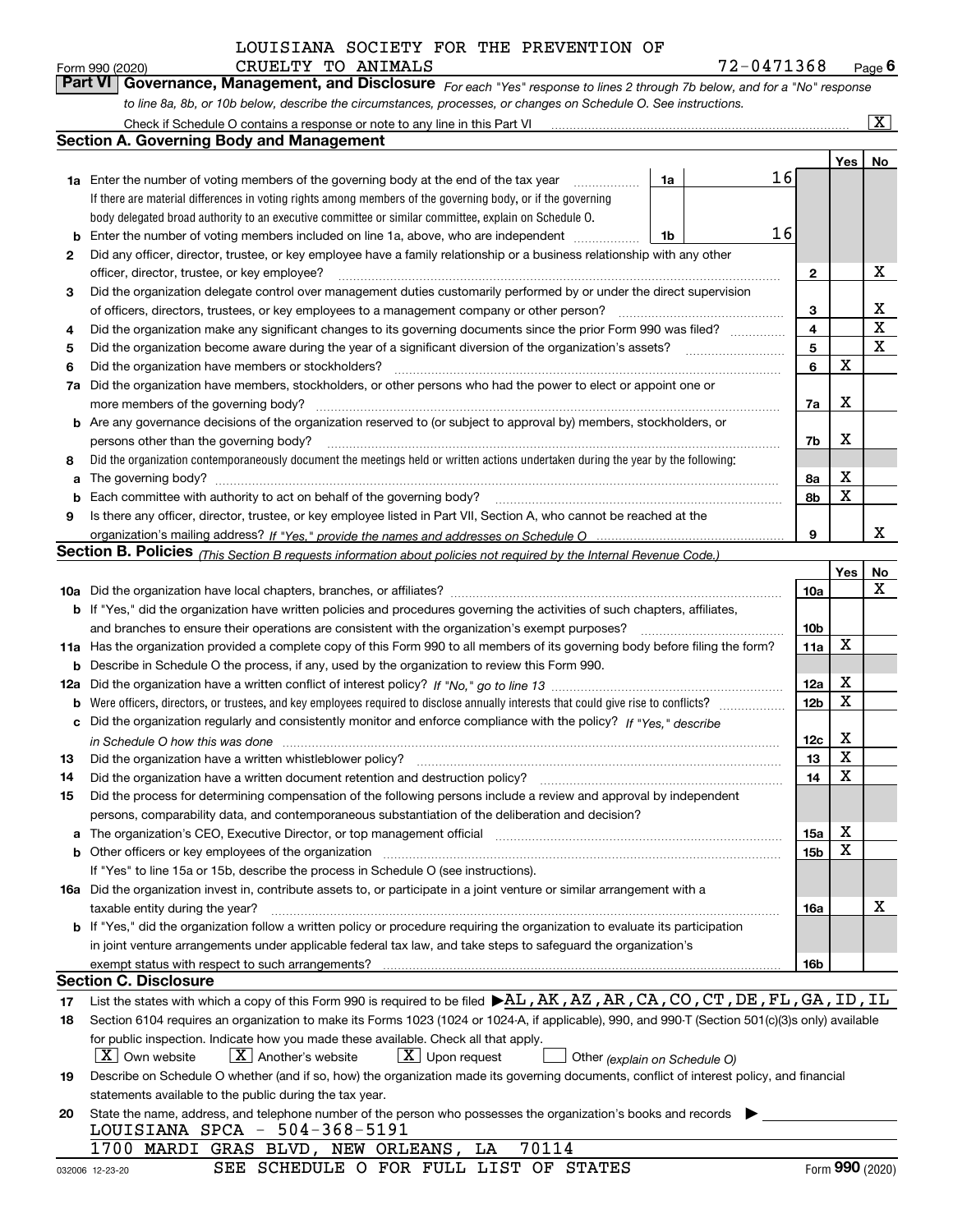LOUISIANA SOCIETY FOR THE PREVENTION OF CRUELTY TO ANIMALS

Form 990 (2020) 72-0471368 Page 6

**Part VI Governance, Management, and Disclosure** *For each "Yes" response to lines 2 through 7b below, and for a "No" response to line 8a, 8b, or 10b below, describe the circumstances, processes, or changes on Schedule O. See instructions.*

Check if Schedule O contains a response or note to any line in this Part VI [X]

## Section A. Governing Body and Management

| | | | | Yes | No |
|---|---|---|---|---|---|
| **1a** | Enter the number of voting members of the governing body at the end of the tax year — If there are material differences in voting rights among members of the governing body, or if the governing body delegated broad authority to an executive committee or similar committee, explain on Schedule O. | 1a | 16 | | |
| **b** | Enter the number of voting members included on line 1a, above, who are independent | 1b | 16 | | |
| **2** | Did any officer, director, trustee, or key employee have a family relationship or a business relationship with any other officer, director, trustee, or key employee? | | 2 | | X |
| **3** | Did the organization delegate control over management duties customarily performed by or under the direct supervision of officers, directors, trustees, or key employees to a management company or other person? | | 3 | | X |
| **4** | Did the organization make any significant changes to its governing documents since the prior Form 990 was filed? | | 4 | | X |
| **5** | Did the organization become aware during the year of a significant diversion of the organization's assets? | | 5 | | X |
| **6** | Did the organization have members or stockholders? | | 6 | X | |
| **7a** | Did the organization have members, stockholders, or other persons who had the power to elect or appoint one or more members of the governing body? | | 7a | X | |
| **b** | Are any governance decisions of the organization reserved to (or subject to approval by) members, stockholders, or persons other than the governing body? | | 7b | X | |
| **8** | Did the organization contemporaneously document the meetings held or written actions undertaken during the year by the following: | | | | |
| **a** | The governing body? | | 8a | X | |
| **b** | Each committee with authority to act on behalf of the governing body? | | 8b | X | |
| **9** | Is there any officer, director, trustee, or key employee listed in Part VII, Section A, who cannot be reached at the organization's mailing address? *If "Yes," provide the names and addresses on Schedule O* | | 9 | | X |

## Section B. Policies *(This Section B requests information about policies not required by the Internal Revenue Code.)*

| | | | Yes | No |
|---|---|---|---|---|
| **10a** | Did the organization have local chapters, branches, or affiliates? | 10a | | X |
| **b** | If "Yes," did the organization have written policies and procedures governing the activities of such chapters, affiliates, and branches to ensure their operations are consistent with the organization's exempt purposes? | 10b | | |
| **11a** | Has the organization provided a complete copy of this Form 990 to all members of its governing body before filing the form? | 11a | X | |
| **b** | Describe in Schedule O the process, if any, used by the organization to review this Form 990. | | | |
| **12a** | Did the organization have a written conflict of interest policy? *If "No," go to line 13* | 12a | X | |
| **b** | Were officers, directors, or trustees, and key employees required to disclose annually interests that could give rise to conflicts? | 12b | X | |
| **c** | Did the organization regularly and consistently monitor and enforce compliance with the policy? *If "Yes," describe in Schedule O how this was done* | 12c | X | |
| **13** | Did the organization have a written whistleblower policy? | 13 | X | |
| **14** | Did the organization have a written document retention and destruction policy? | 14 | X | |
| **15** | Did the process for determining compensation of the following persons include a review and approval by independent persons, comparability data, and contemporaneous substantiation of the deliberation and decision? | | | |
| **a** | The organization's CEO, Executive Director, or top management official | 15a | X | |
| **b** | Other officers or key employees of the organization | 15b | X | |
| | If "Yes" to line 15a or 15b, describe the process in Schedule O (see instructions). | | | |
| **16a** | Did the organization invest in, contribute assets to, or participate in a joint venture or similar arrangement with a taxable entity during the year? | 16a | | X |
| **b** | If "Yes," did the organization follow a written policy or procedure requiring the organization to evaluate its participation in joint venture arrangements under applicable federal tax law, and take steps to safeguard the organization's exempt status with respect to such arrangements? | 16b | | |

## Section C. Disclosure

**17** List the states with which a copy of this Form 990 is required to be filed ▶ AL,AK,AZ,AR,CA,CO,CT,DE,FL,GA,ID,IL

**18** Section 6104 requires an organization to make its Forms 1023 (1024 or 1024-A, if applicable), 990, and 990-T (Section 501(c)(3)s only) available for public inspection. Indicate how you made these available. Check all that apply.

[X] Own website [X] Another's website [X] Upon request [ ] Other *(explain on Schedule O)*

**19** Describe on Schedule O whether (and if so, how) the organization made its governing documents, conflict of interest policy, and financial statements available to the public during the tax year.

**20** State the name, address, and telephone number of the person who possesses the organization's books and records ▶

LOUISIANA SPCA - 504-368-5191
1700 MARDI GRAS BLVD, NEW ORLEANS, LA 70114

SEE SCHEDULE O FOR FULL LIST OF STATES

032006 12-23-20 Form 990 (2020)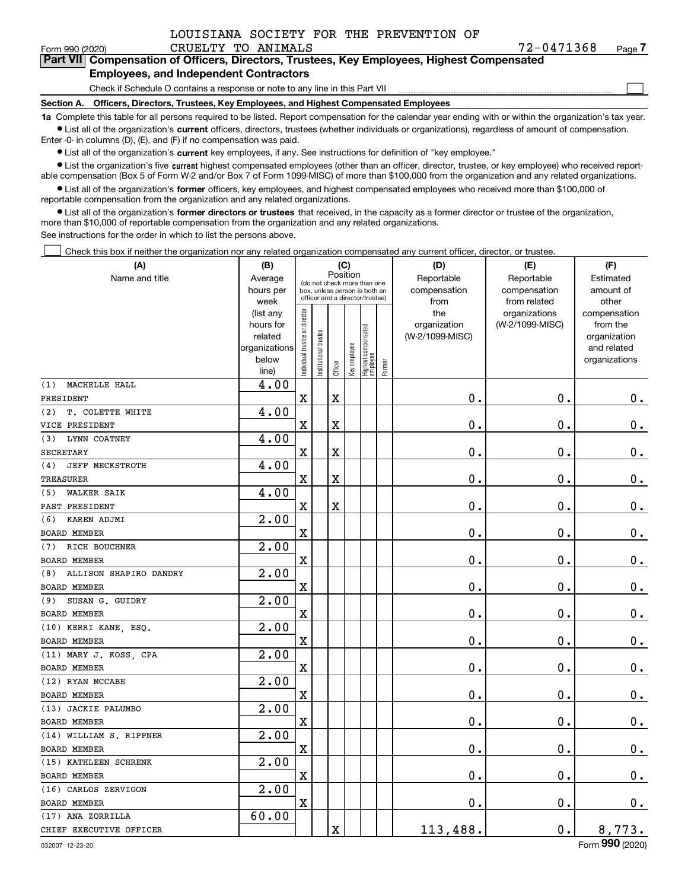LOUISIANA SOCIETY FOR THE PREVENTION OF CRUELTY TO ANIMALS 72-0471368

Form 990 (2020)

**Part VII Compensation of Officers, Directors, Trustees, Key Employees, Highest Compensated Employees, and Independent Contractors**

Check if Schedule O contains a response or note to any line in this Part VII ☐

**Section A. Officers, Directors, Trustees, Key Employees, and Highest Compensated Employees**

**1a** Complete this table for all persons required to be listed. Report compensation for the calendar year ending with or within the organization's tax year.

- List all of the organization's **current** officers, directors, trustees (whether individuals or organizations), regardless of amount of compensation. Enter -0- in columns (D), (E), and (F) if no compensation was paid.
- List all of the organization's **current** key employees, if any. See instructions for definition of "key employee."
- List the organization's five **current** highest compensated employees (other than an officer, director, trustee, or key employee) who received reportable compensation (Box 5 of Form W-2 and/or Box 7 of Form 1099-MISC) of more than $100,000 from the organization and any related organizations.
- List all of the organization's **former** officers, key employees, and highest compensated employees who received more than $100,000 of reportable compensation from the organization and any related organizations.
- List all of the organization's **former directors or trustees** that received, in the capacity as a former director or trustee of the organization, more than $10,000 of reportable compensation from the organization and any related organizations.

See instructions for the order in which to list the persons above.

☐ Check this box if neither the organization nor any related organization compensated any current officer, director, or trustee.

| (A) Name and title | (B) Average hours per week (list any hours for related organizations below line) | (C) Individual trustee or director | Institutional trustee | Officer | Key employee | Highest compensated employee | Former | (D) Reportable compensation from the organization (W-2/1099-MISC) | (E) Reportable compensation from related organizations (W-2/1099-MISC) | (F) Estimated amount of other compensation from the organization and related organizations |
|---|---|---|---|---|---|---|---|---|---|---|
| (1) MACHELLE HALL<br>PRESIDENT | 4.00 | X | | X | | | | 0. | 0. | 0. |
| (2) T. COLETTE WHITE<br>VICE PRESIDENT | 4.00 | X | | X | | | | 0. | 0. | 0. |
| (3) LYNN COATNEY<br>SECRETARY | 4.00 | X | | X | | | | 0. | 0. | 0. |
| (4) JEFF MECKSTROTH<br>TREASURER | 4.00 | X | | X | | | | 0. | 0. | 0. |
| (5) WALKER SAIK<br>PAST PRESIDENT | 4.00 | X | | X | | | | 0. | 0. | 0. |
| (6) KAREN ADJMI<br>BOARD MEMBER | 2.00 | X | | | | | | 0. | 0. | 0. |
| (7) RICH BOUCHNER<br>BOARD MEMBER | 2.00 | X | | | | | | 0. | 0. | 0. |
| (8) ALLISON SHAPIRO DANDRY<br>BOARD MEMBER | 2.00 | X | | | | | | 0. | 0. | 0. |
| (9) SUSAN G. GUIDRY<br>BOARD MEMBER | 2.00 | X | | | | | | 0. | 0. | 0. |
| (10) KERRI KANE, ESQ.<br>BOARD MEMBER | 2.00 | X | | | | | | 0. | 0. | 0. |
| (11) MARY J. KOSS, CPA<br>BOARD MEMBER | 2.00 | X | | | | | | 0. | 0. | 0. |
| (12) RYAN MCCABE<br>BOARD MEMBER | 2.00 | X | | | | | | 0. | 0. | 0. |
| (13) JACKIE PALUMBO<br>BOARD MEMBER | 2.00 | X | | | | | | 0. | 0. | 0. |
| (14) WILLIAM S. RIPPNER<br>BOARD MEMBER | 2.00 | X | | | | | | 0. | 0. | 0. |
| (15) KATHLEEN SCHRENK<br>BOARD MEMBER | 2.00 | X | | | | | | 0. | 0. | 0. |
| (16) CARLOS ZERVIGON<br>BOARD MEMBER | 2.00 | X | | | | | | 0. | 0. | 0. |
| (17) ANA ZORRILLA<br>CHIEF EXECUTIVE OFFICER | 60.00 | | | X | | | | 113,488. | 0. | 8,773. |

032007 12-23-20

Form **990** (2020)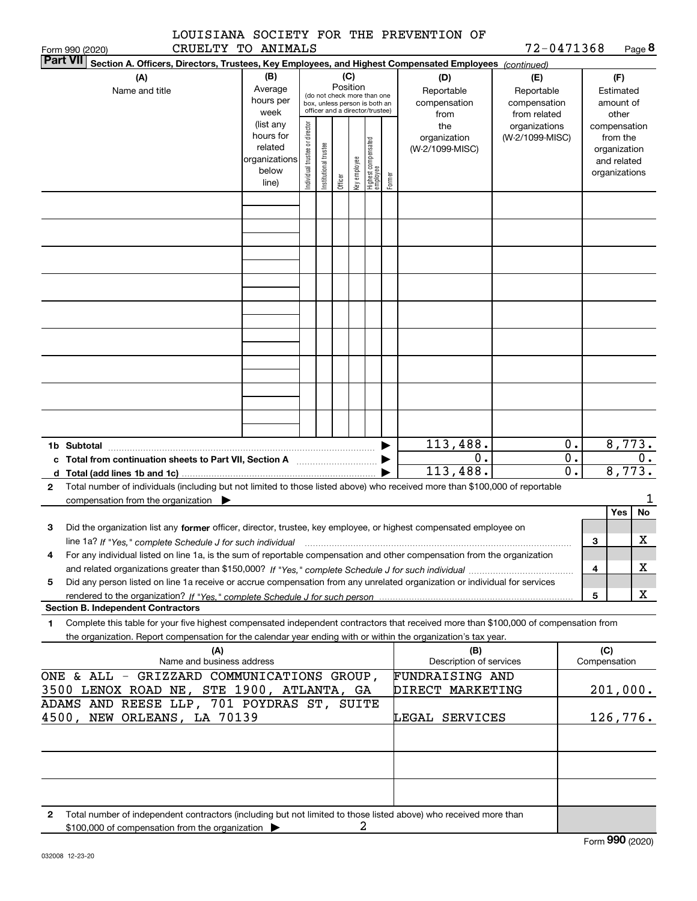LOUISIANA SOCIETY FOR THE PREVENTION OF CRUELTY TO ANIMALS

72-0471368

Form 990 (2020)

**Part VII** Section A. Officers, Directors, Trustees, Key Employees, and Highest Compensated Employees *(continued)*

| (A) Name and title | (B) Average hours per week (list any hours for related organizations below line) | (C) Position (do not check more than one box, unless person is both an officer and a director/trustee): Individual trustee or director | Institutional trustee | Officer | Key employee | Highest compensated employee | Former | (D) Reportable compensation from the organization (W-2/1099-MISC) | (E) Reportable compensation from related organizations (W-2/1099-MISC) | (F) Estimated amount of other compensation from the organization and related organizations |
|---|---|---|---|---|---|---|---|---|---|---|
| | | | | | | | | | | |
| | | | | | | | | | | |
| | | | | | | | | | | |
| | | | | | | | | | | |
| | | | | | | | | | | |
| | | | | | | | | | | |
| | | | | | | | | | | |
| | | | | | | | | | | |
| | | | | | | | | | | |

| | | (D) | (E) | (F) |
|---|---|---|---|---|
| 1b | Subtotal | 113,488. | 0. | 8,773. |
| c | Total from continuation sheets to Part VII, Section A | 0. | 0. | 0. |
| d | Total (add lines 1b and 1c) | 113,488. | 0. | 8,773. |

2 Total number of individuals (including but not limited to those listed above) who received more than $100,000 of reportable compensation from the organization ▶ 1

| | | | Yes | No |
|---|---|---|---|---|
| 3 | Did the organization list any **former** officer, director, trustee, key employee, or highest compensated employee on line 1a? *If "Yes," complete Schedule J for such individual* | 3 | | X |
| 4 | For any individual listed on line 1a, is the sum of reportable compensation and other compensation from the organization and related organizations greater than $150,000? *If "Yes," complete Schedule J for such individual* | 4 | | X |
| 5 | Did any person listed on line 1a receive or accrue compensation from any unrelated organization or individual for services rendered to the organization? *If "Yes," complete Schedule J for such person* | 5 | | X |

**Section B. Independent Contractors**

1 Complete this table for your five highest compensated independent contractors that received more than $100,000 of compensation from the organization. Report compensation for the calendar year ending with or within the organization's tax year.

| (A) Name and business address | (B) Description of services | (C) Compensation |
|---|---|---|
| ONE & ALL - GRIZZARD COMMUNICATIONS GROUP, 3500 LENOX ROAD NE, STE 1900, ATLANTA, GA | FUNDRAISING AND DIRECT MARKETING | 201,000. |
| ADAMS AND REESE LLP, 701 POYDRAS ST, SUITE 4500, NEW ORLEANS, LA 70139 | LEGAL SERVICES | 126,776. |
| | | |
| | | |
| | | |

2 Total number of independent contractors (including but not limited to those listed above) who received more than $100,000 of compensation from the organization ▶ 2

Form **990** (2020)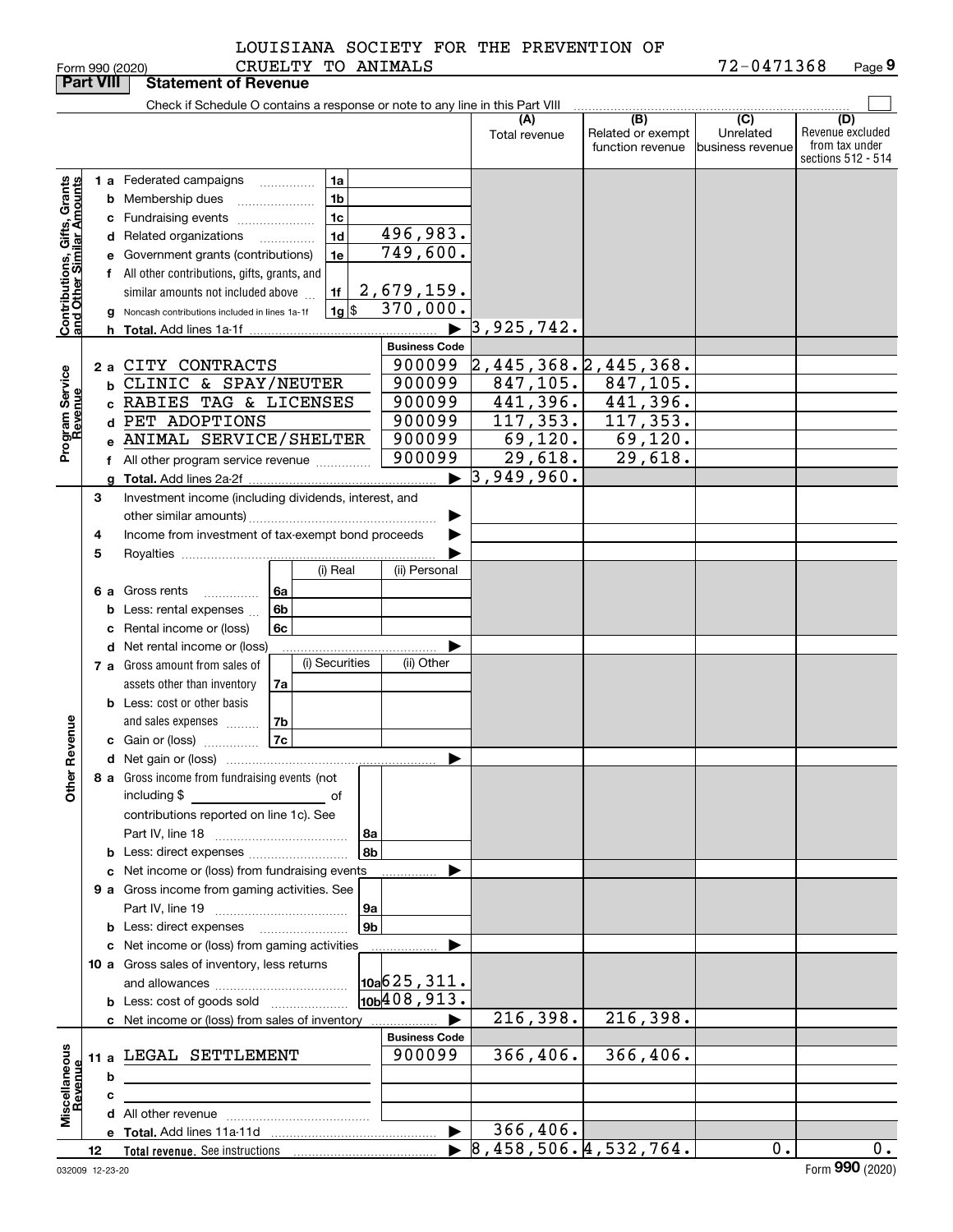LOUISIANA SOCIETY FOR THE PREVENTION OF CRUELTY TO ANIMALS

Form 990 (2020) 72-0471368 Page 9

## Part VIII Statement of Revenue

Check if Schedule O contains a response or note to any line in this Part VIII

| | | | (A) Total revenue | (B) Related or exempt function revenue | (C) Unrelated business revenue | (D) Revenue excluded from tax under sections 512 - 514 |
|---|---|---|---|---|---|---|
| **Contributions, Gifts, Grants and Other Similar Amounts** | | | | | | |
| 1 a | Federated campaigns | 1a | | | | |
| b | Membership dues | 1b | | | | |
| c | Fundraising events | 1c | | | | |
| d | Related organizations | 1d 496,983. | | | | |
| e | Government grants (contributions) | 1e 749,600. | | | | |
| f | All other contributions, gifts, grants, and similar amounts not included above | 1f 2,679,159. | | | | |
| g | Noncash contributions included in lines 1a-1f | 1g $ 370,000. | | | | |
| h | Total. Add lines 1a-1f | | 3,925,742. | | | |
| **Program Service Revenue** | | Business Code | | | | |
| 2 a | CITY CONTRACTS | 900099 | 2,445,368. | 2,445,368. | | |
| b | CLINIC & SPAY/NEUTER | 900099 | 847,105. | 847,105. | | |
| c | RABIES TAG & LICENSES | 900099 | 441,396. | 441,396. | | |
| d | PET ADOPTIONS | 900099 | 117,353. | 117,353. | | |
| e | ANIMAL SERVICE/SHELTER | 900099 | 69,120. | 69,120. | | |
| f | All other program service revenue | 900099 | 29,618. | 29,618. | | |
| g | Total. Add lines 2a-2f | | 3,949,960. | | | |
| 3 | Investment income (including dividends, interest, and other similar amounts) | | | | | |
| 4 | Income from investment of tax-exempt bond proceeds | | | | | |
| 5 | Royalties | | | | | |
| | | (i) Real / (ii) Personal | | | | |
| 6 a | Gross rents | 6a | | | | |
| b | Less: rental expenses | 6b | | | | |
| c | Rental income or (loss) | 6c | | | | |
| d | Net rental income or (loss) | | | | | |
| | | (i) Securities / (ii) Other | | | | |
| 7 a | Gross amount from sales of assets other than inventory | 7a | | | | |
| b | Less: cost or other basis and sales expenses | 7b | | | | |
| c | Gain or (loss) | 7c | | | | |
| d | Net gain or (loss) | | | | | |
| 8 a | Gross income from fundraising events (not including $ ____ of contributions reported on line 1c). See Part IV, line 18 | 8a | | | | |
| b | Less: direct expenses | 8b | | | | |
| c | Net income or (loss) from fundraising events | | | | | |
| 9 a | Gross income from gaming activities. See Part IV, line 19 | 9a | | | | |
| b | Less: direct expenses | 9b | | | | |
| c | Net income or (loss) from gaming activities | | | | | |
| 10 a | Gross sales of inventory, less returns and allowances | 10a 625,311. | | | | |
| b | Less: cost of goods sold | 10b 408,913. | | | | |
| c | Net income or (loss) from sales of inventory | | 216,398. | 216,398. | | |
| **Miscellaneous Revenue** | | Business Code | | | | |
| 11 a | LEGAL SETTLEMENT | 900099 | 366,406. | 366,406. | | |
| b | | | | | | |
| c | | | | | | |
| d | All other revenue | | | | | |
| e | Total. Add lines 11a-11d | | 366,406. | | | |
| 12 | Total revenue. See instructions | | 8,458,506. | 4,532,764. | 0. | 0. |

032009 12-23-20 Form 990 (2020)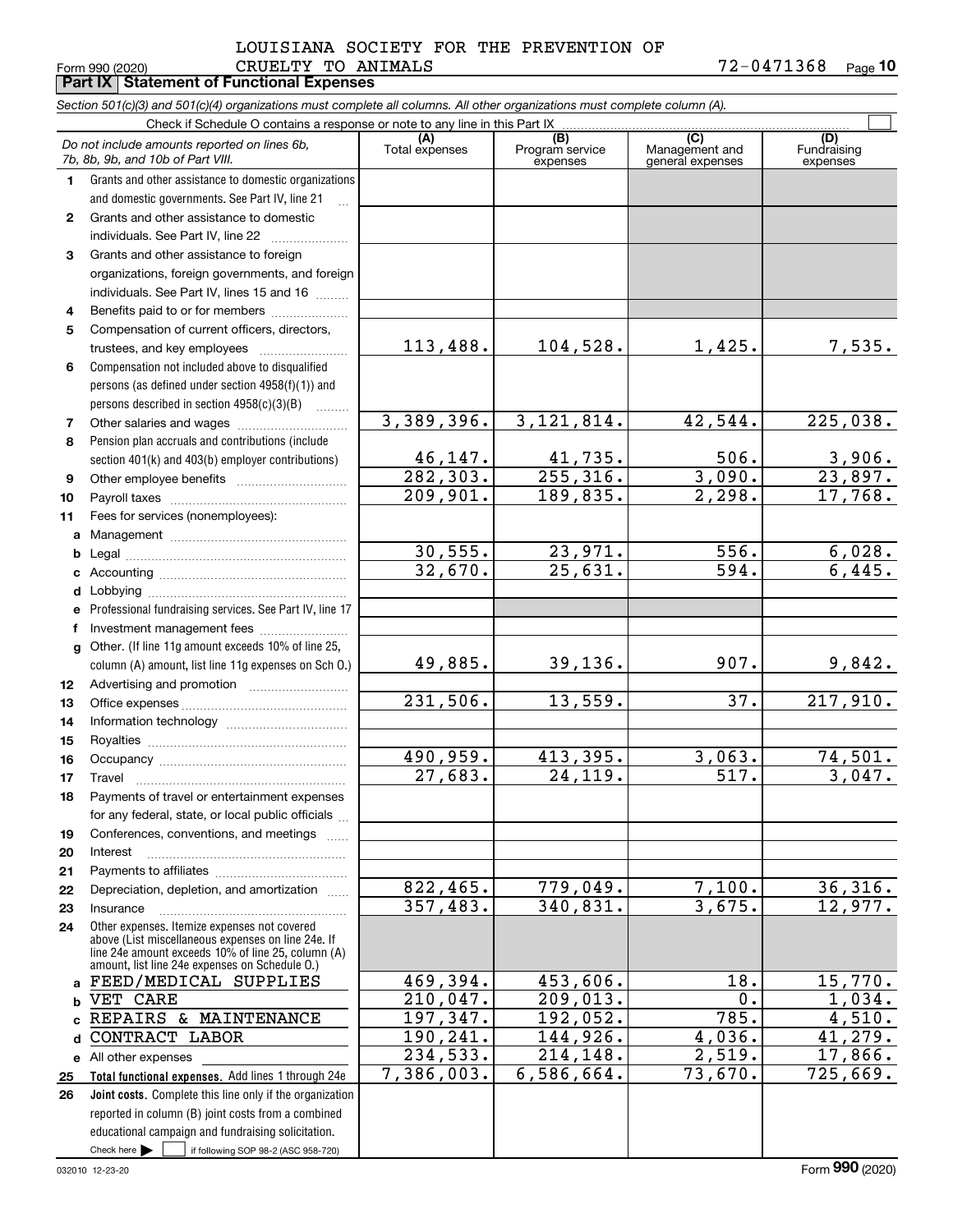LOUISIANA SOCIETY FOR THE PREVENTION OF CRUELTY TO ANIMALS 72-0471368

Form 990 (2020)

**Part IX Statement of Functional Expenses**

*Section 501(c)(3) and 501(c)(4) organizations must complete all columns. All other organizations must complete column (A).*

Check if Schedule O contains a response or note to any line in this Part IX ☐

| | *Do not include amounts reported on lines 6b, 7b, 8b, 9b, and 10b of Part VIII.* | (A) Total expenses | (B) Program service expenses | (C) Management and general expenses | (D) Fundraising expenses |
|---|---|---|---|---|---|
| 1 | Grants and other assistance to domestic organizations and domestic governments. See Part IV, line 21 | | | | |
| 2 | Grants and other assistance to domestic individuals. See Part IV, line 22 | | | | |
| 3 | Grants and other assistance to foreign organizations, foreign governments, and foreign individuals. See Part IV, lines 15 and 16 | | | | |
| 4 | Benefits paid to or for members | | | | |
| 5 | Compensation of current officers, directors, trustees, and key employees | 113,488. | 104,528. | 1,425. | 7,535. |
| 6 | Compensation not included above to disqualified persons (as defined under section 4958(f)(1)) and persons described in section 4958(c)(3)(B) | | | | |
| 7 | Other salaries and wages | 3,389,396. | 3,121,814. | 42,544. | 225,038. |
| 8 | Pension plan accruals and contributions (include section 401(k) and 403(b) employer contributions) | 46,147. | 41,735. | 506. | 3,906. |
| 9 | Other employee benefits | 282,303. | 255,316. | 3,090. | 23,897. |
| 10 | Payroll taxes | 209,901. | 189,835. | 2,298. | 17,768. |
| 11 | Fees for services (nonemployees): | | | | |
| a | Management | | | | |
| b | Legal | 30,555. | 23,971. | 556. | 6,028. |
| c | Accounting | 32,670. | 25,631. | 594. | 6,445. |
| d | Lobbying | | | | |
| e | Professional fundraising services. See Part IV, line 17 | | | | |
| f | Investment management fees | | | | |
| g | Other. (If line 11g amount exceeds 10% of line 25, column (A) amount, list line 11g expenses on Sch O.) | 49,885. | 39,136. | 907. | 9,842. |
| 12 | Advertising and promotion | | | | |
| 13 | Office expenses | 231,506. | 13,559. | 37. | 217,910. |
| 14 | Information technology | | | | |
| 15 | Royalties | | | | |
| 16 | Occupancy | 490,959. | 413,395. | 3,063. | 74,501. |
| 17 | Travel | 27,683. | 24,119. | 517. | 3,047. |
| 18 | Payments of travel or entertainment expenses for any federal, state, or local public officials | | | | |
| 19 | Conferences, conventions, and meetings | | | | |
| 20 | Interest | | | | |
| 21 | Payments to affiliates | | | | |
| 22 | Depreciation, depletion, and amortization | 822,465. | 779,049. | 7,100. | 36,316. |
| 23 | Insurance | 357,483. | 340,831. | 3,675. | 12,977. |
| 24 | Other expenses. Itemize expenses not covered above (List miscellaneous expenses on line 24e. If line 24e amount exceeds 10% of line 25, column (A) amount, list line 24e expenses on Schedule O.) | | | | |
| a | FEED/MEDICAL SUPPLIES | 469,394. | 453,606. | 18. | 15,770. |
| b | VET CARE | 210,047. | 209,013. | 0. | 1,034. |
| c | REPAIRS & MAINTENANCE | 197,347. | 192,052. | 785. | 4,510. |
| d | CONTRACT LABOR | 190,241. | 144,926. | 4,036. | 41,279. |
| e | All other expenses | 234,533. | 214,148. | 2,519. | 17,866. |
| 25 | **Total functional expenses.** Add lines 1 through 24e | 7,386,003. | 6,586,664. | 73,670. | 725,669. |
| 26 | **Joint costs.** Complete this line only if the organization reported in column (B) joint costs from a combined educational campaign and fundraising solicitation. Check here ☐ if following SOP 98-2 (ASC 958-720) | | | | |

032010 12-23-20

Form **990** (2020)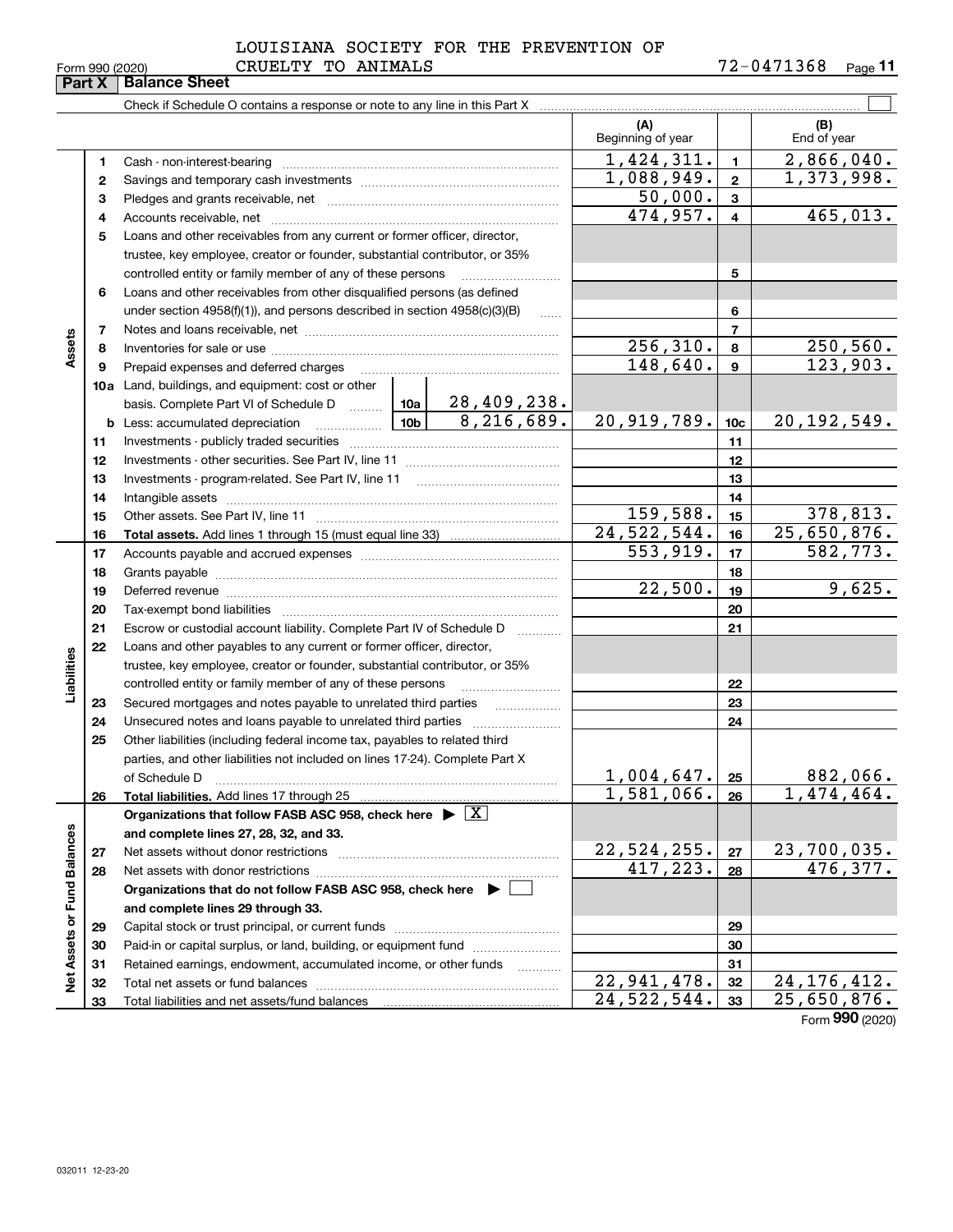LOUISIANA SOCIETY FOR THE PREVENTION OF CRUELTY TO ANIMALS

Form 990 (2020) 72-0471368

## Part X Balance Sheet

Check if Schedule O contains a response or note to any line in this Part X

| | | | | | (A) Beginning of year | | (B) End of year |
|---|---|---|---|---|---|---|---|
| **Assets** | 1 | Cash - non-interest-bearing | | | 1,424,311. | 1 | 2,866,040. |
| | 2 | Savings and temporary cash investments | | | 1,088,949. | 2 | 1,373,998. |
| | 3 | Pledges and grants receivable, net | | | 50,000. | 3 | |
| | 4 | Accounts receivable, net | | | 474,957. | 4 | 465,013. |
| | 5 | Loans and other receivables from any current or former officer, director, trustee, key employee, creator or founder, substantial contributor, or 35% controlled entity or family member of any of these persons | | | | 5 | |
| | 6 | Loans and other receivables from other disqualified persons (as defined under section 4958(f)(1)), and persons described in section 4958(c)(3)(B) | | | | 6 | |
| | 7 | Notes and loans receivable, net | | | | 7 | |
| | 8 | Inventories for sale or use | | | 256,310. | 8 | 250,560. |
| | 9 | Prepaid expenses and deferred charges | | | 148,640. | 9 | 123,903. |
| | 10a | Land, buildings, and equipment: cost or other basis. Complete Part VI of Schedule D | 10a | 28,409,238. | | | |
| | b | Less: accumulated depreciation | 10b | 8,216,689. | 20,919,789. | 10c | 20,192,549. |
| | 11 | Investments - publicly traded securities | | | | 11 | |
| | 12 | Investments - other securities. See Part IV, line 11 | | | | 12 | |
| | 13 | Investments - program-related. See Part IV, line 11 | | | | 13 | |
| | 14 | Intangible assets | | | | 14 | |
| | 15 | Other assets. See Part IV, line 11 | | | 159,588. | 15 | 378,813. |
| | 16 | **Total assets.** Add lines 1 through 15 (must equal line 33) | | | 24,522,544. | 16 | 25,650,876. |
| **Liabilities** | 17 | Accounts payable and accrued expenses | | | 553,919. | 17 | 582,773. |
| | 18 | Grants payable | | | | 18 | |
| | 19 | Deferred revenue | | | 22,500. | 19 | 9,625. |
| | 20 | Tax-exempt bond liabilities | | | | 20 | |
| | 21 | Escrow or custodial account liability. Complete Part IV of Schedule D | | | | 21 | |
| | 22 | Loans and other payables to any current or former officer, director, trustee, key employee, creator or founder, substantial contributor, or 35% controlled entity or family member of any of these persons | | | | 22 | |
| | 23 | Secured mortgages and notes payable to unrelated third parties | | | | 23 | |
| | 24 | Unsecured notes and loans payable to unrelated third parties | | | | 24 | |
| | 25 | Other liabilities (including federal income tax, payables to related third parties, and other liabilities not included on lines 17-24). Complete Part X of Schedule D | | | 1,004,647. | 25 | 882,066. |
| | 26 | **Total liabilities.** Add lines 17 through 25 | | | 1,581,066. | 26 | 1,474,464. |
| **Net Assets or Fund Balances** | | **Organizations that follow FASB ASC 958, check here ▶ [X] and complete lines 27, 28, 32, and 33.** | | | | | |
| | 27 | Net assets without donor restrictions | | | 22,524,255. | 27 | 23,700,035. |
| | 28 | Net assets with donor restrictions | | | 417,223. | 28 | 476,377. |
| | | **Organizations that do not follow FASB ASC 958, check here ▶ [ ] and complete lines 29 through 33.** | | | | | |
| | 29 | Capital stock or trust principal, or current funds | | | | 29 | |
| | 30 | Paid-in or capital surplus, or land, building, or equipment fund | | | | 30 | |
| | 31 | Retained earnings, endowment, accumulated income, or other funds | | | | 31 | |
| | 32 | Total net assets or fund balances | | | 22,941,478. | 32 | 24,176,412. |
| | 33 | Total liabilities and net assets/fund balances | | | 24,522,544. | 33 | 25,650,876. |

Form **990** (2020)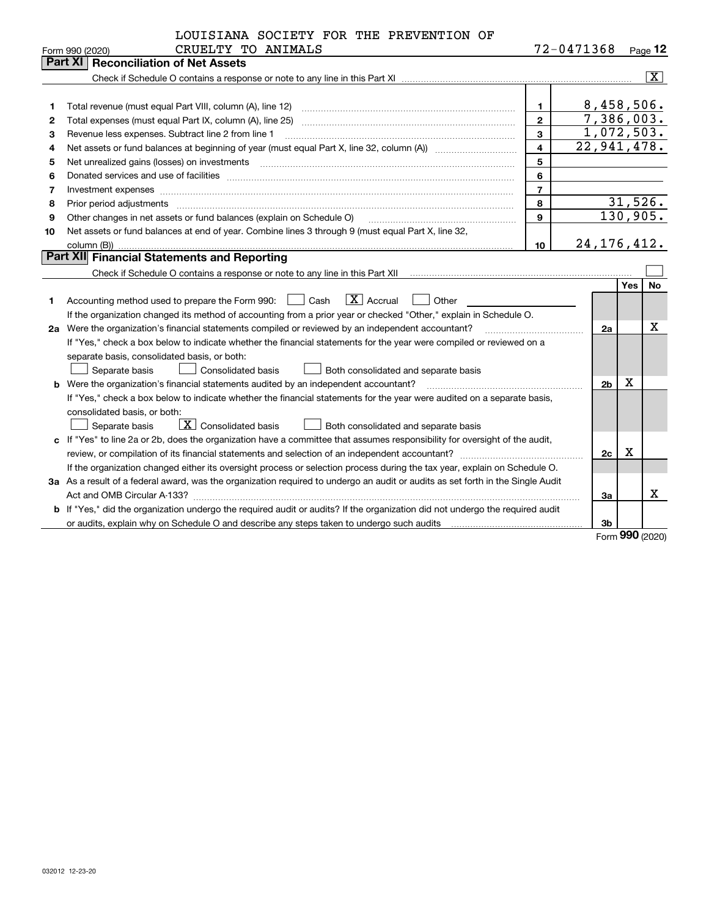LOUISIANA SOCIETY FOR THE PREVENTION OF CRUELTY TO ANIMALS 72-0471368

Form 990 (2020)

## Part XI Reconciliation of Net Assets

Check if Schedule O contains a response or note to any line in this Part XI [X]

| | | | |
|---|---|---|---|
| 1 | Total revenue (must equal Part VIII, column (A), line 12) | 1 | 8,458,506. |
| 2 | Total expenses (must equal Part IX, column (A), line 25) | 2 | 7,386,003. |
| 3 | Revenue less expenses. Subtract line 2 from line 1 | 3 | 1,072,503. |
| 4 | Net assets or fund balances at beginning of year (must equal Part X, line 32, column (A)) | 4 | 22,941,478. |
| 5 | Net unrealized gains (losses) on investments | 5 | |
| 6 | Donated services and use of facilities | 6 | |
| 7 | Investment expenses | 7 | |
| 8 | Prior period adjustments | 8 | 31,526. |
| 9 | Other changes in net assets or fund balances (explain on Schedule O) | 9 | 130,905. |
| 10 | Net assets or fund balances at end of year. Combine lines 3 through 9 (must equal Part X, line 32, column (B)) | 10 | 24,176,412. |

## Part XII Financial Statements and Reporting

Check if Schedule O contains a response or note to any line in this Part XII [ ]

| | | | Yes | No |
|---|---|---|---|---|
| 1 | Accounting method used to prepare the Form 990: [ ] Cash [X] Accrual [ ] Other | | | |
| | If the organization changed its method of accounting from a prior year or checked "Other," explain in Schedule O. | | | |
| 2a | Were the organization's financial statements compiled or reviewed by an independent accountant? | 2a | | X |
| | If "Yes," check a box below to indicate whether the financial statements for the year were compiled or reviewed on a separate basis, consolidated basis, or both: [ ] Separate basis [ ] Consolidated basis [ ] Both consolidated and separate basis | | | |
| b | Were the organization's financial statements audited by an independent accountant? | 2b | X | |
| | If "Yes," check a box below to indicate whether the financial statements for the year were audited on a separate basis, consolidated basis, or both: [ ] Separate basis [X] Consolidated basis [ ] Both consolidated and separate basis | | | |
| c | If "Yes" to line 2a or 2b, does the organization have a committee that assumes responsibility for oversight of the audit, review, or compilation of its financial statements and selection of an independent accountant? | 2c | X | |
| | If the organization changed either its oversight process or selection process during the tax year, explain on Schedule O. | | | |
| 3a | As a result of a federal award, was the organization required to undergo an audit or audits as set forth in the Single Audit Act and OMB Circular A-133? | 3a | | X |
| b | If "Yes," did the organization undergo the required audit or audits? If the organization did not undergo the required audit or audits, explain why on Schedule O and describe any steps taken to undergo such audits | 3b | | |

Form 990 (2020)

032012 12-23-20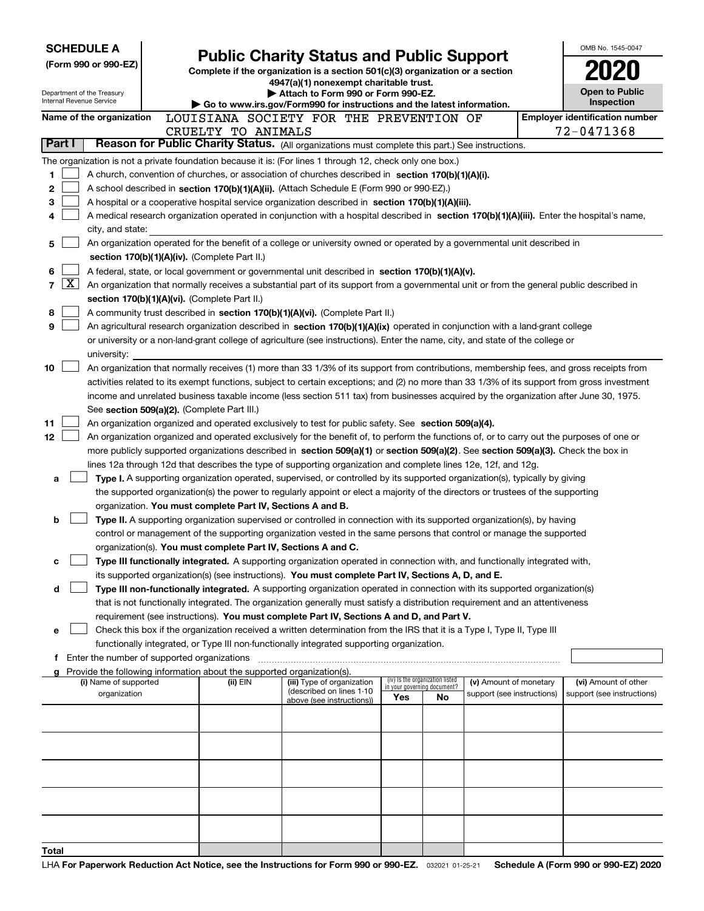**SCHEDULE A**
**(Form 990 or 990-EZ)**

Department of the Treasury
Internal Revenue Service

# Public Charity Status and Public Support

**Complete if the organization is a section 501(c)(3) organization or a section 4947(a)(1) nonexempt charitable trust.**
**▶ Attach to Form 990 or Form 990-EZ.**
**▶ Go to www.irs.gov/Form990 for instructions and the latest information.**

OMB No. 1545-0047
**2020**
**Open to Public Inspection**

**Name of the organization** LOUISIANA SOCIETY FOR THE PREVENTION OF CRUELTY TO ANIMALS

**Employer identification number** 72-0471368

**Part I** **Reason for Public Charity Status.** (All organizations must complete this part.) See instructions.

The organization is not a private foundation because it is: (For lines 1 through 12, check only one box.)

1 ☐ A church, convention of churches, or association of churches described in **section 170(b)(1)(A)(i).**

2 ☐ A school described in **section 170(b)(1)(A)(ii).** (Attach Schedule E (Form 990 or 990-EZ).)

3 ☐ A hospital or a cooperative hospital service organization described in **section 170(b)(1)(A)(iii).**

4 ☐ A medical research organization operated in conjunction with a hospital described in **section 170(b)(1)(A)(iii).** Enter the hospital's name, city, and state:

5 ☐ An organization operated for the benefit of a college or university owned or operated by a governmental unit described in **section 170(b)(1)(A)(iv).** (Complete Part II.)

6 ☐ A federal, state, or local government or governmental unit described in **section 170(b)(1)(A)(v).**

7 ☒ An organization that normally receives a substantial part of its support from a governmental unit or from the general public described in **section 170(b)(1)(A)(vi).** (Complete Part II.)

8 ☐ A community trust described in **section 170(b)(1)(A)(vi).** (Complete Part II.)

9 ☐ An agricultural research organization described in **section 170(b)(1)(A)(ix)** operated in conjunction with a land-grant college or university or a non-land-grant college of agriculture (see instructions). Enter the name, city, and state of the college or university:

10 ☐ An organization that normally receives (1) more than 33 1/3% of its support from contributions, membership fees, and gross receipts from activities related to its exempt functions, subject to certain exceptions; and (2) no more than 33 1/3% of its support from gross investment income and unrelated business taxable income (less section 511 tax) from businesses acquired by the organization after June 30, 1975. See **section 509(a)(2).** (Complete Part III.)

11 ☐ An organization organized and operated exclusively to test for public safety. See **section 509(a)(4).**

12 ☐ An organization organized and operated exclusively for the benefit of, to perform the functions of, or to carry out the purposes of one or more publicly supported organizations described in **section 509(a)(1)** or **section 509(a)(2)**. See **section 509(a)(3).** Check the box in lines 12a through 12d that describes the type of supporting organization and complete lines 12e, 12f, and 12g.

a ☐ **Type I.** A supporting organization operated, supervised, or controlled by its supported organization(s), typically by giving the supported organization(s) the power to regularly appoint or elect a majority of the directors or trustees of the supporting organization. **You must complete Part IV, Sections A and B.**

b ☐ **Type II.** A supporting organization supervised or controlled in connection with its supported organization(s), by having control or management of the supporting organization vested in the same persons that control or manage the supported organization(s). **You must complete Part IV, Sections A and C.**

c ☐ **Type III functionally integrated.** A supporting organization operated in connection with, and functionally integrated with, its supported organization(s) (see instructions). **You must complete Part IV, Sections A, D, and E.**

d ☐ **Type III non-functionally integrated.** A supporting organization operated in connection with its supported organization(s) that is not functionally integrated. The organization generally must satisfy a distribution requirement and an attentiveness requirement (see instructions). **You must complete Part IV, Sections A and D, and Part V.**

e ☐ Check this box if the organization received a written determination from the IRS that it is a Type I, Type II, Type III functionally integrated, or Type III non-functionally integrated supporting organization.

f Enter the number of supported organizations

g Provide the following information about the supported organization(s).

| (i) Name of supported organization | (ii) EIN | (iii) Type of organization (described on lines 1-10 above (see instructions)) | (iv) Is the organization listed in your governing document? Yes | No | (v) Amount of monetary support (see instructions) | (vi) Amount of other support (see instructions) |
|---|---|---|---|---|---|---|
| | | | | | | |
| | | | | | | |
| | | | | | | |
| | | | | | | |
| | | | | | | |
| **Total** | | | | | | |

LHA **For Paperwork Reduction Act Notice, see the Instructions for Form 990 or 990-EZ.** 032021 01-25-21 **Schedule A (Form 990 or 990-EZ) 2020**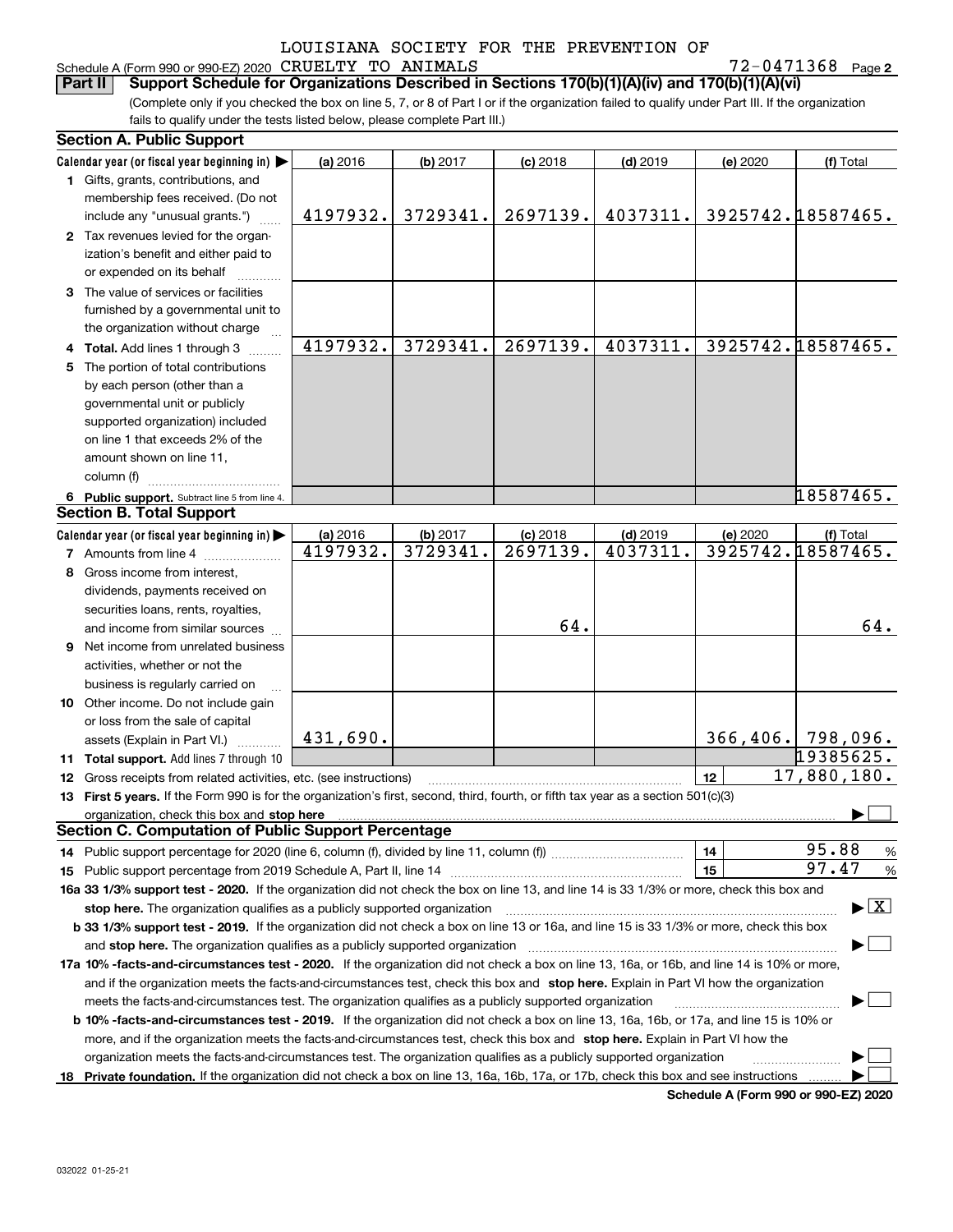LOUISIANA SOCIETY FOR THE PREVENTION OF

Schedule A (Form 990 or 990-EZ) 2020 CRUELTY TO ANIMALS 72-0471368 Page 2

**Part II** **Support Schedule for Organizations Described in Sections 170(b)(1)(A)(iv) and 170(b)(1)(A)(vi)**

(Complete only if you checked the box on line 5, 7, or 8 of Part I or if the organization failed to qualify under Part III. If the organization fails to qualify under the tests listed below, please complete Part III.)

### Section A. Public Support

| Calendar year (or fiscal year beginning in) ▶ | (a) 2016 | (b) 2017 | (c) 2018 | (d) 2019 | (e) 2020 | (f) Total |
|---|---|---|---|---|---|---|
| 1 Gifts, grants, contributions, and membership fees received. (Do not include any "unusual grants.") | 4197932. | 3729341. | 2697139. | 4037311. | 3925742. | 18587465. |
| 2 Tax revenues levied for the organization's benefit and either paid to or expended on its behalf | | | | | | |
| 3 The value of services or facilities furnished by a governmental unit to the organization without charge | | | | | | |
| 4 **Total.** Add lines 1 through 3 | 4197932. | 3729341. | 2697139. | 4037311. | 3925742. | 18587465. |
| 5 The portion of total contributions by each person (other than a governmental unit or publicly supported organization) included on line 1 that exceeds 2% of the amount shown on line 11, column (f) | | | | | | |
| 6 **Public support.** Subtract line 5 from line 4. | | | | | | 18587465. |

### Section B. Total Support

| Calendar year (or fiscal year beginning in) ▶ | (a) 2016 | (b) 2017 | (c) 2018 | (d) 2019 | (e) 2020 | (f) Total |
|---|---|---|---|---|---|---|
| 7 Amounts from line 4 | 4197932. | 3729341. | 2697139. | 4037311. | 3925742. | 18587465. |
| 8 Gross income from interest, dividends, payments received on securities loans, rents, royalties, and income from similar sources | | | 64. | | | 64. |
| 9 Net income from unrelated business activities, whether or not the business is regularly carried on | | | | | | |
| 10 Other income. Do not include gain or loss from the sale of capital assets (Explain in Part VI.) | 431,690. | | | | 366,406. | 798,096. |
| 11 **Total support.** Add lines 7 through 10 | | | | | | 19385625. |

12 Gross receipts from related activities, etc. (see instructions) | 12 | 17,880,180.

13 **First 5 years.** If the Form 990 is for the organization's first, second, third, fourth, or fifth tax year as a section 501(c)(3) organization, check this box and **stop here** ▶ ☐

### Section C. Computation of Public Support Percentage

14 Public support percentage for 2020 (line 6, column (f), divided by line 11, column (f)) | 14 | 95.88 %

15 Public support percentage from 2019 Schedule A, Part II, line 14 | 15 | 97.47 %

**16a 33 1/3% support test - 2020.** If the organization did not check the box on line 13, and line 14 is 33 1/3% or more, check this box and **stop here.** The organization qualifies as a publicly supported organization ▶ ☒

**b 33 1/3% support test - 2019.** If the organization did not check a box on line 13 or 16a, and line 15 is 33 1/3% or more, check this box and **stop here.** The organization qualifies as a publicly supported organization ▶ ☐

**17a 10% -facts-and-circumstances test - 2020.** If the organization did not check a box on line 13, 16a, or 16b, and line 14 is 10% or more, and if the organization meets the facts-and-circumstances test, check this box and **stop here.** Explain in Part VI how the organization meets the facts-and-circumstances test. The organization qualifies as a publicly supported organization ▶ ☐

**b 10% -facts-and-circumstances test - 2019.** If the organization did not check a box on line 13, 16a, 16b, or 17a, and line 15 is 10% or more, and if the organization meets the facts-and-circumstances test, check this box and **stop here.** Explain in Part VI how the organization meets the facts-and-circumstances test. The organization qualifies as a publicly supported organization ▶ ☐

**18 Private foundation.** If the organization did not check a box on line 13, 16a, 16b, 17a, or 17b, check this box and see instructions ▶ ☐

**Schedule A (Form 990 or 990-EZ) 2020**

032022 01-25-21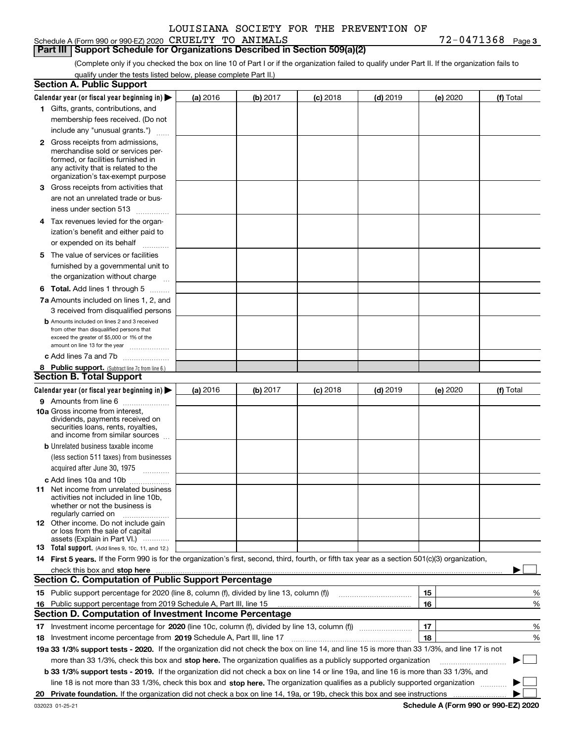LOUISIANA SOCIETY FOR THE PREVENTION OF

Schedule A (Form 990 or 990-EZ) 2020 CRUELTY TO ANIMALS 72-0471368 Page 3

## Part III | Support Schedule for Organizations Described in Section 509(a)(2)

(Complete only if you checked the box on line 10 of Part I or if the organization failed to qualify under Part II. If the organization fails to qualify under the tests listed below, please complete Part II.)

### Section A. Public Support

| Calendar year (or fiscal year beginning in) ▶ | (a) 2016 | (b) 2017 | (c) 2018 | (d) 2019 | (e) 2020 | (f) Total |
|---|---|---|---|---|---|---|
| 1 Gifts, grants, contributions, and membership fees received. (Do not include any "unusual grants.") | | | | | | |
| 2 Gross receipts from admissions, merchandise sold or services performed, or facilities furnished in any activity that is related to the organization's tax-exempt purpose | | | | | | |
| 3 Gross receipts from activities that are not an unrelated trade or business under section 513 | | | | | | |
| 4 Tax revenues levied for the organization's benefit and either paid to or expended on its behalf | | | | | | |
| 5 The value of services or facilities furnished by a governmental unit to the organization without charge | | | | | | |
| 6 **Total.** Add lines 1 through 5 | | | | | | |
| 7a Amounts included on lines 1, 2, and 3 received from disqualified persons | | | | | | |
| b Amounts included on lines 2 and 3 received from other than disqualified persons that exceed the greater of $5,000 or 1% of the amount on line 13 for the year | | | | | | |
| c Add lines 7a and 7b | | | | | | |
| 8 **Public support.** (Subtract line 7c from line 6.) | | | | | | |

### Section B. Total Support

| Calendar year (or fiscal year beginning in) ▶ | (a) 2016 | (b) 2017 | (c) 2018 | (d) 2019 | (e) 2020 | (f) Total |
|---|---|---|---|---|---|---|
| 9 Amounts from line 6 | | | | | | |
| 10a Gross income from interest, dividends, payments received on securities loans, rents, royalties, and income from similar sources | | | | | | |
| b Unrelated business taxable income (less section 511 taxes) from businesses acquired after June 30, 1975 | | | | | | |
| c Add lines 10a and 10b | | | | | | |
| 11 Net income from unrelated business activities not included in line 10b, whether or not the business is regularly carried on | | | | | | |
| 12 Other income. Do not include gain or loss from the sale of capital assets (Explain in Part VI.) | | | | | | |
| 13 **Total support.** (Add lines 9, 10c, 11, and 12.) | | | | | | |

14 **First 5 years.** If the Form 990 is for the organization's first, second, third, fourth, or fifth tax year as a section 501(c)(3) organization, check this box and **stop here** ▶ ☐

### Section C. Computation of Public Support Percentage

| | | | |
|---|---|---|---|
| 15 | Public support percentage for 2020 (line 8, column (f), divided by line 13, column (f)) | 15 | % |
| 16 | Public support percentage from 2019 Schedule A, Part III, line 15 | 16 | % |

### Section D. Computation of Investment Income Percentage

| | | | |
|---|---|---|---|
| 17 | Investment income percentage for **2020** (line 10c, column (f), divided by line 13, column (f)) | 17 | % |
| 18 | Investment income percentage from **2019** Schedule A, Part III, line 17 | 18 | % |

**19a 33 1/3% support tests - 2020.** If the organization did not check the box on line 14, and line 15 is more than 33 1/3%, and line 17 is not more than 33 1/3%, check this box and **stop here.** The organization qualifies as a publicly supported organization ▶ ☐

**b 33 1/3% support tests - 2019.** If the organization did not check a box on line 14 or line 19a, and line 16 is more than 33 1/3%, and line 18 is not more than 33 1/3%, check this box and **stop here.** The organization qualifies as a publicly supported organization ▶ ☐

**20 Private foundation.** If the organization did not check a box on line 14, 19a, or 19b, check this box and see instructions ▶ ☐

032023 01-25-21 **Schedule A (Form 990 or 990-EZ) 2020**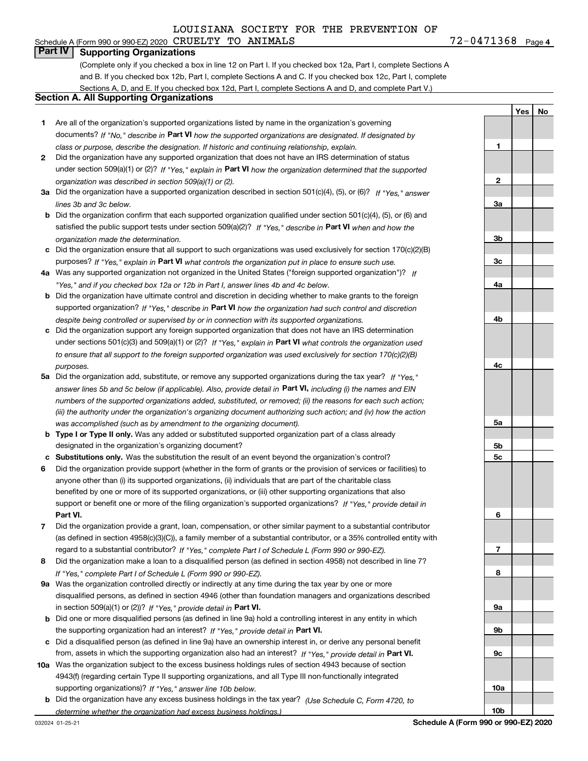Schedule A (Form 990 or 990-EZ) 2020 LOUISIANA SOCIETY FOR THE PREVENTION OF CRUELTY TO ANIMALS 72-0471368 Page **4**

## Part IV Supporting Organizations

(Complete only if you checked a box in line 12 on Part I. If you checked box 12a, Part I, complete Sections A and B. If you checked box 12b, Part I, complete Sections A and C. If you checked box 12c, Part I, complete Sections A, D, and E. If you checked box 12d, Part I, complete Sections A and D, and complete Part V.)

### Section A. All Supporting Organizations

| | | Line | Yes | No |
|---|---|---|---|---|
| **1** | Are all of the organization's supported organizations listed by name in the organization's governing documents? *If "No," describe in* **Part VI** *how the supported organizations are designated. If designated by class or purpose, describe the designation. If historic and continuing relationship, explain.* | **1** | | |
| **2** | Did the organization have any supported organization that does not have an IRS determination of status under section 509(a)(1) or (2)? *If "Yes," explain in* **Part VI** *how the organization determined that the supported organization was described in section 509(a)(1) or (2).* | **2** | | |
| **3a** | Did the organization have a supported organization described in section 501(c)(4), (5), or (6)? *If "Yes," answer lines 3b and 3c below.* | **3a** | | |
| **b** | Did the organization confirm that each supported organization qualified under section 501(c)(4), (5), or (6) and satisfied the public support tests under section 509(a)(2)? *If "Yes," describe in* **Part VI** *when and how the organization made the determination.* | **3b** | | |
| **c** | Did the organization ensure that all support to such organizations was used exclusively for section 170(c)(2)(B) purposes? *If "Yes," explain in* **Part VI** *what controls the organization put in place to ensure such use.* | **3c** | | |
| **4a** | Was any supported organization not organized in the United States ("foreign supported organization")? *If "Yes," and if you checked box 12a or 12b in Part I, answer lines 4b and 4c below.* | **4a** | | |
| **b** | Did the organization have ultimate control and discretion in deciding whether to make grants to the foreign supported organization? *If "Yes," describe in* **Part VI** *how the organization had such control and discretion despite being controlled or supervised by or in connection with its supported organizations.* | **4b** | | |
| **c** | Did the organization support any foreign supported organization that does not have an IRS determination under sections 501(c)(3) and 509(a)(1) or (2)? *If "Yes," explain in* **Part VI** *what controls the organization used to ensure that all support to the foreign supported organization was used exclusively for section 170(c)(2)(B) purposes.* | **4c** | | |
| **5a** | Did the organization add, substitute, or remove any supported organizations during the tax year? *If "Yes," answer lines 5b and 5c below (if applicable). Also, provide detail in* **Part VI,** *including (i) the names and EIN numbers of the supported organizations added, substituted, or removed; (ii) the reasons for each such action; (iii) the authority under the organization's organizing document authorizing such action; and (iv) how the action was accomplished (such as by amendment to the organizing document).* | **5a** | | |
| **b** | **Type I or Type II only.** Was any added or substituted supported organization part of a class already designated in the organization's organizing document? | **5b** | | |
| **c** | **Substitutions only.** Was the substitution the result of an event beyond the organization's control? | **5c** | | |
| **6** | Did the organization provide support (whether in the form of grants or the provision of services or facilities) to anyone other than (i) its supported organizations, (ii) individuals that are part of the charitable class benefited by one or more of its supported organizations, or (iii) other supporting organizations that also support or benefit one or more of the filing organization's supported organizations? *If "Yes," provide detail in* **Part VI.** | **6** | | |
| **7** | Did the organization provide a grant, loan, compensation, or other similar payment to a substantial contributor (as defined in section 4958(c)(3)(C)), a family member of a substantial contributor, or a 35% controlled entity with regard to a substantial contributor? *If "Yes," complete Part I of Schedule L (Form 990 or 990-EZ).* | **7** | | |
| **8** | Did the organization make a loan to a disqualified person (as defined in section 4958) not described in line 7? *If "Yes," complete Part I of Schedule L (Form 990 or 990-EZ).* | **8** | | |
| **9a** | Was the organization controlled directly or indirectly at any time during the tax year by one or more disqualified persons, as defined in section 4946 (other than foundation managers and organizations described in section 509(a)(1) or (2))? *If "Yes," provide detail in* **Part VI.** | **9a** | | |
| **b** | Did one or more disqualified persons (as defined in line 9a) hold a controlling interest in any entity in which the supporting organization had an interest? *If "Yes," provide detail in* **Part VI.** | **9b** | | |
| **c** | Did a disqualified person (as defined in line 9a) have an ownership interest in, or derive any personal benefit from, assets in which the supporting organization also had an interest? *If "Yes," provide detail in* **Part VI.** | **9c** | | |
| **10a** | Was the organization subject to the excess business holdings rules of section 4943 because of section 4943(f) (regarding certain Type II supporting organizations, and all Type III non-functionally integrated supporting organizations)? *If "Yes," answer line 10b below.* | **10a** | | |
| **b** | Did the organization have any excess business holdings in the tax year? *(Use Schedule C, Form 4720, to determine whether the organization had excess business holdings.)* | **10b** | | |

032024 01-25-21 **Schedule A (Form 990 or 990-EZ) 2020**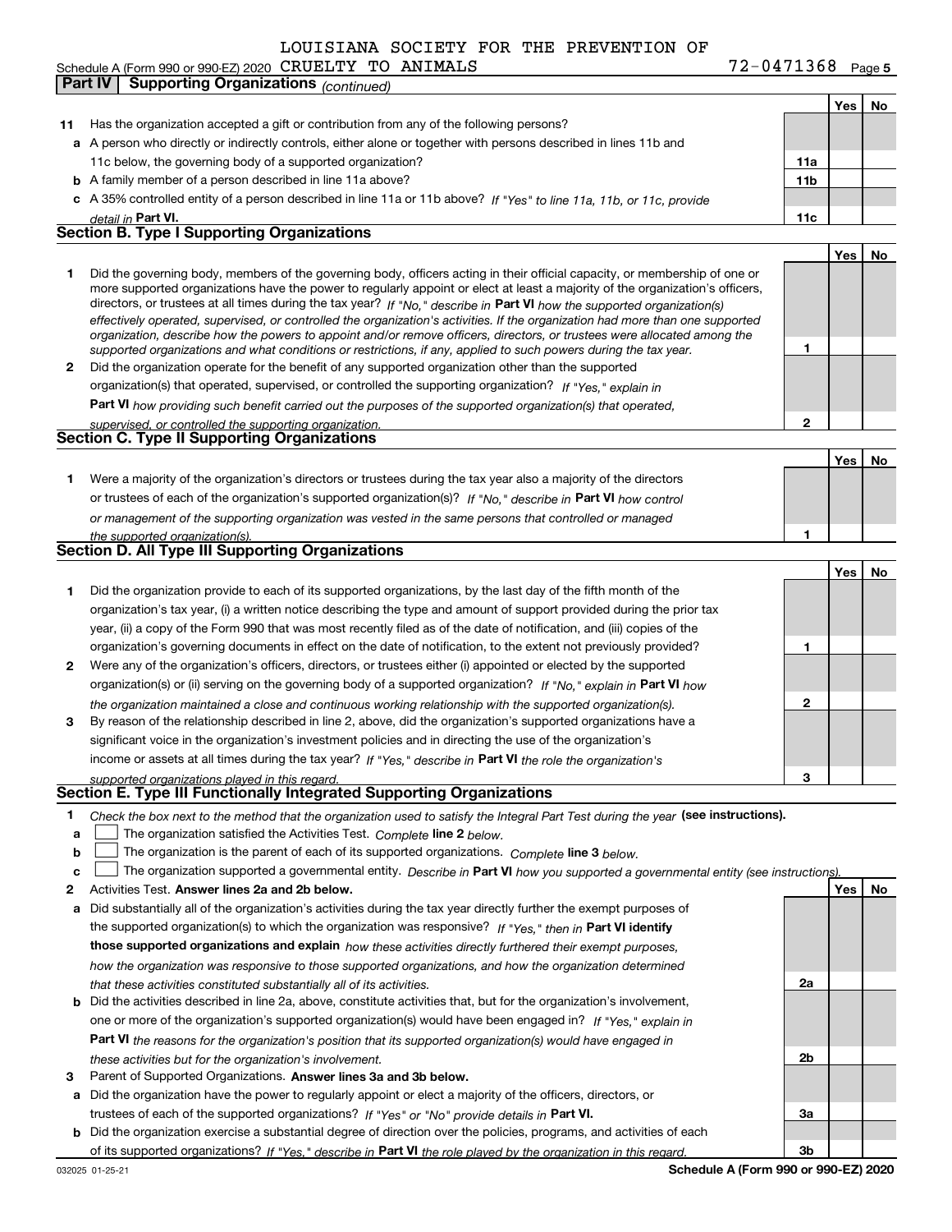LOUISIANA SOCIETY FOR THE PREVENTION OF

Schedule A (Form 990 or 990-EZ) 2020 CRUELTY TO ANIMALS 72-0471368

**Part IV | Supporting Organizations** *(continued)*

| | | | Yes | No |
|---|---|---|---|---|
| **11** | Has the organization accepted a gift or contribution from any of the following persons? | | | |
| **a** | A person who directly or indirectly controls, either alone or together with persons described in lines 11b and 11c below, the governing body of a supported organization? | **11a** | | |
| **b** | A family member of a person described in line 11a above? | **11b** | | |
| **c** | A 35% controlled entity of a person described in line 11a or 11b above? *If "Yes" to line 11a, 11b, or 11c, provide detail in* **Part VI.** | **11c** | | |

## Section B. Type I Supporting Organizations

| | | | Yes | No |
|---|---|---|---|---|
| **1** | Did the governing body, members of the governing body, officers acting in their official capacity, or membership of one or more supported organizations have the power to regularly appoint or elect at least a majority of the organization's officers, directors, or trustees at all times during the tax year? *If "No," describe in* **Part VI** *how the supported organization(s) effectively operated, supervised, or controlled the organization's activities. If the organization had more than one supported organization, describe how the powers to appoint and/or remove officers, directors, or trustees were allocated among the supported organizations and what conditions or restrictions, if any, applied to such powers during the tax year.* | **1** | | |
| **2** | Did the organization operate for the benefit of any supported organization other than the supported organization(s) that operated, supervised, or controlled the supporting organization? *If "Yes," explain in* **Part VI** *how providing such benefit carried out the purposes of the supported organization(s) that operated, supervised, or controlled the supporting organization.* | **2** | | |

## Section C. Type II Supporting Organizations

| | | | Yes | No |
|---|---|---|---|---|
| **1** | Were a majority of the organization's directors or trustees during the tax year also a majority of the directors or trustees of each of the organization's supported organization(s)? *If "No," describe in* **Part VI** *how control or management of the supporting organization was vested in the same persons that controlled or managed the supported organization(s).* | **1** | | |

## Section D. All Type III Supporting Organizations

| | | | Yes | No |
|---|---|---|---|---|
| **1** | Did the organization provide to each of its supported organizations, by the last day of the fifth month of the organization's tax year, (i) a written notice describing the type and amount of support provided during the prior tax year, (ii) a copy of the Form 990 that was most recently filed as of the date of notification, and (iii) copies of the organization's governing documents in effect on the date of notification, to the extent not previously provided? | **1** | | |
| **2** | Were any of the organization's officers, directors, or trustees either (i) appointed or elected by the supported organization(s) or (ii) serving on the governing body of a supported organization? *If "No," explain in* **Part VI** *how the organization maintained a close and continuous working relationship with the supported organization(s).* | **2** | | |
| **3** | By reason of the relationship described in line 2, above, did the organization's supported organizations have a significant voice in the organization's investment policies and in directing the use of the organization's income or assets at all times during the tax year? *If "Yes," describe in* **Part VI** *the role the organization's supported organizations played in this regard.* | **3** | | |

## Section E. Type III Functionally Integrated Supporting Organizations

**1** *Check the box next to the method that the organization used to satisfy the Integral Part Test during the year* **(see instructions).**

**a** ☐ The organization satisfied the Activities Test. *Complete* **line 2** *below.*

**b** ☐ The organization is the parent of each of its supported organizations. *Complete* **line 3** *below.*

**c** ☐ The organization supported a governmental entity. *Describe in* **Part VI** *how you supported a governmental entity (see instructions).*

| | | | Yes | No |
|---|---|---|---|---|
| **2** | Activities Test. **Answer lines 2a and 2b below.** | | | |
| **a** | Did substantially all of the organization's activities during the tax year directly further the exempt purposes of the supported organization(s) to which the organization was responsive? *If "Yes," then in* **Part VI identify those supported organizations and explain** *how these activities directly furthered their exempt purposes, how the organization was responsive to those supported organizations, and how the organization determined that these activities constituted substantially all of its activities.* | **2a** | | |
| **b** | Did the activities described in line 2a, above, constitute activities that, but for the organization's involvement, one or more of the organization's supported organization(s) would have been engaged in? *If "Yes," explain in* **Part VI** *the reasons for the organization's position that its supported organization(s) would have engaged in these activities but for the organization's involvement.* | **2b** | | |
| **3** | Parent of Supported Organizations. **Answer lines 3a and 3b below.** | | | |
| **a** | Did the organization have the power to regularly appoint or elect a majority of the officers, directors, or trustees of each of the supported organizations? *If "Yes" or "No" provide details in* **Part VI.** | **3a** | | |
| **b** | Did the organization exercise a substantial degree of direction over the policies, programs, and activities of each of its supported organizations? *If "Yes," describe in* **Part VI** *the role played by the organization in this regard.* | **3b** | | |

**Schedule A (Form 990 or 990-EZ) 2020**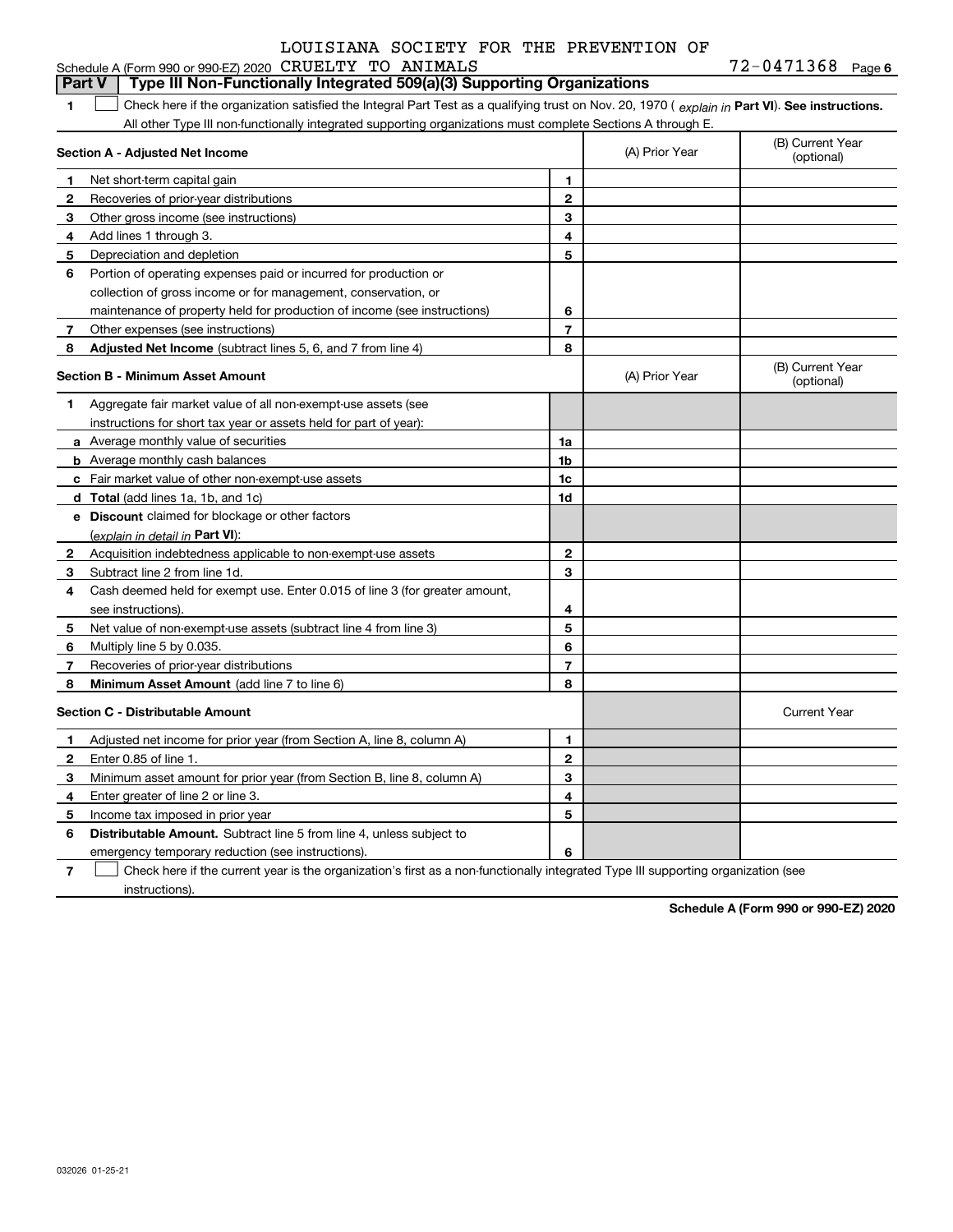LOUISIANA SOCIETY FOR THE PREVENTION OF

Schedule A (Form 990 or 990-EZ) 2020 CRUELTY TO ANIMALS 72-0471368 Page 6

## Part V | Type III Non-Functionally Integrated 509(a)(3) Supporting Organizations

**1** ☐ Check here if the organization satisfied the Integral Part Test as a qualifying trust on Nov. 20, 1970 ( *explain in* **Part VI**). **See instructions.** All other Type III non-functionally integrated supporting organizations must complete Sections A through E.

| **Section A - Adjusted Net Income** | | | (A) Prior Year | (B) Current Year (optional) |
|---|---|---|---|---|
| **1** | Net short-term capital gain | **1** | | |
| **2** | Recoveries of prior-year distributions | **2** | | |
| **3** | Other gross income (see instructions) | **3** | | |
| **4** | Add lines 1 through 3. | **4** | | |
| **5** | Depreciation and depletion | **5** | | |
| **6** | Portion of operating expenses paid or incurred for production or collection of gross income or for management, conservation, or maintenance of property held for production of income (see instructions) | **6** | | |
| **7** | Other expenses (see instructions) | **7** | | |
| **8** | **Adjusted Net Income** (subtract lines 5, 6, and 7 from line 4) | **8** | | |

| **Section B - Minimum Asset Amount** | | | (A) Prior Year | (B) Current Year (optional) |
|---|---|---|---|---|
| **1** | Aggregate fair market value of all non-exempt-use assets (see instructions for short tax year or assets held for part of year): | | | |
| **a** | Average monthly value of securities | **1a** | | |
| **b** | Average monthly cash balances | **1b** | | |
| **c** | Fair market value of other non-exempt-use assets | **1c** | | |
| **d** | **Total** (add lines 1a, 1b, and 1c) | **1d** | | |
| **e** | **Discount** claimed for blockage or other factors (*explain in detail in* **Part VI**): | | | |
| **2** | Acquisition indebtedness applicable to non-exempt-use assets | **2** | | |
| **3** | Subtract line 2 from line 1d. | **3** | | |
| **4** | Cash deemed held for exempt use. Enter 0.015 of line 3 (for greater amount, see instructions). | **4** | | |
| **5** | Net value of non-exempt-use assets (subtract line 4 from line 3) | **5** | | |
| **6** | Multiply line 5 by 0.035. | **6** | | |
| **7** | Recoveries of prior-year distributions | **7** | | |
| **8** | **Minimum Asset Amount** (add line 7 to line 6) | **8** | | |

| **Section C - Distributable Amount** | | | | Current Year |
|---|---|---|---|---|
| **1** | Adjusted net income for prior year (from Section A, line 8, column A) | **1** | | |
| **2** | Enter 0.85 of line 1. | **2** | | |
| **3** | Minimum asset amount for prior year (from Section B, line 8, column A) | **3** | | |
| **4** | Enter greater of line 2 or line 3. | **4** | | |
| **5** | Income tax imposed in prior year | **5** | | |
| **6** | **Distributable Amount.** Subtract line 5 from line 4, unless subject to emergency temporary reduction (see instructions). | **6** | | |

**7** ☐ Check here if the current year is the organization's first as a non-functionally integrated Type III supporting organization (see instructions).

**Schedule A (Form 990 or 990-EZ) 2020**

032026 01-25-21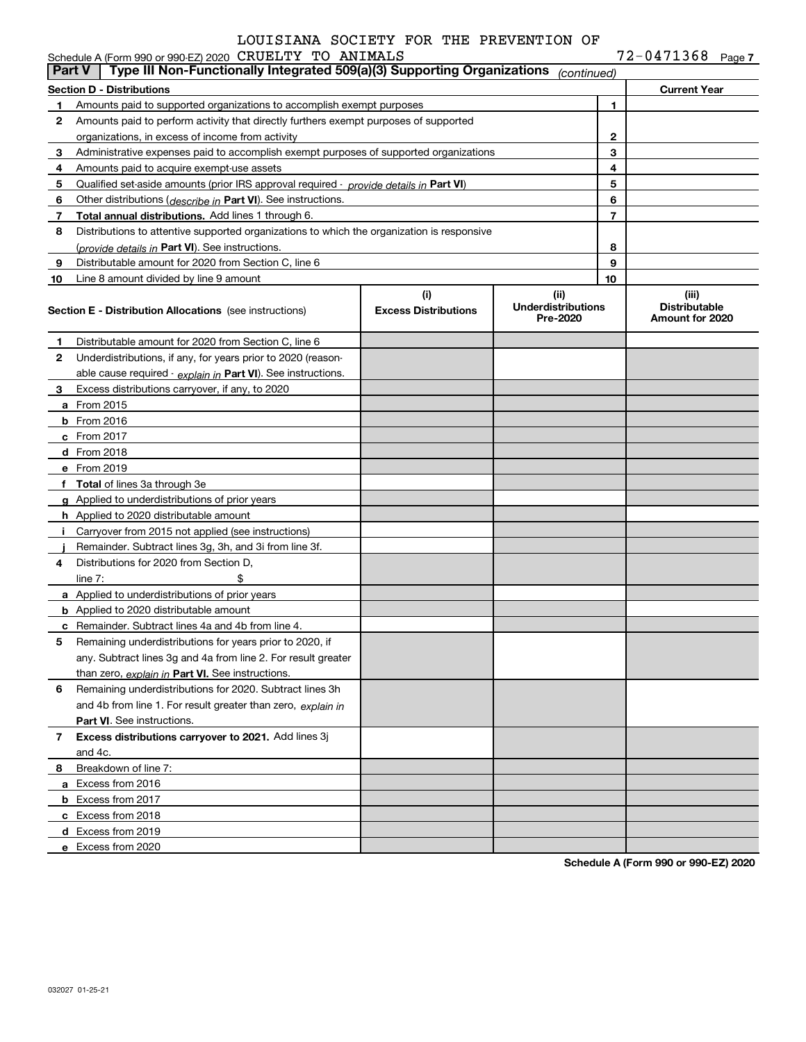Schedule A (Form 990 or 990-EZ) 2020 LOUISIANA SOCIETY FOR THE PREVENTION OF CRUELTY TO ANIMALS 72-0471368 Page 7

**Part V | Type III Non-Functionally Integrated 509(a)(3) Supporting Organizations** *(continued)*

| **Section D - Distributions** | | | **Current Year** |
|---|---|---|---|
| 1 | Amounts paid to supported organizations to accomplish exempt purposes | 1 | |
| 2 | Amounts paid to perform activity that directly furthers exempt purposes of supported organizations, in excess of income from activity | 2 | |
| 3 | Administrative expenses paid to accomplish exempt purposes of supported organizations | 3 | |
| 4 | Amounts paid to acquire exempt-use assets | 4 | |
| 5 | Qualified set-aside amounts (prior IRS approval required - *provide details in* **Part VI**) | 5 | |
| 6 | Other distributions (*describe in* **Part VI**). See instructions. | 6 | |
| 7 | **Total annual distributions.** Add lines 1 through 6. | 7 | |
| 8 | Distributions to attentive supported organizations to which the organization is responsive (*provide details in* **Part VI**). See instructions. | 8 | |
| 9 | Distributable amount for 2020 from Section C, line 6 | 9 | |
| 10 | Line 8 amount divided by line 9 amount | 10 | |

| **Section E - Distribution Allocations** (see instructions) | (i) **Excess Distributions** | (ii) **Underdistributions Pre-2020** | (iii) **Distributable Amount for 2020** |
|---|---|---|---|
| **1** Distributable amount for 2020 from Section C, line 6 | | | |
| **2** Underdistributions, if any, for years prior to 2020 (reasonable cause required - *explain in* **Part VI**). See instructions. | | | |
| **3** Excess distributions carryover, if any, to 2020 | | | |
| **a** From 2015 | | | |
| **b** From 2016 | | | |
| **c** From 2017 | | | |
| **d** From 2018 | | | |
| **e** From 2019 | | | |
| **f Total** of lines 3a through 3e | | | |
| **g** Applied to underdistributions of prior years | | | |
| **h** Applied to 2020 distributable amount | | | |
| **i** Carryover from 2015 not applied (see instructions) | | | |
| **j** Remainder. Subtract lines 3g, 3h, and 3i from line 3f. | | | |
| **4** Distributions for 2020 from Section D, line 7: $ | | | |
| **a** Applied to underdistributions of prior years | | | |
| **b** Applied to 2020 distributable amount | | | |
| **c** Remainder. Subtract lines 4a and 4b from line 4. | | | |
| **5** Remaining underdistributions for years prior to 2020, if any. Subtract lines 3g and 4a from line 2. For result greater than zero, *explain in* **Part VI.** See instructions. | | | |
| **6** Remaining underdistributions for 2020. Subtract lines 3h and 4b from line 1. For result greater than zero, *explain in* **Part VI**. See instructions. | | | |
| **7 Excess distributions carryover to 2021.** Add lines 3j and 4c. | | | |
| **8** Breakdown of line 7: | | | |
| **a** Excess from 2016 | | | |
| **b** Excess from 2017 | | | |
| **c** Excess from 2018 | | | |
| **d** Excess from 2019 | | | |
| **e** Excess from 2020 | | | |

**Schedule A (Form 990 or 990-EZ) 2020**

032027 01-25-21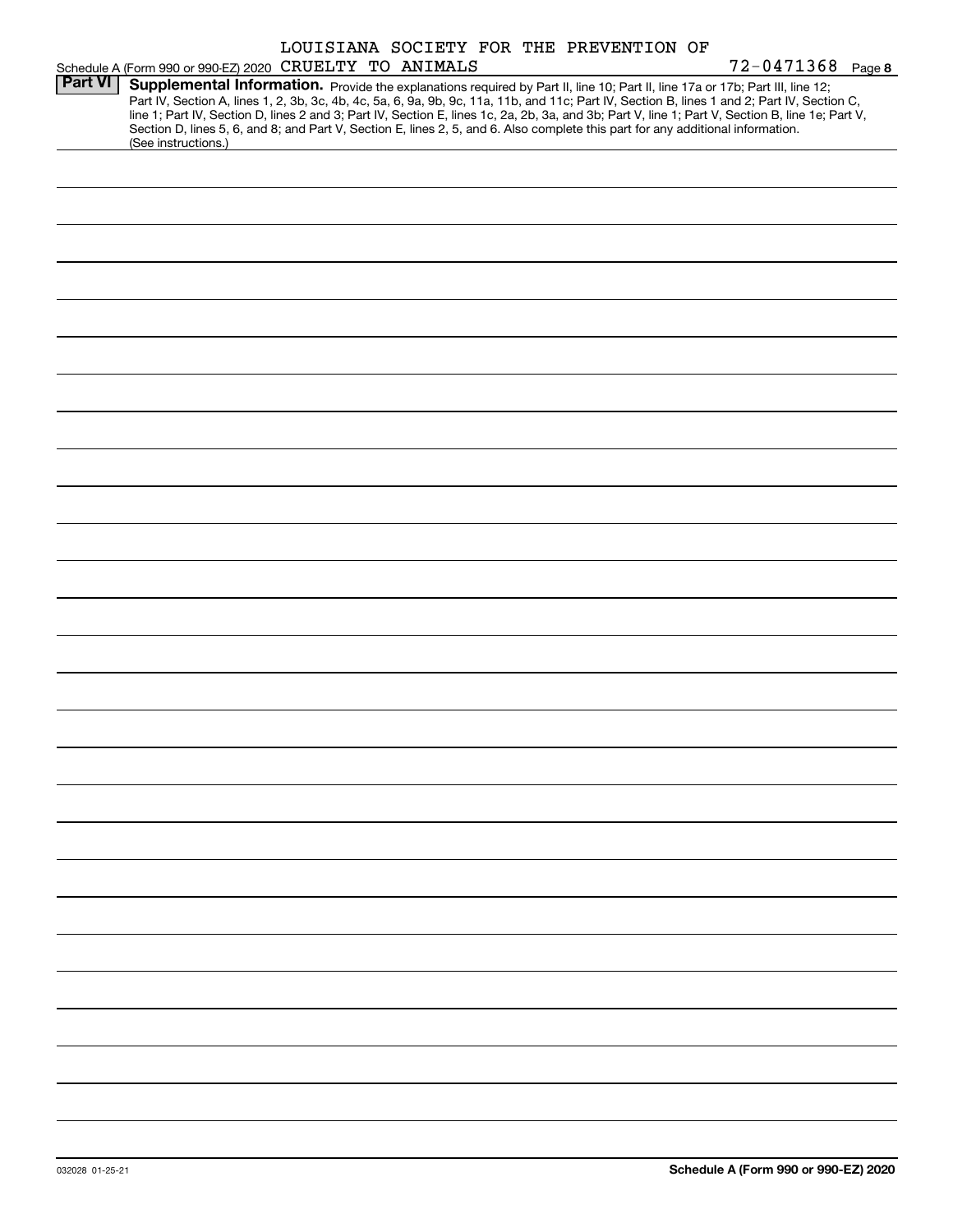LOUISIANA SOCIETY FOR THE PREVENTION OF

Schedule A (Form 990 or 990-EZ) 2020 CRUELTY TO ANIMALS 72-0471368 Page **8**

## Part VI Supplemental Information.

Provide the explanations required by Part II, line 10; Part II, line 17a or 17b; Part III, line 12; Part IV, Section A, lines 1, 2, 3b, 3c, 4b, 4c, 5a, 6, 9a, 9b, 9c, 11a, 11b, and 11c; Part IV, Section B, lines 1 and 2; Part IV, Section C, line 1; Part IV, Section D, lines 2 and 3; Part IV, Section E, lines 1c, 2a, 2b, 3a, and 3b; Part V, line 1; Part V, Section B, line 1e; Part V, Section D, lines 5, 6, and 8; and Part V, Section E, lines 2, 5, and 6. Also complete this part for any additional information. (See instructions.)

032028 01-25-21

**Schedule A (Form 990 or 990-EZ) 2020**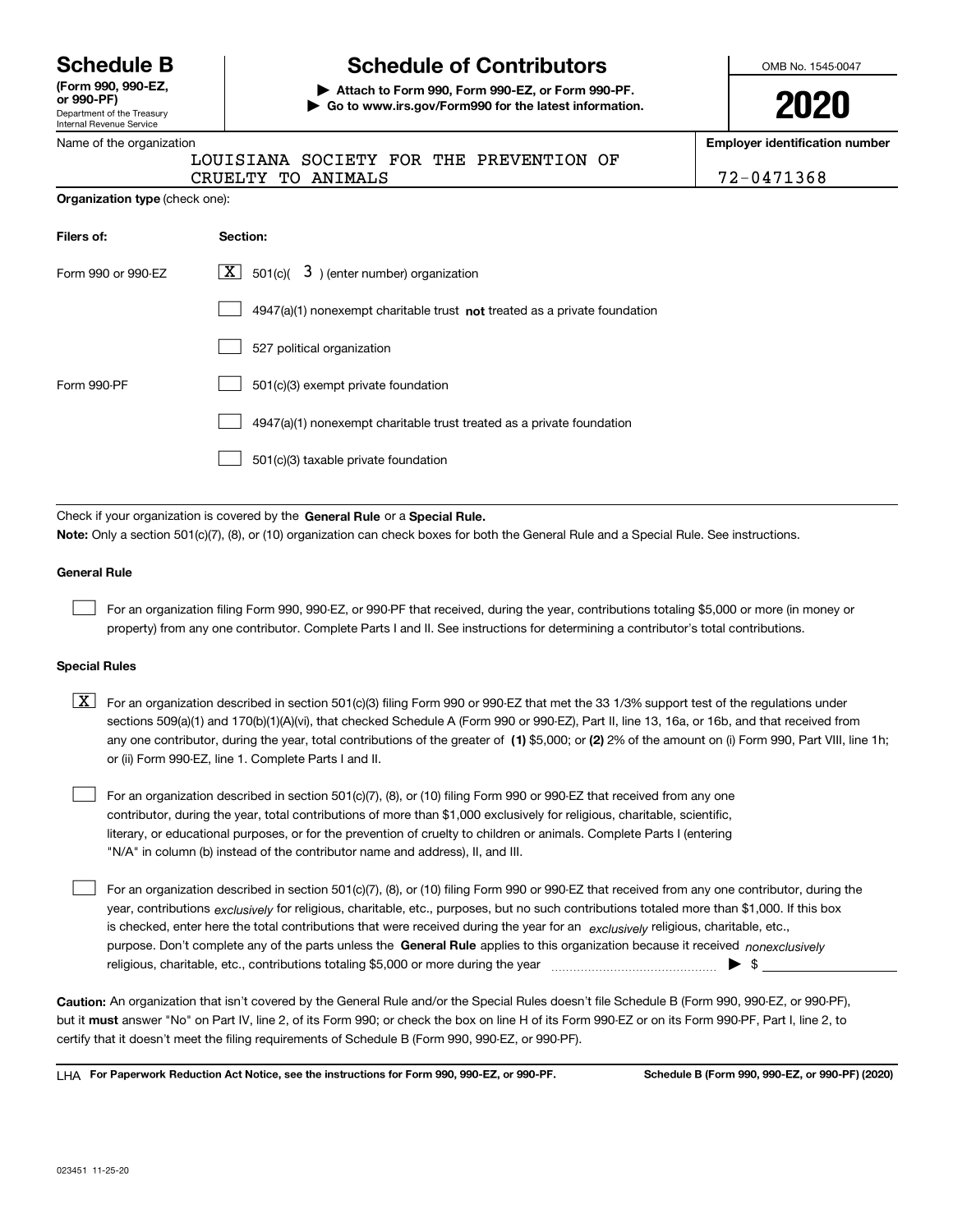# Schedule B

**(Form 990, 990-EZ, or 990-PF)**

Department of the Treasury
Internal Revenue Service

# Schedule of Contributors

▶ **Attach to Form 990, Form 990-EZ, or Form 990-PF.**

▶ **Go to www.irs.gov/Form990 for the latest information.**

OMB No. 1545-0047

**2020**

Name of the organization

LOUISIANA SOCIETY FOR THE PREVENTION OF CRUELTY TO ANIMALS

**Employer identification number**

72-0471368

**Organization type** (check one):

| **Filers of:** | **Section:** |
|---|---|
| Form 990 or 990-EZ | [X] 501(c)( 3 ) (enter number) organization |
| | [ ] 4947(a)(1) nonexempt charitable trust **not** treated as a private foundation |
| | [ ] 527 political organization |
| Form 990-PF | [ ] 501(c)(3) exempt private foundation |
| | [ ] 4947(a)(1) nonexempt charitable trust treated as a private foundation |
| | [ ] 501(c)(3) taxable private foundation |

Check if your organization is covered by the **General Rule** or a **Special Rule.**

**Note:** Only a section 501(c)(7), (8), or (10) organization can check boxes for both the General Rule and a Special Rule. See instructions.

**General Rule**

[ ] For an organization filing Form 990, 990-EZ, or 990-PF that received, during the year, contributions totaling $5,000 or more (in money or property) from any one contributor. Complete Parts I and II. See instructions for determining a contributor's total contributions.

**Special Rules**

[X] For an organization described in section 501(c)(3) filing Form 990 or 990-EZ that met the 33 1/3% support test of the regulations under sections 509(a)(1) and 170(b)(1)(A)(vi), that checked Schedule A (Form 990 or 990-EZ), Part II, line 13, 16a, or 16b, and that received from any one contributor, during the year, total contributions of the greater of **(1)** $5,000; or **(2)** 2% of the amount on (i) Form 990, Part VIII, line 1h; or (ii) Form 990-EZ, line 1. Complete Parts I and II.

[ ] For an organization described in section 501(c)(7), (8), or (10) filing Form 990 or 990-EZ that received from any one contributor, during the year, total contributions of more than $1,000 exclusively for religious, charitable, scientific, literary, or educational purposes, or for the prevention of cruelty to children or animals. Complete Parts I (entering "N/A" in column (b) instead of the contributor name and address), II, and III.

[ ] For an organization described in section 501(c)(7), (8), or (10) filing Form 990 or 990-EZ that received from any one contributor, during the year, contributions *exclusively* for religious, charitable, etc., purposes, but no such contributions totaled more than $1,000. If this box is checked, enter here the total contributions that were received during the year for an *exclusively* religious, charitable, etc., purpose. Don't complete any of the parts unless the **General Rule** applies to this organization because it received *nonexclusively* religious, charitable, etc., contributions totaling $5,000 or more during the year ▶ $

**Caution:** An organization that isn't covered by the General Rule and/or the Special Rules doesn't file Schedule B (Form 990, 990-EZ, or 990-PF), but it **must** answer "No" on Part IV, line 2, of its Form 990; or check the box on line H of its Form 990-EZ or on its Form 990-PF, Part I, line 2, to certify that it doesn't meet the filing requirements of Schedule B (Form 990, 990-EZ, or 990-PF).

LHA **For Paperwork Reduction Act Notice, see the instructions for Form 990, 990-EZ, or 990-PF.** **Schedule B (Form 990, 990-EZ, or 990-PF) (2020)**

023451 11-25-20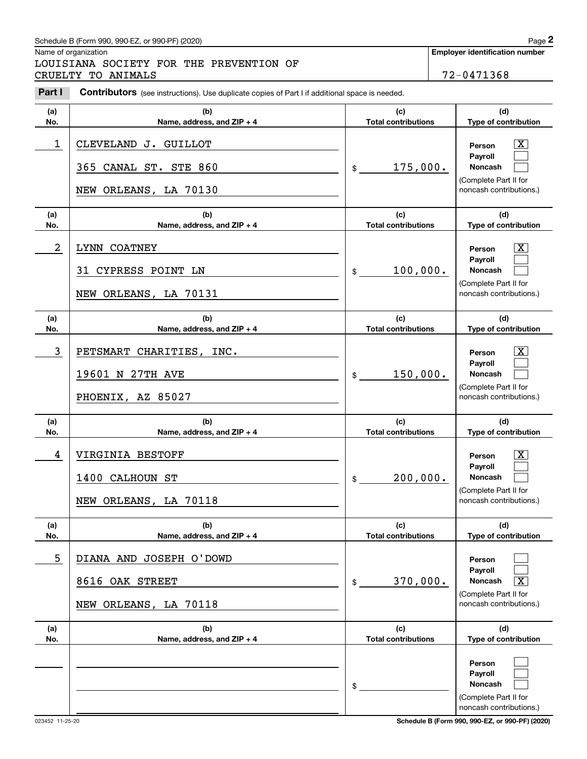Schedule B (Form 990, 990-EZ, or 990-PF) (2020)

Name of organization: LOUISIANA SOCIETY FOR THE PREVENTION OF CRUELTY TO ANIMALS

**Employer identification number**: 72-0471368

**Part I** **Contributors** (see instructions). Use duplicate copies of Part I if additional space is needed.

| (a) No. | (b) Name, address, and ZIP + 4 | (c) Total contributions | (d) Type of contribution |
|---|---|---|---|
| 1 | CLEVELAND J. GUILLOT<br>365 CANAL ST. STE 860<br>NEW ORLEANS, LA 70130 | $ 175,000. | Person [X]<br>Payroll [ ]<br>Noncash [ ]<br>(Complete Part II for noncash contributions.) |
| 2 | LYNN COATNEY<br>31 CYPRESS POINT LN<br>NEW ORLEANS, LA 70131 | $ 100,000. | Person [X]<br>Payroll [ ]<br>Noncash [ ]<br>(Complete Part II for noncash contributions.) |
| 3 | PETSMART CHARITIES, INC.<br>19601 N 27TH AVE<br>PHOENIX, AZ 85027 | $ 150,000. | Person [X]<br>Payroll [ ]<br>Noncash [ ]<br>(Complete Part II for noncash contributions.) |
| 4 | VIRGINIA BESTOFF<br>1400 CALHOUN ST<br>NEW ORLEANS, LA 70118 | $ 200,000. | Person [X]<br>Payroll [ ]<br>Noncash [ ]<br>(Complete Part II for noncash contributions.) |
| 5 | DIANA AND JOSEPH O'DOWD<br>8616 OAK STREET<br>NEW ORLEANS, LA 70118 | $ 370,000. | Person [ ]<br>Payroll [ ]<br>Noncash [X]<br>(Complete Part II for noncash contributions.) |
| | | $ | Person [ ]<br>Payroll [ ]<br>Noncash [ ]<br>(Complete Part II for noncash contributions.) |

023452 11-25-20

Schedule B (Form 990, 990-EZ, or 990-PF) (2020)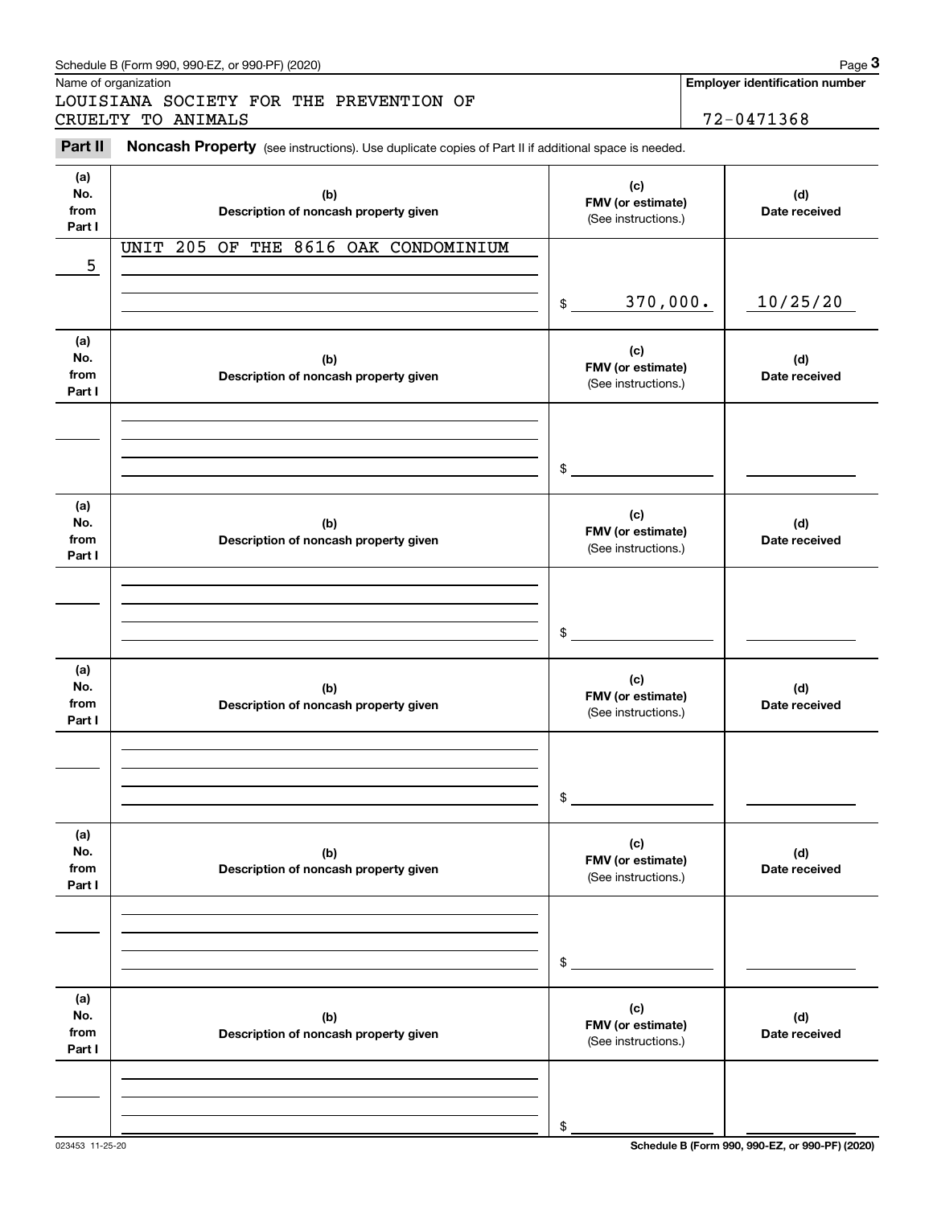Schedule B (Form 990, 990-EZ, or 990-PF) (2020)

Name of organization

LOUISIANA SOCIETY FOR THE PREVENTION OF CRUELTY TO ANIMALS

**Employer identification number**

72-0471368

## Part II Noncash Property (see instructions). Use duplicate copies of Part II if additional space is needed.

| (a) No. from Part I | (b) Description of noncash property given | (c) FMV (or estimate) (See instructions.) | (d) Date received |
|---|---|---|---|
| 5 | UNIT 205 OF THE 8616 OAK CONDOMINIUM | $ 370,000. | 10/25/20 |

| (a) No. from Part I | (b) Description of noncash property given | (c) FMV (or estimate) (See instructions.) | (d) Date received |
|---|---|---|---|
| | | $ | |

| (a) No. from Part I | (b) Description of noncash property given | (c) FMV (or estimate) (See instructions.) | (d) Date received |
|---|---|---|---|
| | | $ | |

| (a) No. from Part I | (b) Description of noncash property given | (c) FMV (or estimate) (See instructions.) | (d) Date received |
|---|---|---|---|
| | | $ | |

| (a) No. from Part I | (b) Description of noncash property given | (c) FMV (or estimate) (See instructions.) | (d) Date received |
|---|---|---|---|
| | | $ | |

| (a) No. from Part I | (b) Description of noncash property given | (c) FMV (or estimate) (See instructions.) | (d) Date received |
|---|---|---|---|
| | | $ | |

023453 11-25-20

**Schedule B (Form 990, 990-EZ, or 990-PF) (2020)**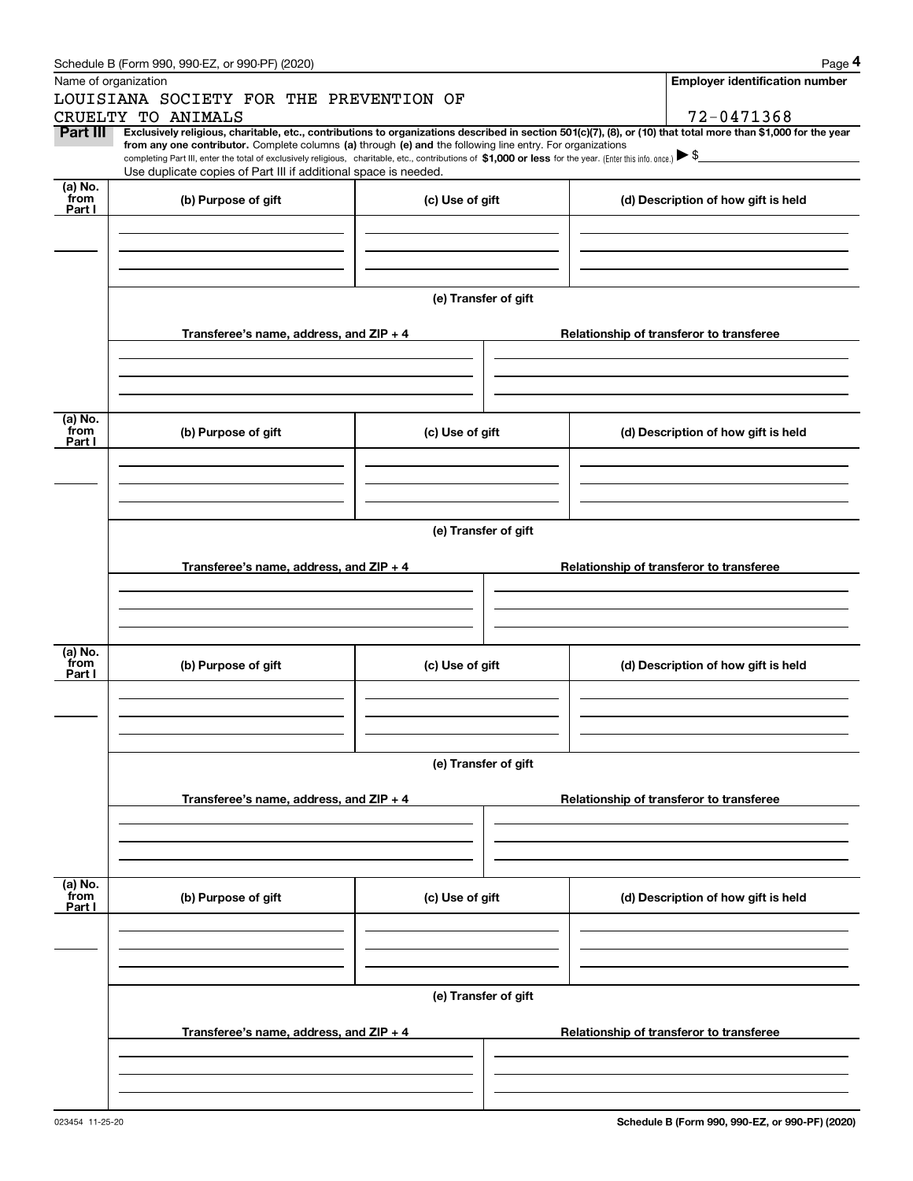Name of organization

LOUISIANA SOCIETY FOR THE PREVENTION OF CRUELTY TO ANIMALS

**Employer identification number**

72-0471368

**Part III** **Exclusively religious, charitable, etc., contributions to organizations described in section 501(c)(7), (8), or (10) that total more than $1,000 for the year from any one contributor.** Complete columns **(a)** through **(e) and** the following line entry. For organizations completing Part III, enter the total of exclusively religious, charitable, etc., contributions of **$1,000 or less** for the year. (Enter this info. once.) ▶ $

Use duplicate copies of Part III if additional space is needed.

| (a) No. from Part I | (b) Purpose of gift | (c) Use of gift | (d) Description of how gift is held |
|---|---|---|---|
| | | | |

**(e) Transfer of gift**

| Transferee's name, address, and ZIP + 4 | Relationship of transferor to transferee |
|---|---|
| | |

| (a) No. from Part I | (b) Purpose of gift | (c) Use of gift | (d) Description of how gift is held |
|---|---|---|---|
| | | | |

**(e) Transfer of gift**

| Transferee's name, address, and ZIP + 4 | Relationship of transferor to transferee |
|---|---|
| | |

| (a) No. from Part I | (b) Purpose of gift | (c) Use of gift | (d) Description of how gift is held |
|---|---|---|---|
| | | | |

**(e) Transfer of gift**

| Transferee's name, address, and ZIP + 4 | Relationship of transferor to transferee |
|---|---|
| | |

| (a) No. from Part I | (b) Purpose of gift | (c) Use of gift | (d) Description of how gift is held |
|---|---|---|---|
| | | | |

**(e) Transfer of gift**

| Transferee's name, address, and ZIP + 4 | Relationship of transferor to transferee |
|---|---|
| | |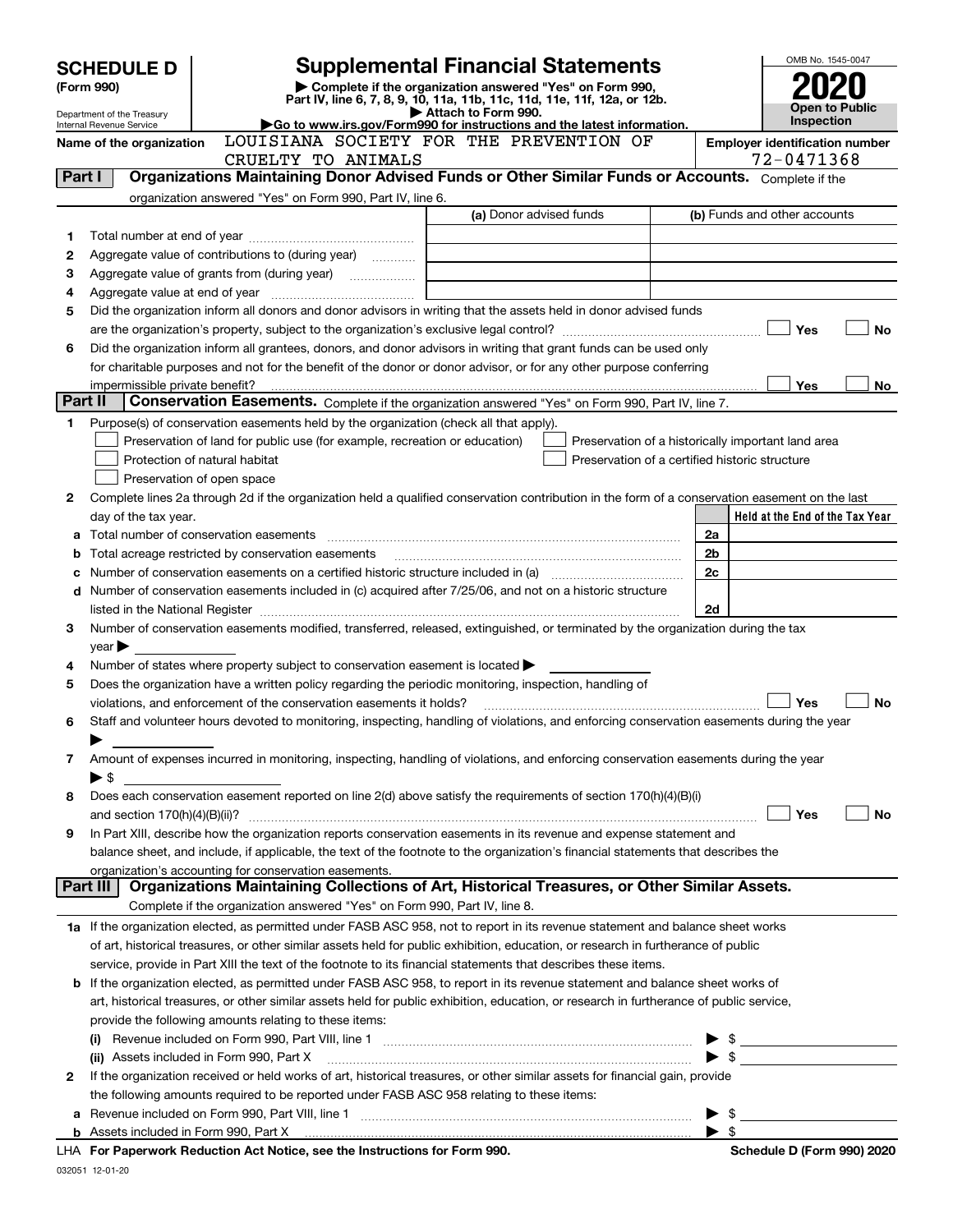# SCHEDULE D (Form 990)

Department of the Treasury
Internal Revenue Service

## Supplemental Financial Statements

▶ Complete if the organization answered "Yes" on Form 990, Part IV, line 6, 7, 8, 9, 10, 11a, 11b, 11c, 11d, 11e, 11f, 12a, or 12b.
▶ Attach to Form 990.
▶ Go to www.irs.gov/Form990 for instructions and the latest information.

OMB No. 1545-0047
**2020**
**Open to Public Inspection**

Name of the organization: LOUISIANA SOCIETY FOR THE PREVENTION OF CRUELTY TO ANIMALS

Employer identification number: 72-0471368

## Part I — Organizations Maintaining Donor Advised Funds or Other Similar Funds or Accounts.
Complete if the organization answered "Yes" on Form 990, Part IV, line 6.

| | | (a) Donor advised funds | (b) Funds and other accounts |
|---|---|---|---|
| 1 | Total number at end of year | | |
| 2 | Aggregate value of contributions to (during year) | | |
| 3 | Aggregate value of grants from (during year) | | |
| 4 | Aggregate value at end of year | | |

5 Did the organization inform all donors and donor advisors in writing that the assets held in donor advised funds are the organization's property, subject to the organization's exclusive legal control? ☐ Yes ☐ No

6 Did the organization inform all grantees, donors, and donor advisors in writing that grant funds can be used only for charitable purposes and not for the benefit of the donor or donor advisor, or for any other purpose conferring impermissible private benefit? ☐ Yes ☐ No

## Part II — Conservation Easements.
Complete if the organization answered "Yes" on Form 990, Part IV, line 7.

1 Purpose(s) of conservation easements held by the organization (check all that apply).

- ☐ Preservation of land for public use (for example, recreation or education)
- ☐ Protection of natural habitat
- ☐ Preservation of open space
- ☐ Preservation of a historically important land area
- ☐ Preservation of a certified historic structure

2 Complete lines 2a through 2d if the organization held a qualified conservation contribution in the form of a conservation easement on the last day of the tax year.

| | | | Held at the End of the Tax Year |
|---|---|---|---|
| a | Total number of conservation easements | 2a | |
| b | Total acreage restricted by conservation easements | 2b | |
| c | Number of conservation easements on a certified historic structure included in (a) | 2c | |
| d | Number of conservation easements included in (c) acquired after 7/25/06, and not on a historic structure listed in the National Register | 2d | |

3 Number of conservation easements modified, transferred, released, extinguished, or terminated by the organization during the tax year ▶

4 Number of states where property subject to conservation easement is located ▶

5 Does the organization have a written policy regarding the periodic monitoring, inspection, handling of violations, and enforcement of the conservation easements it holds? ☐ Yes ☐ No

6 Staff and volunteer hours devoted to monitoring, inspecting, handling of violations, and enforcing conservation easements during the year ▶

7 Amount of expenses incurred in monitoring, inspecting, handling of violations, and enforcing conservation easements during the year ▶ $

8 Does each conservation easement reported on line 2(d) above satisfy the requirements of section 170(h)(4)(B)(i) and section 170(h)(4)(B)(ii)? ☐ Yes ☐ No

9 In Part XIII, describe how the organization reports conservation easements in its revenue and expense statement and balance sheet, and include, if applicable, the text of the footnote to the organization's financial statements that describes the organization's accounting for conservation easements.

## Part III — Organizations Maintaining Collections of Art, Historical Treasures, or Other Similar Assets.
Complete if the organization answered "Yes" on Form 990, Part IV, line 8.

1a If the organization elected, as permitted under FASB ASC 958, not to report in its revenue statement and balance sheet works of art, historical treasures, or other similar assets held for public exhibition, education, or research in furtherance of public service, provide in Part XIII the text of the footnote to its financial statements that describes these items.

b If the organization elected, as permitted under FASB ASC 958, to report in its revenue statement and balance sheet works of art, historical treasures, or other similar assets held for public exhibition, education, or research in furtherance of public service, provide the following amounts relating to these items:

(i) Revenue included on Form 990, Part VIII, line 1 ▶ $

(ii) Assets included in Form 990, Part X ▶ $

2 If the organization received or held works of art, historical treasures, or other similar assets for financial gain, provide the following amounts required to be reported under FASB ASC 958 relating to these items:

a Revenue included on Form 990, Part VIII, line 1 ▶ $

b Assets included in Form 990, Part X ▶ $

LHA For Paperwork Reduction Act Notice, see the Instructions for Form 990. Schedule D (Form 990) 2020

032051 12-01-20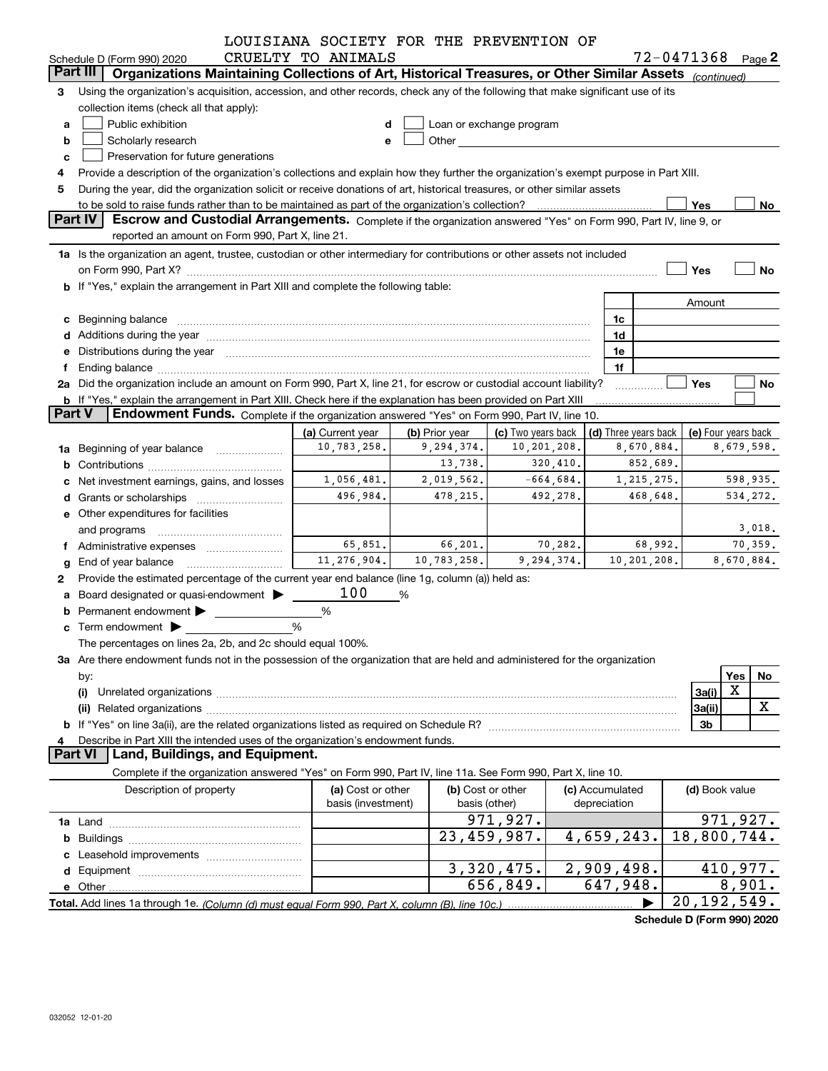LOUISIANA SOCIETY FOR THE PREVENTION OF CRUELTY TO ANIMALS

Schedule D (Form 990) 2020 — 72-0471368 Page 2

## Part III Organizations Maintaining Collections of Art, Historical Treasures, or Other Similar Assets *(continued)*

3 Using the organization's acquisition, accession, and other records, check any of the following that make significant use of its collection items (check all that apply):

a ☐ Public exhibition
b ☐ Scholarly research
c ☐ Preservation for future generations
d ☐ Loan or exchange program
e ☐ Other

4 Provide a description of the organization's collections and explain how they further the organization's exempt purpose in Part XIII.

5 During the year, did the organization solicit or receive donations of art, historical treasures, or other similar assets to be sold to raise funds rather than to be maintained as part of the organization's collection? ☐ Yes ☐ No

## Part IV Escrow and Custodial Arrangements.

Complete if the organization answered "Yes" on Form 990, Part IV, line 9, or reported an amount on Form 990, Part X, line 21.

1a Is the organization an agent, trustee, custodian or other intermediary for contributions or other assets not included on Form 990, Part X? ☐ Yes ☐ No

b If "Yes," explain the arrangement in Part XIII and complete the following table:

| | | Amount |
|---|---|---|
| c Beginning balance | 1c | |
| d Additions during the year | 1d | |
| e Distributions during the year | 1e | |
| f Ending balance | 1f | |

2a Did the organization include an amount on Form 990, Part X, line 21, for escrow or custodial account liability? ☐ Yes ☐ No

b If "Yes," explain the arrangement in Part XIII. Check here if the explanation has been provided on Part XIII ☐

## Part V Endowment Funds.

Complete if the organization answered "Yes" on Form 990, Part IV, line 10.

| | (a) Current year | (b) Prior year | (c) Two years back | (d) Three years back | (e) Four years back |
|---|---|---|---|---|---|
| 1a Beginning of year balance | 10,783,258. | 9,294,374. | 10,201,208. | 8,670,884. | 8,679,598. |
| b Contributions | | 13,738. | 320,410. | 852,689. | |
| c Net investment earnings, gains, and losses | 1,056,481. | 2,019,562. | -664,684. | 1,215,275. | 598,935. |
| d Grants or scholarships | 496,984. | 478,215. | 492,278. | 468,648. | 534,272. |
| e Other expenditures for facilities and programs | | | | | 3,018. |
| f Administrative expenses | 65,851. | 66,201. | 70,282. | 68,992. | 70,359. |
| g End of year balance | 11,276,904. | 10,783,258. | 9,294,374. | 10,201,208. | 8,670,884. |

2 Provide the estimated percentage of the current year end balance (line 1g, column (a)) held as:

a Board designated or quasi-endowment ▶ 100 %
b Permanent endowment ▶ %
c Term endowment ▶ %

The percentages on lines 2a, 2b, and 2c should equal 100%.

3a Are there endowment funds not in the possession of the organization that are held and administered for the organization by:

| | | Yes | No |
|---|---|---|---|
| (i) Unrelated organizations | 3a(i) | X | |
| (ii) Related organizations | 3a(ii) | | X |
| b If "Yes" on line 3a(ii), are the related organizations listed as required on Schedule R? | 3b | | |

4 Describe in Part XIII the intended uses of the organization's endowment funds.

## Part VI Land, Buildings, and Equipment.

Complete if the organization answered "Yes" on Form 990, Part IV, line 11a. See Form 990, Part X, line 10.

| Description of property | (a) Cost or other basis (investment) | (b) Cost or other basis (other) | (c) Accumulated depreciation | (d) Book value |
|---|---|---|---|---|
| 1a Land | | 971,927. | | 971,927. |
| b Buildings | | 23,459,987. | 4,659,243. | 18,800,744. |
| c Leasehold improvements | | | | |
| d Equipment | | 3,320,475. | 2,909,498. | 410,977. |
| e Other | | 656,849. | 647,948. | 8,901. |
| **Total.** Add lines 1a through 1e. *(Column (d) must equal Form 990, Part X, column (B), line 10c.)* | | | ▶ | 20,192,549. |

Schedule D (Form 990) 2020

032052 12-01-20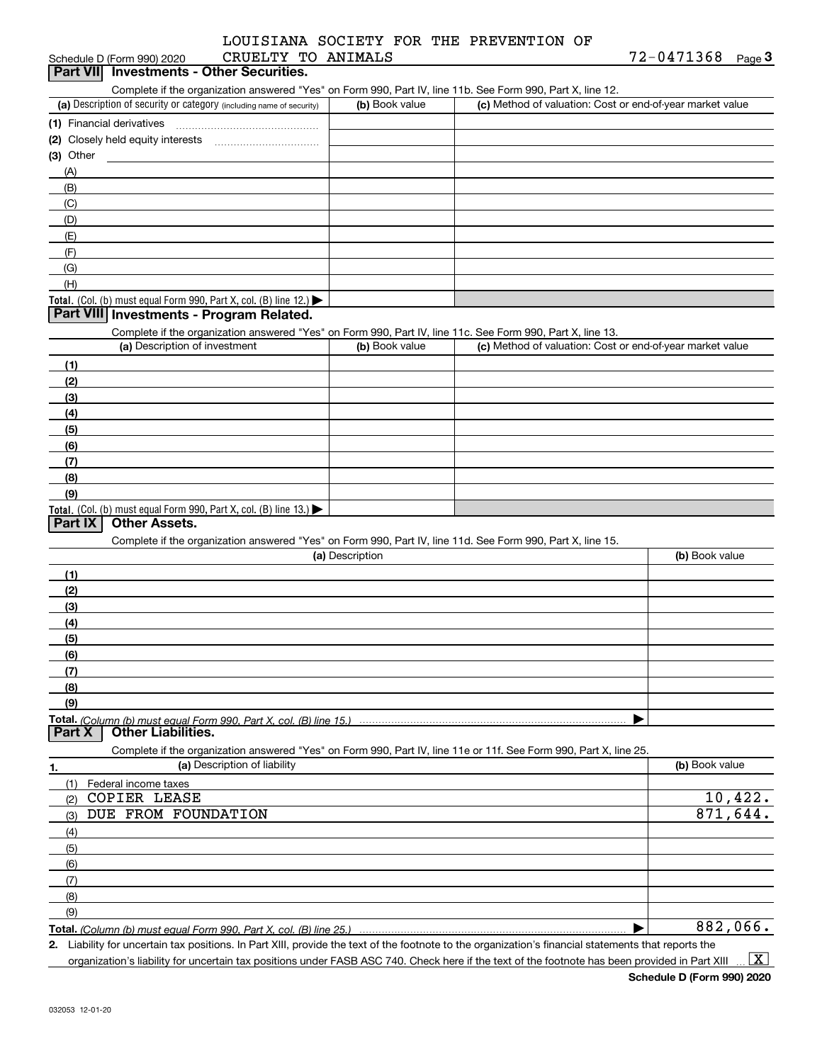LOUISIANA SOCIETY FOR THE PREVENTION OF CRUELTY TO ANIMALS

Schedule D (Form 990) 2020 — 72-0471368 Page 3

## Part VII Investments - Other Securities.

Complete if the organization answered "Yes" on Form 990, Part IV, line 11b. See Form 990, Part X, line 12.

| (a) Description of security or category (including name of security) | (b) Book value | (c) Method of valuation: Cost or end-of-year market value |
|---|---|---|
| (1) Financial derivatives | | |
| (2) Closely held equity interests | | |
| (3) Other | | |
| (A) | | |
| (B) | | |
| (C) | | |
| (D) | | |
| (E) | | |
| (F) | | |
| (G) | | |
| (H) | | |
| **Total.** (Col. (b) must equal Form 990, Part X, col. (B) line 12.) | | |

## Part VIII Investments - Program Related.

Complete if the organization answered "Yes" on Form 990, Part IV, line 11c. See Form 990, Part X, line 13.

| (a) Description of investment | (b) Book value | (c) Method of valuation: Cost or end-of-year market value |
|---|---|---|
| (1) | | |
| (2) | | |
| (3) | | |
| (4) | | |
| (5) | | |
| (6) | | |
| (7) | | |
| (8) | | |
| (9) | | |
| **Total.** (Col. (b) must equal Form 990, Part X, col. (B) line 13.) | | |

## Part IX Other Assets.

Complete if the organization answered "Yes" on Form 990, Part IV, line 11d. See Form 990, Part X, line 15.

| (a) Description | (b) Book value |
|---|---|
| (1) | |
| (2) | |
| (3) | |
| (4) | |
| (5) | |
| (6) | |
| (7) | |
| (8) | |
| (9) | |
| **Total.** *(Column (b) must equal Form 990, Part X, col. (B) line 15.)* | |

## Part X Other Liabilities.

Complete if the organization answered "Yes" on Form 990, Part IV, line 11e or 11f. See Form 990, Part X, line 25.

| 1. (a) Description of liability | (b) Book value |
|---|---|
| (1) Federal income taxes | |
| (2) COPIER LEASE | 10,422. |
| (3) DUE FROM FOUNDATION | 871,644. |
| (4) | |
| (5) | |
| (6) | |
| (7) | |
| (8) | |
| (9) | |
| **Total.** *(Column (b) must equal Form 990, Part X, col. (B) line 25.)* | 882,066. |

2. Liability for uncertain tax positions. In Part XIII, provide the text of the footnote to the organization's financial statements that reports the organization's liability for uncertain tax positions under FASB ASC 740. Check here if the text of the footnote has been provided in Part XIII ... [X]

Schedule D (Form 990) 2020

032053 12-01-20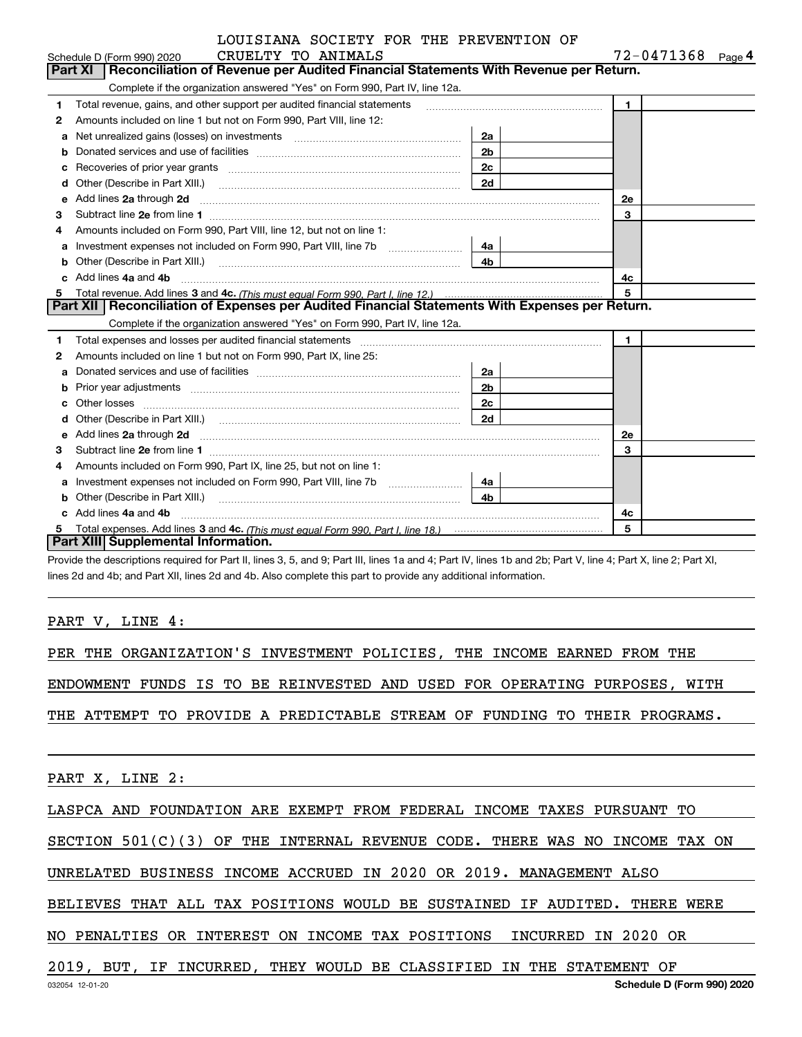Schedule D (Form 990) 2020 LOUISIANA SOCIETY FOR THE PREVENTION OF CRUELTY TO ANIMALS 72-0471368 Page 4

## Part XI Reconciliation of Revenue per Audited Financial Statements With Revenue per Return.

Complete if the organization answered "Yes" on Form 990, Part IV, line 12a.

| | | | | | |
|---|---|---|---|---|---|
| 1 | Total revenue, gains, and other support per audited financial statements | | | 1 | |
| 2 | Amounts included on line 1 but not on Form 990, Part VIII, line 12: | | | | |
| a | Net unrealized gains (losses) on investments | 2a | | | |
| b | Donated services and use of facilities | 2b | | | |
| c | Recoveries of prior year grants | 2c | | | |
| d | Other (Describe in Part XIII.) | 2d | | | |
| e | Add lines 2a through 2d | | | 2e | |
| 3 | Subtract line 2e from line 1 | | | 3 | |
| 4 | Amounts included on Form 990, Part VIII, line 12, but not on line 1: | | | | |
| a | Investment expenses not included on Form 990, Part VIII, line 7b | 4a | | | |
| b | Other (Describe in Part XIII.) | 4b | | | |
| c | Add lines 4a and 4b | | | 4c | |
| 5 | Total revenue. Add lines 3 and 4c. *(This must equal Form 990, Part I, line 12.)* | | | 5 | |

## Part XII Reconciliation of Expenses per Audited Financial Statements With Expenses per Return.

Complete if the organization answered "Yes" on Form 990, Part IV, line 12a.

| | | | | | |
|---|---|---|---|---|---|
| 1 | Total expenses and losses per audited financial statements | | | 1 | |
| 2 | Amounts included on line 1 but not on Form 990, Part IX, line 25: | | | | |
| a | Donated services and use of facilities | 2a | | | |
| b | Prior year adjustments | 2b | | | |
| c | Other losses | 2c | | | |
| d | Other (Describe in Part XIII.) | 2d | | | |
| e | Add lines 2a through 2d | | | 2e | |
| 3 | Subtract line 2e from line 1 | | | 3 | |
| 4 | Amounts included on Form 990, Part IX, line 25, but not on line 1: | | | | |
| a | Investment expenses not included on Form 990, Part VIII, line 7b | 4a | | | |
| b | Other (Describe in Part XIII.) | 4b | | | |
| c | Add lines 4a and 4b | | | 4c | |
| 5 | Total expenses. Add lines 3 and 4c. *(This must equal Form 990, Part I, line 18.)* | | | 5 | |

## Part XIII Supplemental Information.

Provide the descriptions required for Part II, lines 3, 5, and 9; Part III, lines 1a and 4; Part IV, lines 1b and 2b; Part V, line 4; Part X, line 2; Part XI, lines 2d and 4b; and Part XII, lines 2d and 4b. Also complete this part to provide any additional information.

PART V, LINE 4:

PER THE ORGANIZATION'S INVESTMENT POLICIES, THE INCOME EARNED FROM THE ENDOWMENT FUNDS IS TO BE REINVESTED AND USED FOR OPERATING PURPOSES, WITH THE ATTEMPT TO PROVIDE A PREDICTABLE STREAM OF FUNDING TO THEIR PROGRAMS.

PART X, LINE 2:

LASPCA AND FOUNDATION ARE EXEMPT FROM FEDERAL INCOME TAXES PURSUANT TO SECTION 501(C)(3) OF THE INTERNAL REVENUE CODE. THERE WAS NO INCOME TAX ON UNRELATED BUSINESS INCOME ACCRUED IN 2020 OR 2019. MANAGEMENT ALSO BELIEVES THAT ALL TAX POSITIONS WOULD BE SUSTAINED IF AUDITED. THERE WERE NO PENALTIES OR INTEREST ON INCOME TAX POSITIONS INCURRED IN 2020 OR 2019, BUT, IF INCURRED, THEY WOULD BE CLASSIFIED IN THE STATEMENT OF

032054 12-01-20 Schedule D (Form 990) 2020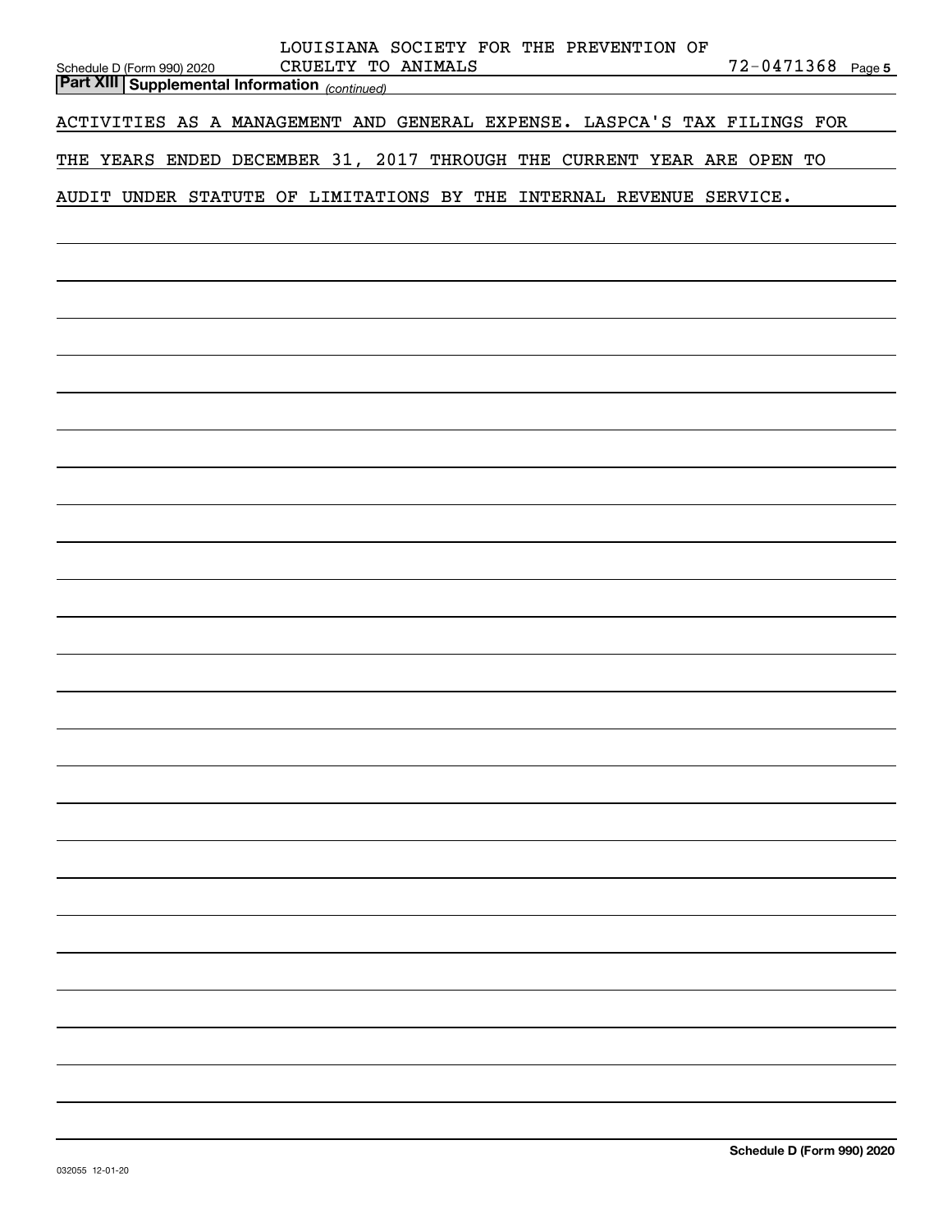**Part XIII | Supplemental Information** *(continued)*

ACTIVITIES AS A MANAGEMENT AND GENERAL EXPENSE. LASPCA'S TAX FILINGS FOR THE YEARS ENDED DECEMBER 31, 2017 THROUGH THE CURRENT YEAR ARE OPEN TO AUDIT UNDER STATUTE OF LIMITATIONS BY THE INTERNAL REVENUE SERVICE.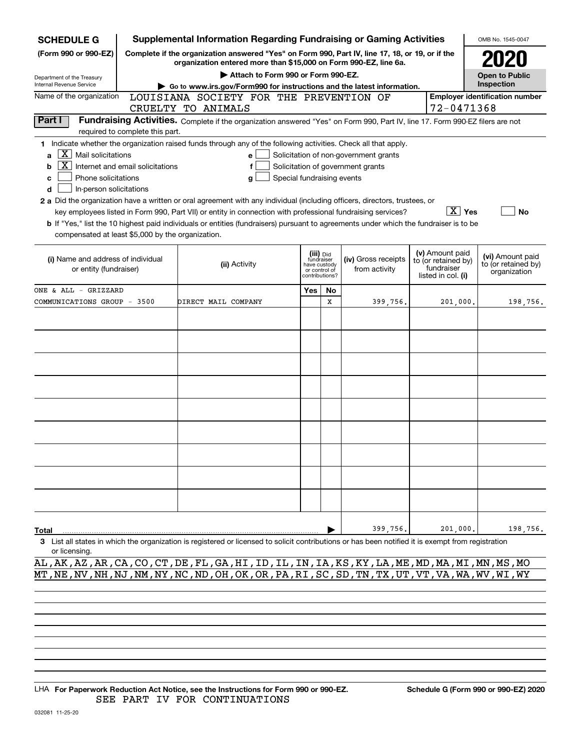**SCHEDULE G (Form 990 or 990-EZ)**

Department of the Treasury
Internal Revenue Service

# Supplemental Information Regarding Fundraising or Gaming Activities

**Complete if the organization answered "Yes" on Form 990, Part IV, line 17, 18, or 19, or if the organization entered more than $15,000 on Form 990-EZ, line 6a.**

**▶ Attach to Form 990 or Form 990-EZ.**

**▶ Go to www.irs.gov/Form990 for instructions and the latest information.**

OMB No. 1545-0047

**2020**

**Open to Public Inspection**

Name of the organization: LOUISIANA SOCIETY FOR THE PREVENTION OF CRUELTY TO ANIMALS

Employer identification number: 72-0471368

**Part I** **Fundraising Activities.** Complete if the organization answered "Yes" on Form 990, Part IV, line 17. Form 990-EZ filers are not required to complete this part.

**1** Indicate whether the organization raised funds through any of the following activities. Check all that apply.

- **a** [X] Mail solicitations
- **b** [X] Internet and email solicitations
- **c** [ ] Phone solicitations
- **d** [ ] In-person solicitations
- **e** [ ] Solicitation of non-government grants
- **f** [ ] Solicitation of government grants
- **g** [ ] Special fundraising events

**2 a** Did the organization have a written or oral agreement with any individual (including officers, directors, trustees, or key employees listed in Form 990, Part VII) or entity in connection with professional fundraising services? [X] Yes [ ] No

**b** If "Yes," list the 10 highest paid individuals or entities (fundraisers) pursuant to agreements under which the fundraiser is to be compensated at least $5,000 by the organization.

| (i) Name and address of individual or entity (fundraiser) | (ii) Activity | (iii) Did fundraiser have custody or control of contributions? Yes | No | (iv) Gross receipts from activity | (v) Amount paid to (or retained by) fundraiser listed in col. (i) | (vi) Amount paid to (or retained by) organization |
|---|---|---|---|---|---|---|
| ONE & ALL - GRIZZARD COMMUNICATIONS GROUP - 3500 | DIRECT MAIL COMPANY | | X | 399,756. | 201,000. | 198,756. |
| | | | | | | |
| | | | | | | |
| | | | | | | |
| | | | | | | |
| | | | | | | |
| | | | | | | |
| | | | | | | |
| | | | | | | |
| | | | | | | |
| **Total** | | | ▶ | 399,756. | 201,000. | 198,756. |

**3** List all states in which the organization is registered or licensed to solicit contributions or has been notified it is exempt from registration or licensing.

AL,AK,AZ,AR,CA,CO,CT,DE,FL,GA,HI,ID,IL,IN,IA,KS,KY,LA,ME,MD,MA,MI,MN,MS,MO
MT,NE,NV,NH,NJ,NM,NY,NC,ND,OH,OK,OR,PA,RI,SC,SD,TN,TX,UT,VT,VA,WA,WV,WI,WY

LHA **For Paperwork Reduction Act Notice, see the Instructions for Form 990 or 990-EZ.** **Schedule G (Form 990 or 990-EZ) 2020**

SEE PART IV FOR CONTINUATIONS

032081 11-25-20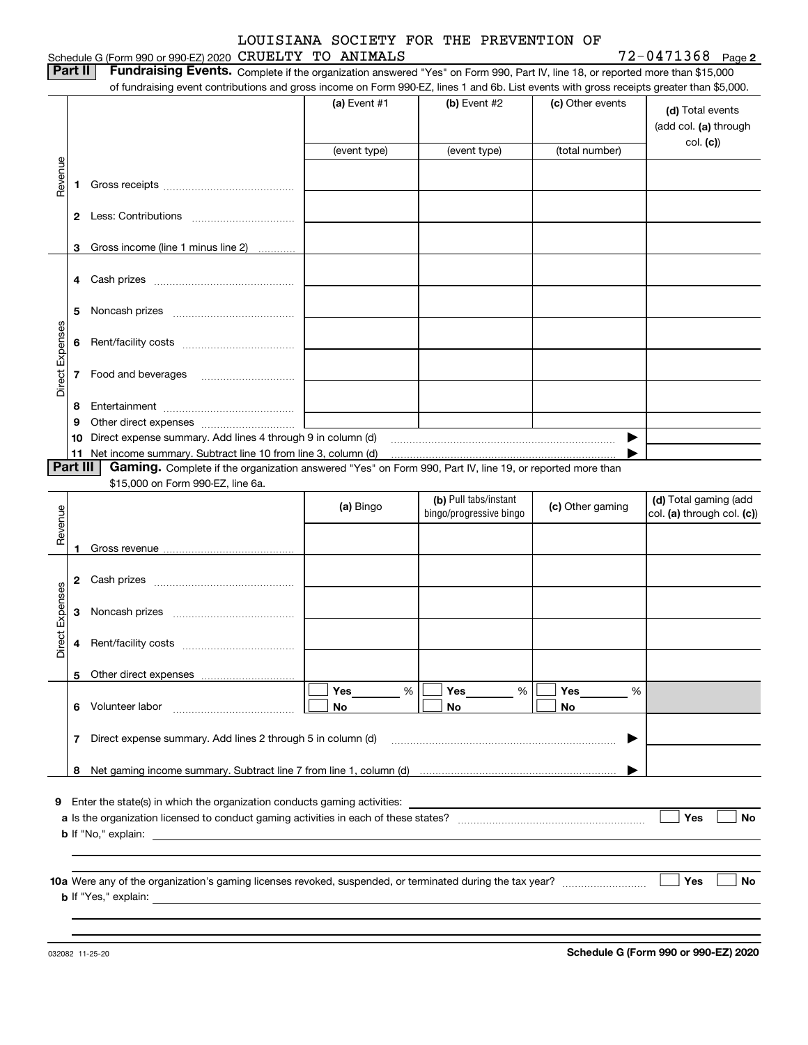Schedule G (Form 990 or 990-EZ) 2020 LOUISIANA SOCIETY FOR THE PREVENTION OF CRUELTY TO ANIMALS 72-0471368 Page **2**

**Part II** **Fundraising Events.** Complete if the organization answered "Yes" on Form 990, Part IV, line 18, or reported more than $15,000 of fundraising event contributions and gross income on Form 990-EZ, lines 1 and 6b. List events with gross receipts greater than $5,000.

| | | | (a) Event #1 | (b) Event #2 | (c) Other events | (d) Total events (add col. (a) through col. (c)) |
|---|---|---|---|---|---|---|
| | | | (event type) | (event type) | (total number) | |
| Revenue | 1 | Gross receipts | | | | |
| | 2 | Less: Contributions | | | | |
| | 3 | Gross income (line 1 minus line 2) | | | | |
| Direct Expenses | 4 | Cash prizes | | | | |
| | 5 | Noncash prizes | | | | |
| | 6 | Rent/facility costs | | | | |
| | 7 | Food and beverages | | | | |
| | 8 | Entertainment | | | | |
| | 9 | Other direct expenses | | | | |
| | 10 | Direct expense summary. Add lines 4 through 9 in column (d) | | | ▶ | |
| | 11 | Net income summary. Subtract line 10 from line 3, column (d) | | | ▶ | |

**Part III** **Gaming.** Complete if the organization answered "Yes" on Form 990, Part IV, line 19, or reported more than $15,000 on Form 990-EZ, line 6a.

| | | | (a) Bingo | (b) Pull tabs/instant bingo/progressive bingo | (c) Other gaming | (d) Total gaming (add col. (a) through col. (c)) |
|---|---|---|---|---|---|---|
| Revenue | 1 | Gross revenue | | | | |
| Direct Expenses | 2 | Cash prizes | | | | |
| | 3 | Noncash prizes | | | | |
| | 4 | Rent/facility costs | | | | |
| | 5 | Other direct expenses | | | | |
| | 6 | Volunteer labor | ☐ Yes ___ % ☐ No | ☐ Yes ___ % ☐ No | ☐ Yes ___ % ☐ No | |
| | 7 | Direct expense summary. Add lines 2 through 5 in column (d) | | | ▶ | |
| | 8 | Net gaming income summary. Subtract line 7 from line 1, column (d) | | | ▶ | |

**9** Enter the state(s) in which the organization conducts gaming activities:

**a** Is the organization licensed to conduct gaming activities in each of these states? ☐ Yes ☐ No

**b** If "No," explain:

**10a** Were any of the organization's gaming licenses revoked, suspended, or terminated during the tax year? ☐ Yes ☐ No

**b** If "Yes," explain:

032082 11-25-20 **Schedule G (Form 990 or 990-EZ) 2020**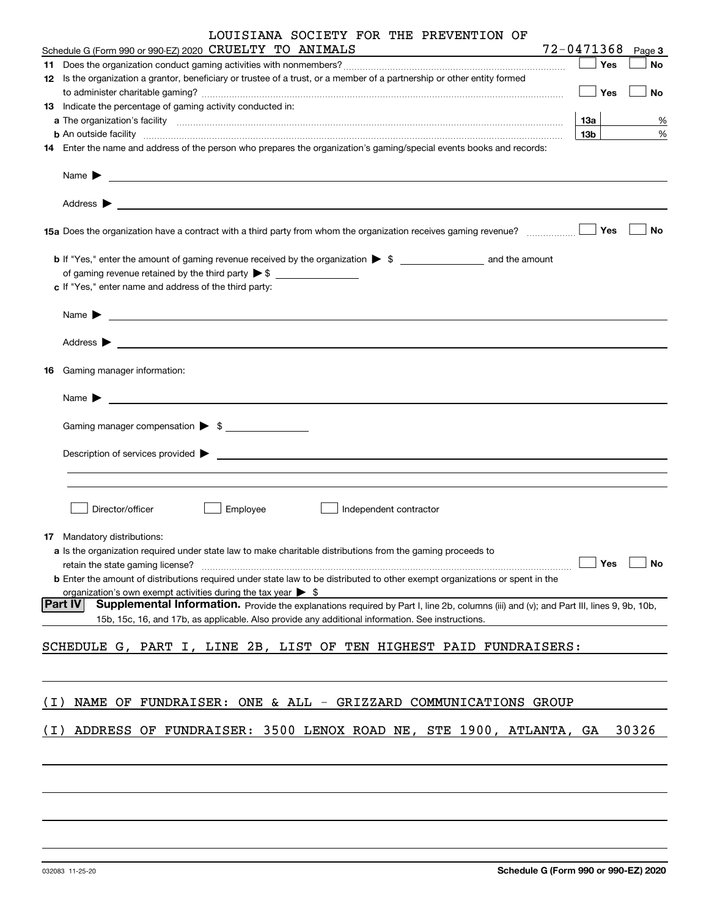Schedule G (Form 990 or 990-EZ) 2020 LOUISIANA SOCIETY FOR THE PREVENTION OF CRUELTY TO ANIMALS 72-0471368 Page **3**

**11** Does the organization conduct gaming activities with nonmembers? ☐ Yes ☐ No

**12** Is the organization a grantor, beneficiary or trustee of a trust, or a member of a partnership or other entity formed to administer charitable gaming? ☐ Yes ☐ No

**13** Indicate the percentage of gaming activity conducted in:

**a** The organization's facility **13a** %

**b** An outside facility **13b** %

**14** Enter the name and address of the person who prepares the organization's gaming/special events books and records:

Name ▶

Address ▶

**15a** Does the organization have a contract with a third party from whom the organization receives gaming revenue? ☐ Yes ☐ No

**b** If "Yes," enter the amount of gaming revenue received by the organization ▶ $ ________ and the amount of gaming revenue retained by the third party ▶ $ ________

**c** If "Yes," enter name and address of the third party:

Name ▶

Address ▶

**16** Gaming manager information:

Name ▶

Gaming manager compensation ▶ $

Description of services provided ▶

☐ Director/officer ☐ Employee ☐ Independent contractor

**17** Mandatory distributions:

**a** Is the organization required under state law to make charitable distributions from the gaming proceeds to retain the state gaming license? ☐ Yes ☐ No

**b** Enter the amount of distributions required under state law to be distributed to other exempt organizations or spent in the organization's own exempt activities during the tax year ▶ $

**Part IV** **Supplemental Information.** Provide the explanations required by Part I, line 2b, columns (iii) and (v); and Part III, lines 9, 9b, 10b, 15b, 15c, 16, and 17b, as applicable. Also provide any additional information. See instructions.

SCHEDULE G, PART I, LINE 2B, LIST OF TEN HIGHEST PAID FUNDRAISERS:

(I) NAME OF FUNDRAISER: ONE & ALL - GRIZZARD COMMUNICATIONS GROUP

(I) ADDRESS OF FUNDRAISER: 3500 LENOX ROAD NE, STE 1900, ATLANTA, GA 30326

032083 11-25-20 **Schedule G (Form 990 or 990-EZ) 2020**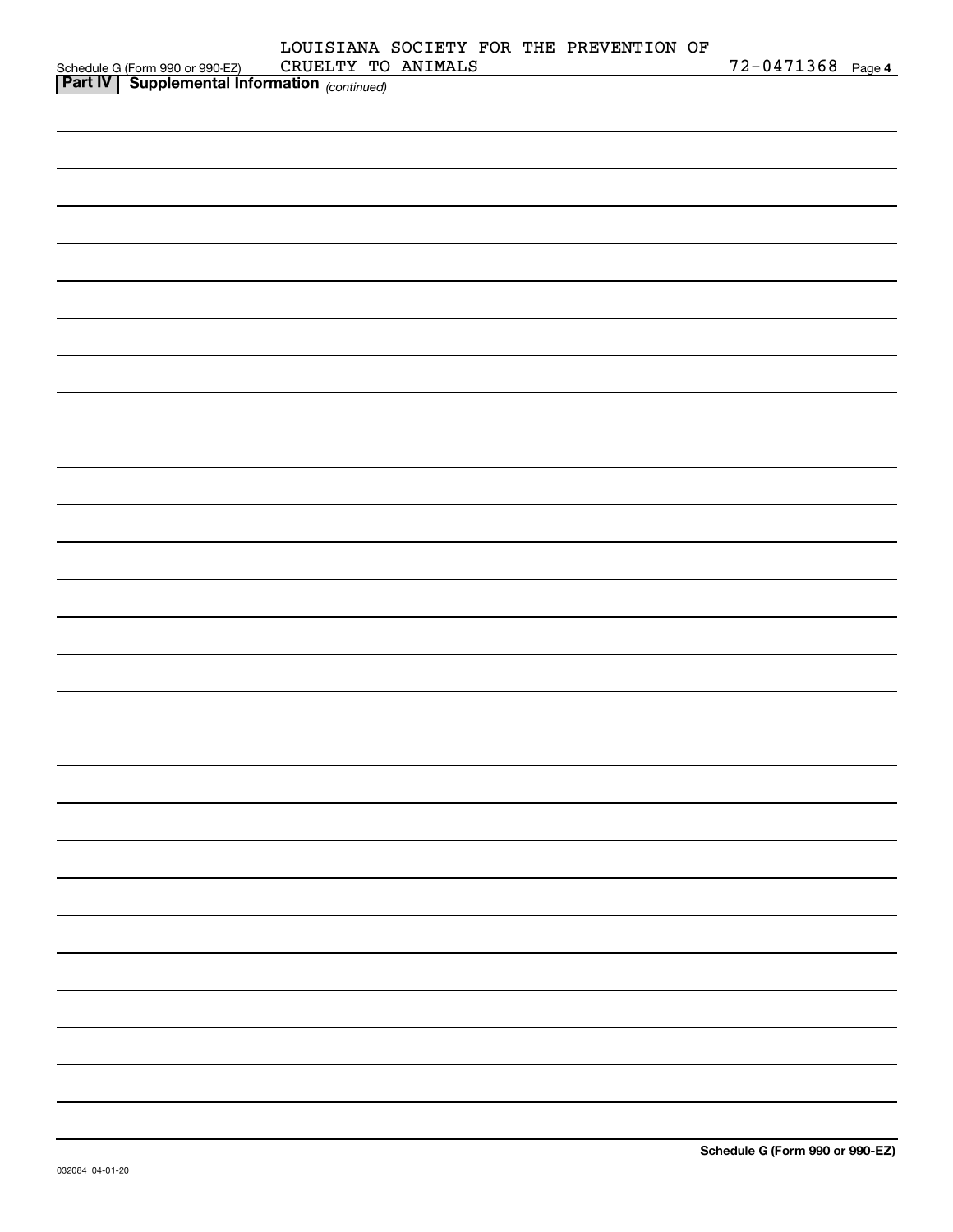LOUISIANA SOCIETY FOR THE PREVENTION OF CRUELTY TO ANIMALS 72-0471368

**Part IV | Supplemental Information** *(continued)*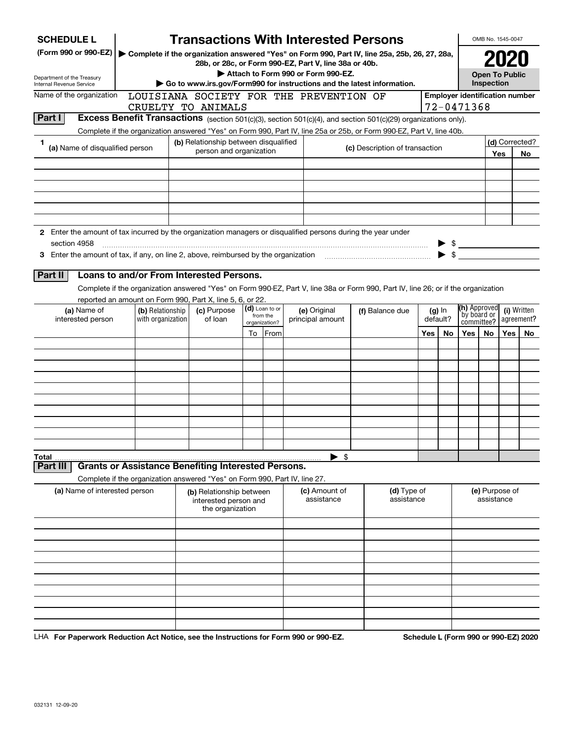# SCHEDULE L (Form 990 or 990-EZ)

Department of the Treasury
Internal Revenue Service

## Transactions With Interested Persons

▶ Complete if the organization answered "Yes" on Form 990, Part IV, line 25a, 25b, 26, 27, 28a, 28b, or 28c, or Form 990-EZ, Part V, line 38a or 40b.
▶ Attach to Form 990 or Form 990-EZ.
▶ Go to www.irs.gov/Form990 for instructions and the latest information.

OMB No. 1545-0047

**2020**

**Open To Public Inspection**

Name of the organization: LOUISIANA SOCIETY FOR THE PREVENTION OF CRUELTY TO ANIMALS

Employer identification number: 72-0471368

### Part I Excess Benefit Transactions (section 501(c)(3), section 501(c)(4), and section 501(c)(29) organizations only).

Complete if the organization answered "Yes" on Form 990, Part IV, line 25a or 25b, or Form 990-EZ, Part V, line 40b.

| 1 (a) Name of disqualified person | (b) Relationship between disqualified person and organization | (c) Description of transaction | (d) Corrected? Yes | No |
|---|---|---|---|---|
| | | | | |
| | | | | |
| | | | | |
| | | | | |
| | | | | |
| | | | | |

2 Enter the amount of tax incurred by the organization managers or disqualified persons during the year under section 4958 ▶ $

3 Enter the amount of tax, if any, on line 2, above, reimbursed by the organization ▶ $

### Part II Loans to and/or From Interested Persons.

Complete if the organization answered "Yes" on Form 990-EZ, Part V, line 38a or Form 990, Part IV, line 26; or if the organization reported an amount on Form 990, Part X, line 5, 6, or 22.

| (a) Name of interested person | (b) Relationship with organization | (c) Purpose of loan | (d) Loan to or from the organization? To | From | (e) Original principal amount | (f) Balance due | (g) In default? Yes | No | (h) Approved by board or committee? Yes | No | (i) Written agreement? Yes | No |
|---|---|---|---|---|---|---|---|---|---|---|---|---|
| | | | | | | | | | | | | |
| | | | | | | | | | | | | |
| | | | | | | | | | | | | |
| | | | | | | | | | | | | |
| | | | | | | | | | | | | |
| | | | | | | | | | | | | |
| | | | | | | | | | | | | |
| | | | | | | | | | | | | |
| | | | | | | | | | | | | |
| | | | | | | | | | | | | |
| **Total** | | | | | ▶ $ | | | | | | | |

### Part III Grants or Assistance Benefiting Interested Persons.

Complete if the organization answered "Yes" on Form 990, Part IV, line 27.

| (a) Name of interested person | (b) Relationship between interested person and the organization | (c) Amount of assistance | (d) Type of assistance | (e) Purpose of assistance |
|---|---|---|---|---|
| | | | | |
| | | | | |
| | | | | |
| | | | | |
| | | | | |
| | | | | |
| | | | | |
| | | | | |
| | | | | |
| | | | | |

LHA For Paperwork Reduction Act Notice, see the Instructions for Form 990 or 990-EZ. Schedule L (Form 990 or 990-EZ) 2020

032131 12-09-20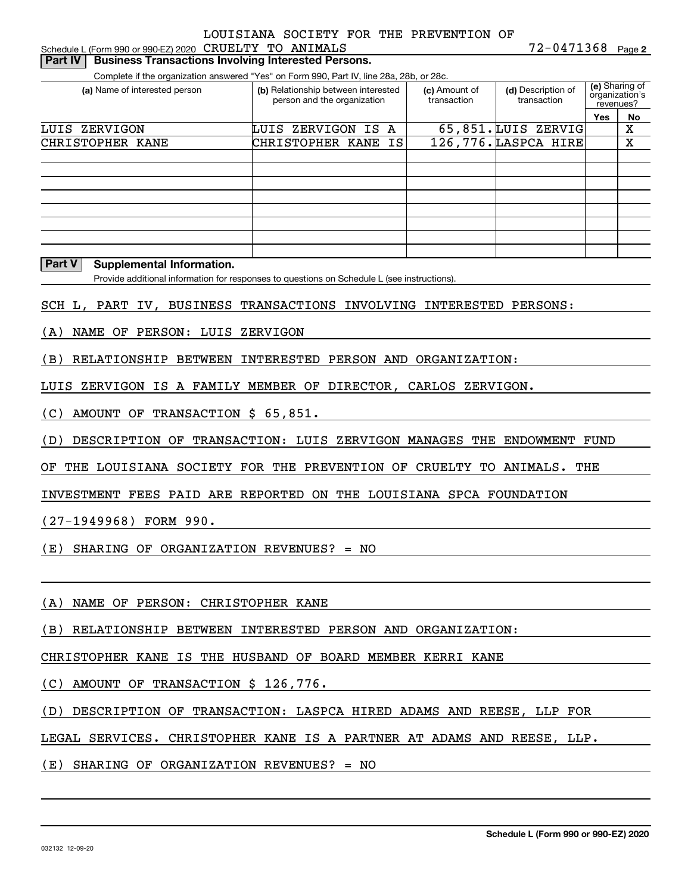LOUISIANA SOCIETY FOR THE PREVENTION OF

Schedule L (Form 990 or 990-EZ) 2020 CRUELTY TO ANIMALS 72-0471368 Page 2

**Part IV Business Transactions Involving Interested Persons.**

Complete if the organization answered "Yes" on Form 990, Part IV, line 28a, 28b, or 28c.

| (a) Name of interested person | (b) Relationship between interested person and the organization | (c) Amount of transaction | (d) Description of transaction | (e) Sharing of organization's revenues? | |
|---|---|---|---|---|---|
| | | | | Yes | No |
| LUIS ZERVIGON | LUIS ZERVIGON IS A | 65,851. | LUIS ZERVIG | | X |
| CHRISTOPHER KANE | CHRISTOPHER KANE IS | 126,776. | LASPCA HIRE | | X |
| | | | | | |
| | | | | | |
| | | | | | |
| | | | | | |
| | | | | | |
| | | | | | |
| | | | | | |

**Part V Supplemental Information.**

Provide additional information for responses to questions on Schedule L (see instructions).

SCH L, PART IV, BUSINESS TRANSACTIONS INVOLVING INTERESTED PERSONS:

(A) NAME OF PERSON: LUIS ZERVIGON

(B) RELATIONSHIP BETWEEN INTERESTED PERSON AND ORGANIZATION:

LUIS ZERVIGON IS A FAMILY MEMBER OF DIRECTOR, CARLOS ZERVIGON.

(C) AMOUNT OF TRANSACTION $ 65,851.

(D) DESCRIPTION OF TRANSACTION: LUIS ZERVIGON MANAGES THE ENDOWMENT FUND OF THE LOUISIANA SOCIETY FOR THE PREVENTION OF CRUELTY TO ANIMALS. THE INVESTMENT FEES PAID ARE REPORTED ON THE LOUISIANA SPCA FOUNDATION (27-1949968) FORM 990.

(E) SHARING OF ORGANIZATION REVENUES? = NO

(A) NAME OF PERSON: CHRISTOPHER KANE

(B) RELATIONSHIP BETWEEN INTERESTED PERSON AND ORGANIZATION:

CHRISTOPHER KANE IS THE HUSBAND OF BOARD MEMBER KERRI KANE

(C) AMOUNT OF TRANSACTION $ 126,776.

(D) DESCRIPTION OF TRANSACTION: LASPCA HIRED ADAMS AND REESE, LLP FOR LEGAL SERVICES. CHRISTOPHER KANE IS A PARTNER AT ADAMS AND REESE, LLP.

(E) SHARING OF ORGANIZATION REVENUES? = NO

**Schedule L (Form 990 or 990-EZ) 2020**

032132 12-09-20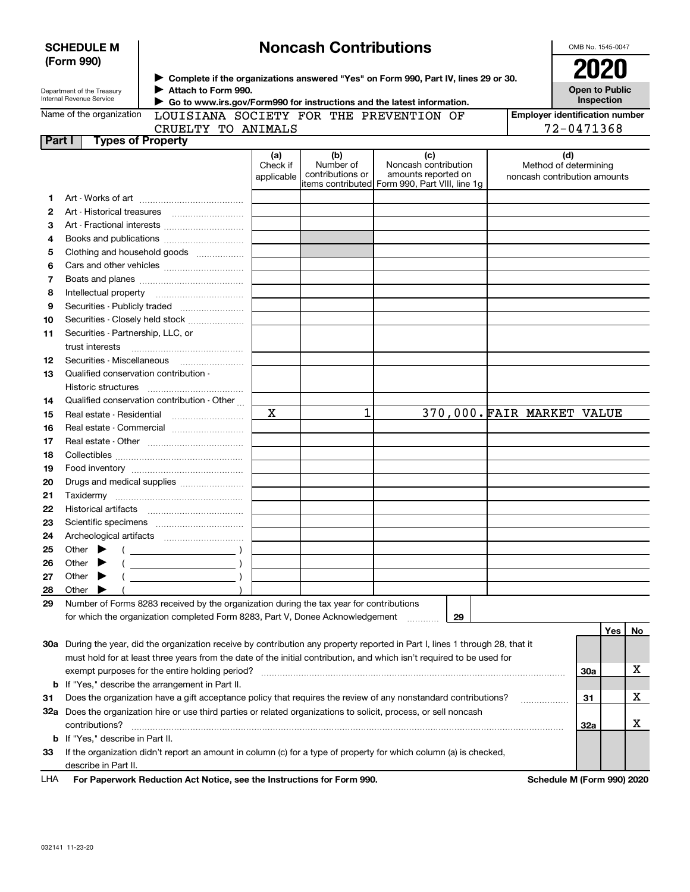**SCHEDULE M (Form 990)**

Department of the Treasury
Internal Revenue Service

# Noncash Contributions

▶ Complete if the organizations answered "Yes" on Form 990, Part IV, lines 29 or 30.
▶ Attach to Form 990.
▶ Go to www.irs.gov/Form990 for instructions and the latest information.

OMB No. 1545-0047

**2020**

**Open to Public Inspection**

Name of the organization: LOUISIANA SOCIETY FOR THE PREVENTION OF CRUELTY TO ANIMALS

Employer identification number: 72-0471368

**Part I — Types of Property**

| | | (a) Check if applicable | (b) Number of contributions or items contributed | (c) Noncash contribution amounts reported on Form 990, Part VIII, line 1g | (d) Method of determining noncash contribution amounts |
|---|---|---|---|---|---|
| 1 | Art - Works of art | | | | |
| 2 | Art - Historical treasures | | | | |
| 3 | Art - Fractional interests | | | | |
| 4 | Books and publications | | | | |
| 5 | Clothing and household goods | | | | |
| 6 | Cars and other vehicles | | | | |
| 7 | Boats and planes | | | | |
| 8 | Intellectual property | | | | |
| 9 | Securities - Publicly traded | | | | |
| 10 | Securities - Closely held stock | | | | |
| 11 | Securities - Partnership, LLC, or trust interests | | | | |
| 12 | Securities - Miscellaneous | | | | |
| 13 | Qualified conservation contribution - Historic structures | | | | |
| 14 | Qualified conservation contribution - Other | | | | |
| 15 | Real estate - Residential | X | 1 | 370,000. | FAIR MARKET VALUE |
| 16 | Real estate - Commercial | | | | |
| 17 | Real estate - Other | | | | |
| 18 | Collectibles | | | | |
| 19 | Food inventory | | | | |
| 20 | Drugs and medical supplies | | | | |
| 21 | Taxidermy | | | | |
| 22 | Historical artifacts | | | | |
| 23 | Scientific specimens | | | | |
| 24 | Archeological artifacts | | | | |
| 25 | Other ▶ ( ) | | | | |
| 26 | Other ▶ ( ) | | | | |
| 27 | Other ▶ ( ) | | | | |
| 28 | Other ▶ ( ) | | | | |

29 Number of Forms 8283 received by the organization during the tax year for contributions for which the organization completed Form 8283, Part V, Donee Acknowledgement ..... 29

| | | | Yes | No |
|---|---|---|---|---|
| 30a | During the year, did the organization receive by contribution any property reported in Part I, lines 1 through 28, that it must hold for at least three years from the date of the initial contribution, and which isn't required to be used for exempt purposes for the entire holding period? | 30a | | X |
| b | If "Yes," describe the arrangement in Part II. | | | |
| 31 | Does the organization have a gift acceptance policy that requires the review of any nonstandard contributions? | 31 | | X |
| 32a | Does the organization hire or use third parties or related organizations to solicit, process, or sell noncash contributions? | 32a | | X |
| b | If "Yes," describe in Part II. | | | |
| 33 | If the organization didn't report an amount in column (c) for a type of property for which column (a) is checked, describe in Part II. | | | |

LHA **For Paperwork Reduction Act Notice, see the Instructions for Form 990.** **Schedule M (Form 990) 2020**

032141 11-23-20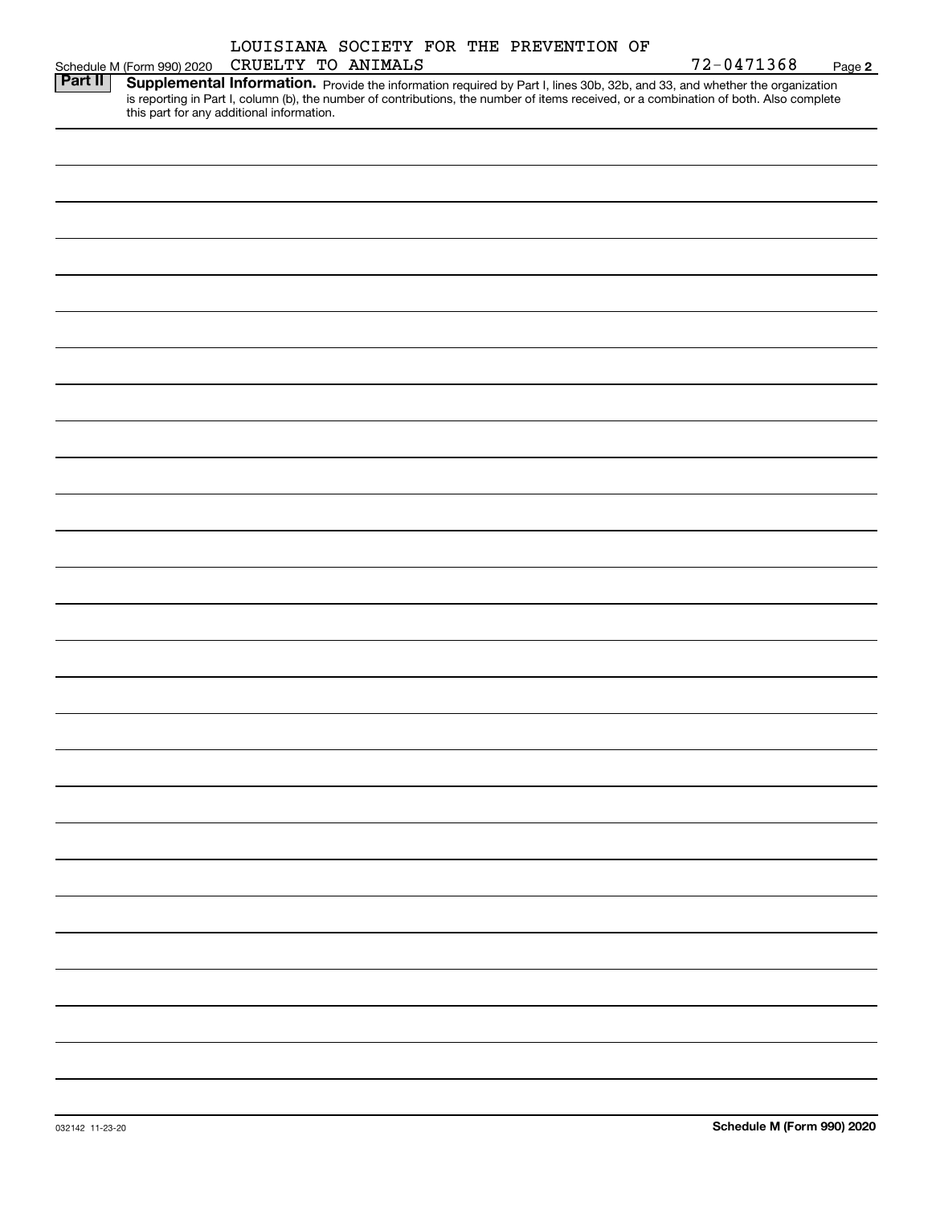Schedule M (Form 990) 2020 LOUISIANA SOCIETY FOR THE PREVENTION OF CRUELTY TO ANIMALS 72-0471368 Page **2**

**Part II** **Supplemental Information.** Provide the information required by Part I, lines 30b, 32b, and 33, and whether the organization is reporting in Part I, column (b), the number of contributions, the number of items received, or a combination of both. Also complete this part for any additional information.

032142 11-23-20 **Schedule M (Form 990) 2020**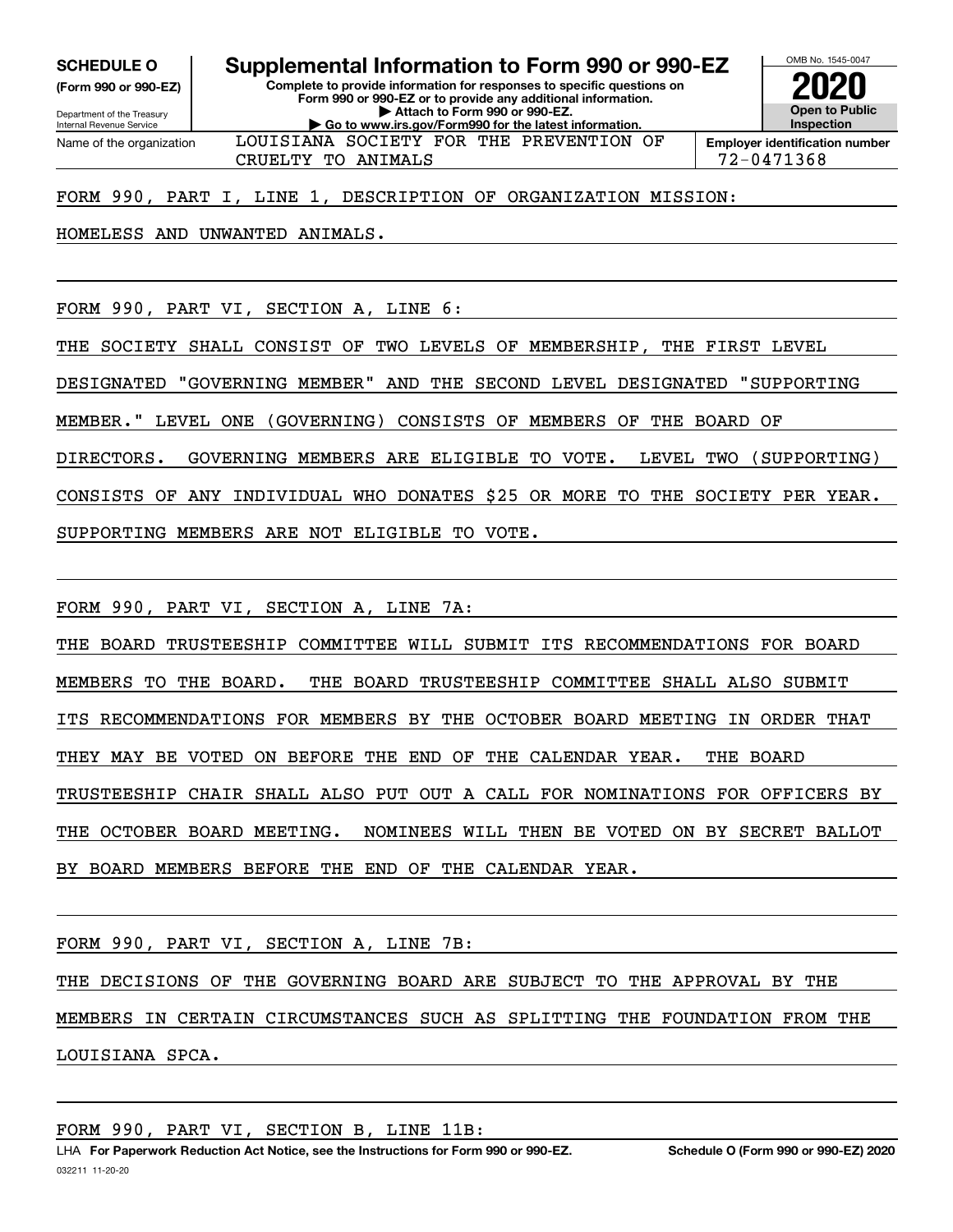**SCHEDULE O**
**(Form 990 or 990-EZ)**

Department of the Treasury
Internal Revenue Service

# Supplemental Information to Form 990 or 990-EZ

**Complete to provide information for responses to specific questions on Form 990 or 990-EZ or to provide any additional information.**
**▶ Attach to Form 990 or 990-EZ.**
**▶ Go to www.irs.gov/Form990 for the latest information.**

OMB No. 1545-0047

**2020**

**Open to Public Inspection**

Name of the organization: LOUISIANA SOCIETY FOR THE PREVENTION OF CRUELTY TO ANIMALS

**Employer identification number** 72-0471368

FORM 990, PART I, LINE 1, DESCRIPTION OF ORGANIZATION MISSION:

HOMELESS AND UNWANTED ANIMALS.

FORM 990, PART VI, SECTION A, LINE 6:

THE SOCIETY SHALL CONSIST OF TWO LEVELS OF MEMBERSHIP, THE FIRST LEVEL DESIGNATED "GOVERNING MEMBER" AND THE SECOND LEVEL DESIGNATED "SUPPORTING MEMBER." LEVEL ONE (GOVERNING) CONSISTS OF MEMBERS OF THE BOARD OF DIRECTORS. GOVERNING MEMBERS ARE ELIGIBLE TO VOTE. LEVEL TWO (SUPPORTING) CONSISTS OF ANY INDIVIDUAL WHO DONATES $25 OR MORE TO THE SOCIETY PER YEAR. SUPPORTING MEMBERS ARE NOT ELIGIBLE TO VOTE.

FORM 990, PART VI, SECTION A, LINE 7A:

THE BOARD TRUSTEESHIP COMMITTEE WILL SUBMIT ITS RECOMMENDATIONS FOR BOARD MEMBERS TO THE BOARD. THE BOARD TRUSTEESHIP COMMITTEE SHALL ALSO SUBMIT ITS RECOMMENDATIONS FOR MEMBERS BY THE OCTOBER BOARD MEETING IN ORDER THAT THEY MAY BE VOTED ON BEFORE THE END OF THE CALENDAR YEAR. THE BOARD TRUSTEESHIP CHAIR SHALL ALSO PUT OUT A CALL FOR NOMINATIONS FOR OFFICERS BY THE OCTOBER BOARD MEETING. NOMINEES WILL THEN BE VOTED ON BY SECRET BALLOT BY BOARD MEMBERS BEFORE THE END OF THE CALENDAR YEAR.

FORM 990, PART VI, SECTION A, LINE 7B:

THE DECISIONS OF THE GOVERNING BOARD ARE SUBJECT TO THE APPROVAL BY THE MEMBERS IN CERTAIN CIRCUMSTANCES SUCH AS SPLITTING THE FOUNDATION FROM THE LOUISIANA SPCA.

FORM 990, PART VI, SECTION B, LINE 11B:

LHA **For Paperwork Reduction Act Notice, see the Instructions for Form 990 or 990-EZ.** **Schedule O (Form 990 or 990-EZ) 2020**

032211 11-20-20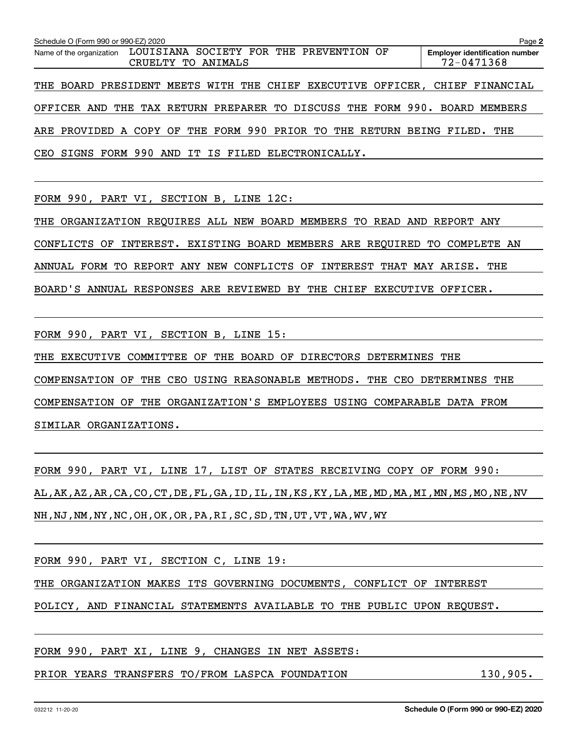Schedule O (Form 990 or 990-EZ) 2020

Name of the organization: LOUISIANA SOCIETY FOR THE PREVENTION OF CRUELTY TO ANIMALS

Employer identification number: 72-0471368

THE BOARD PRESIDENT MEETS WITH THE CHIEF EXECUTIVE OFFICER, CHIEF FINANCIAL OFFICER AND THE TAX RETURN PREPARER TO DISCUSS THE FORM 990. BOARD MEMBERS ARE PROVIDED A COPY OF THE FORM 990 PRIOR TO THE RETURN BEING FILED. THE CEO SIGNS FORM 990 AND IT IS FILED ELECTRONICALLY.

FORM 990, PART VI, SECTION B, LINE 12C:

THE ORGANIZATION REQUIRES ALL NEW BOARD MEMBERS TO READ AND REPORT ANY CONFLICTS OF INTEREST. EXISTING BOARD MEMBERS ARE REQUIRED TO COMPLETE AN ANNUAL FORM TO REPORT ANY NEW CONFLICTS OF INTEREST THAT MAY ARISE. THE BOARD'S ANNUAL RESPONSES ARE REVIEWED BY THE CHIEF EXECUTIVE OFFICER.

FORM 990, PART VI, SECTION B, LINE 15:

THE EXECUTIVE COMMITTEE OF THE BOARD OF DIRECTORS DETERMINES THE COMPENSATION OF THE CEO USING REASONABLE METHODS. THE CEO DETERMINES THE COMPENSATION OF THE ORGANIZATION'S EMPLOYEES USING COMPARABLE DATA FROM SIMILAR ORGANIZATIONS.

FORM 990, PART VI, LINE 17, LIST OF STATES RECEIVING COPY OF FORM 990:

AL,AK,AZ,AR,CA,CO,CT,DE,FL,GA,ID,IL,IN,KS,KY,LA,ME,MD,MA,MI,MN,MS,MO,NE,NV NH,NJ,NM,NY,NC,OH,OK,OR,PA,RI,SC,SD,TN,UT,VT,WA,WV,WY

FORM 990, PART VI, SECTION C, LINE 19:

THE ORGANIZATION MAKES ITS GOVERNING DOCUMENTS, CONFLICT OF INTEREST POLICY, AND FINANCIAL STATEMENTS AVAILABLE TO THE PUBLIC UPON REQUEST.

FORM 990, PART XI, LINE 9, CHANGES IN NET ASSETS:

PRIOR YEARS TRANSFERS TO/FROM LASPCA FOUNDATION 130,905.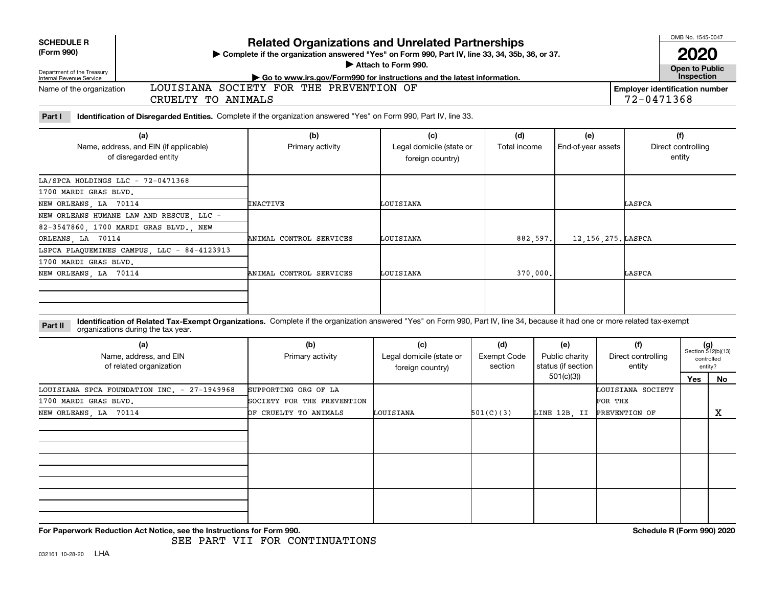**SCHEDULE R (Form 990)**

Department of the Treasury
Internal Revenue Service

# Related Organizations and Unrelated Partnerships

▶ Complete if the organization answered "Yes" on Form 990, Part IV, line 33, 34, 35b, 36, or 37.

▶ Attach to Form 990.

▶ Go to www.irs.gov/Form990 for instructions and the latest information.

OMB No. 1545-0047

**2020**

**Open to Public Inspection**

Name of the organization: LOUISIANA SOCIETY FOR THE PREVENTION OF CRUELTY TO ANIMALS

Employer identification number: 72-0471368

**Part I** **Identification of Disregarded Entities.** Complete if the organization answered "Yes" on Form 990, Part IV, line 33.

| (a) Name, address, and EIN (if applicable) of disregarded entity | (b) Primary activity | (c) Legal domicile (state or foreign country) | (d) Total income | (e) End-of-year assets | (f) Direct controlling entity |
|---|---|---|---|---|---|
| LA/SPCA HOLDINGS LLC - 72-0471368, 1700 MARDI GRAS BLVD., NEW ORLEANS, LA 70114 | INACTIVE | LOUISIANA | | | LASPCA |
| NEW ORLEANS HUMANE LAW AND RESCUE, LLC - 82-3547860, 1700 MARDI GRAS BLVD., NEW ORLEANS, LA 70114 | ANIMAL CONTROL SERVICES | LOUISIANA | 882,597. | 12,156,275. | LASPCA |
| LSPCA PLAQUEMINES CAMPUS, LLC - 84-4123913, 1700 MARDI GRAS BLVD., NEW ORLEANS, LA 70114 | ANIMAL CONTROL SERVICES | LOUISIANA | 370,000. | | LASPCA |
| | | | | | |

**Part II** **Identification of Related Tax-Exempt Organizations.** Complete if the organization answered "Yes" on Form 990, Part IV, line 34, because it had one or more related tax-exempt organizations during the tax year.

| (a) Name, address, and EIN of related organization | (b) Primary activity | (c) Legal domicile (state or foreign country) | (d) Exempt Code section | (e) Public charity status (if section 501(c)(3)) | (f) Direct controlling entity | (g) Section 512(b)(13) controlled entity? Yes | No |
|---|---|---|---|---|---|---|---|
| LOUISIANA SPCA FOUNDATION INC. - 27-1949968, 1700 MARDI GRAS BLVD., NEW ORLEANS, LA 70114 | SUPPORTING ORG OF LA SOCIETY FOR THE PREVENTION OF CRUELTY TO ANIMALS | LOUISIANA | 501(C)(3) | LINE 12B, II | LOUISIANA SOCIETY FOR THE PREVENTION OF | | X |
| | | | | | | | |
| | | | | | | | |
| | | | | | | | |

**For Paperwork Reduction Act Notice, see the Instructions for Form 990.** **Schedule R (Form 990) 2020**

SEE PART VII FOR CONTINUATIONS

032161 10-28-20 LHA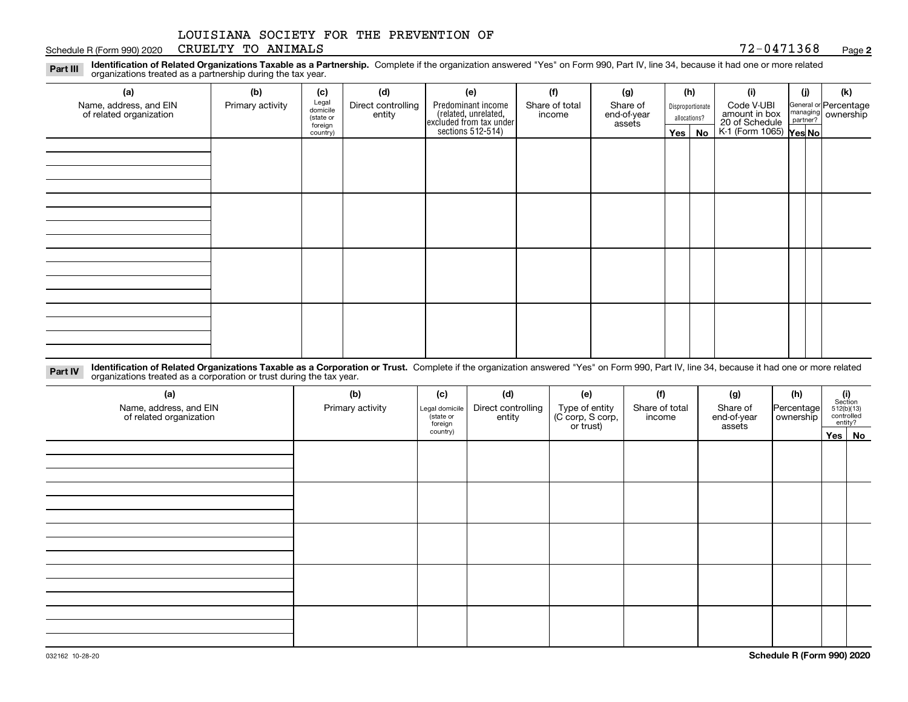LOUISIANA SOCIETY FOR THE PREVENTION OF CRUELTY TO ANIMALS

Schedule R (Form 990) 2020 — 72-0471368 — Page **2**

**Part III** **Identification of Related Organizations Taxable as a Partnership.** Complete if the organization answered "Yes" on Form 990, Part IV, line 34, because it had one or more related organizations treated as a partnership during the tax year.

| (a) Name, address, and EIN of related organization | (b) Primary activity | (c) Legal domicile (state or foreign country) | (d) Direct controlling entity | (e) Predominant income (related, unrelated, excluded from tax under sections 512-514) | (f) Share of total income | (g) Share of end-of-year assets | (h) Disproportionate allocations? | | (i) Code V-UBI amount in box 20 of Schedule K-1 (Form 1065) | (j) General or managing partner? | | (k) Percentage ownership |
|---|---|---|---|---|---|---|---|---|---|---|---|---|
| | | | | | | | Yes | No | | Yes | No | |
| | | | | | | | | | | | | |
| | | | | | | | | | | | | |
| | | | | | | | | | | | | |
| | | | | | | | | | | | | |

**Part IV** **Identification of Related Organizations Taxable as a Corporation or Trust.** Complete if the organization answered "Yes" on Form 990, Part IV, line 34, because it had one or more related organizations treated as a corporation or trust during the tax year.

| (a) Name, address, and EIN of related organization | (b) Primary activity | (c) Legal domicile (state or foreign country) | (d) Direct controlling entity | (e) Type of entity (C corp, S corp, or trust) | (f) Share of total income | (g) Share of end-of-year assets | (h) Percentage ownership | (i) Section 512(b)(13) controlled entity? | |
|---|---|---|---|---|---|---|---|---|---|
| | | | | | | | | Yes | No |
| | | | | | | | | | |
| | | | | | | | | | |
| | | | | | | | | | |
| | | | | | | | | | |
| | | | | | | | | | |

032162 10-28-20

**Schedule R (Form 990) 2020**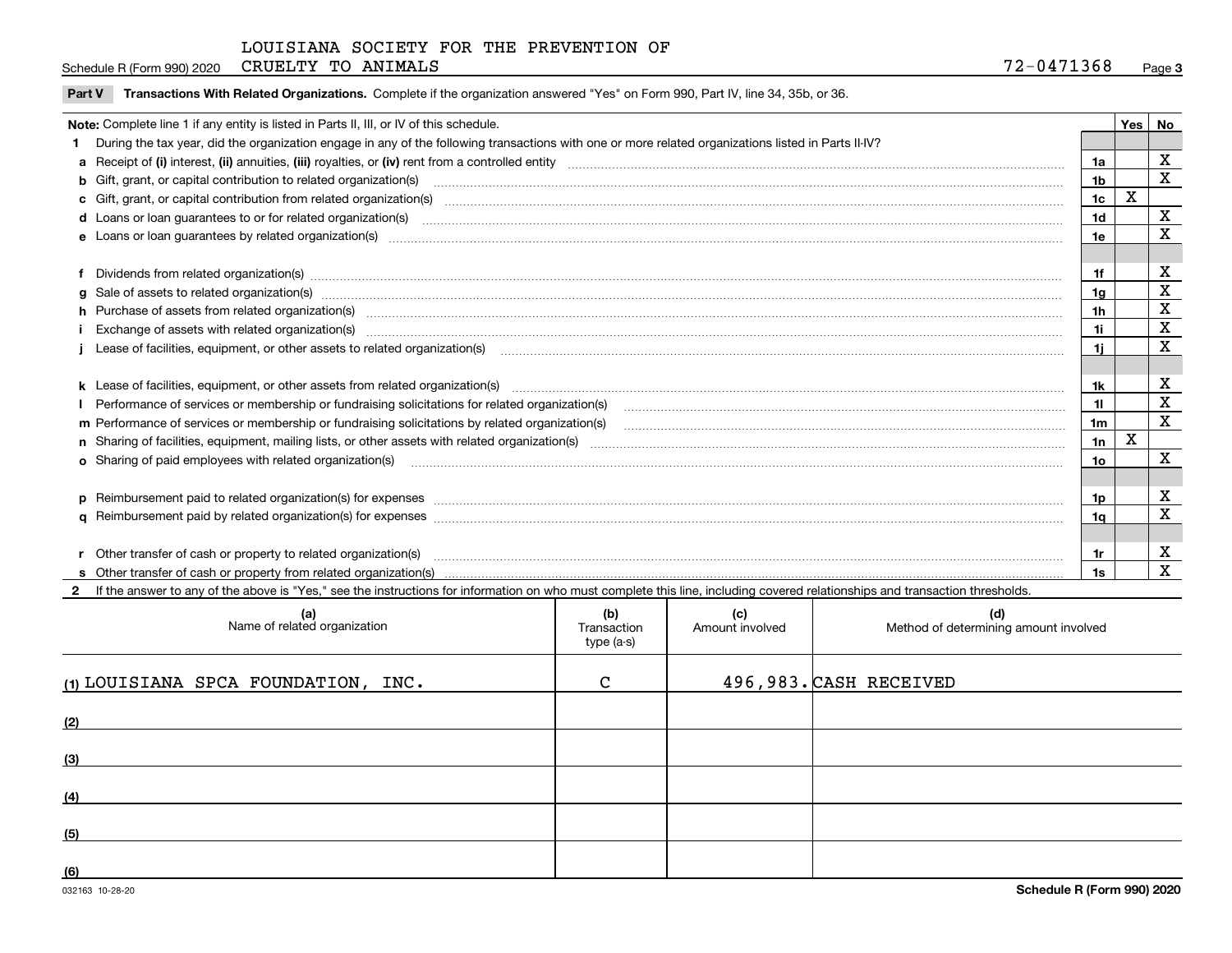LOUISIANA SOCIETY FOR THE PREVENTION OF CRUELTY TO ANIMALS

72-0471368

## Part V Transactions With Related Organizations.

Complete if the organization answered "Yes" on Form 990, Part IV, line 34, 35b, or 36.

**Note:** Complete line 1 if any entity is listed in Parts II, III, or IV of this schedule.

| | | | Yes | No |
|---|---|---|---|---|
| **1** | During the tax year, did the organization engage in any of the following transactions with one or more related organizations listed in Parts II-IV? | | | |
| **a** | Receipt of (i) interest, (ii) annuities, (iii) royalties, or (iv) rent from a controlled entity | 1a | | X |
| **b** | Gift, grant, or capital contribution to related organization(s) | 1b | | X |
| **c** | Gift, grant, or capital contribution from related organization(s) | 1c | X | |
| **d** | Loans or loan guarantees to or for related organization(s) | 1d | | X |
| **e** | Loans or loan guarantees by related organization(s) | 1e | | X |
| **f** | Dividends from related organization(s) | 1f | | X |
| **g** | Sale of assets to related organization(s) | 1g | | X |
| **h** | Purchase of assets from related organization(s) | 1h | | X |
| **i** | Exchange of assets with related organization(s) | 1i | | X |
| **j** | Lease of facilities, equipment, or other assets to related organization(s) | 1j | | X |
| **k** | Lease of facilities, equipment, or other assets from related organization(s) | 1k | | X |
| **l** | Performance of services or membership or fundraising solicitations for related organization(s) | 1l | | X |
| **m** | Performance of services or membership or fundraising solicitations by related organization(s) | 1m | | X |
| **n** | Sharing of facilities, equipment, mailing lists, or other assets with related organization(s) | 1n | X | |
| **o** | Sharing of paid employees with related organization(s) | 1o | | X |
| **p** | Reimbursement paid to related organization(s) for expenses | 1p | | X |
| **q** | Reimbursement paid by related organization(s) for expenses | 1q | | X |
| **r** | Other transfer of cash or property to related organization(s) | 1r | | X |
| **s** | Other transfer of cash or property from related organization(s) | 1s | | X |

**2** If the answer to any of the above is "Yes," see the instructions for information on who must complete this line, including covered relationships and transaction thresholds.

| | (a) Name of related organization | (b) Transaction type (a-s) | (c) Amount involved | (d) Method of determining amount involved |
|---|---|---|---|---|
| (1) | LOUISIANA SPCA FOUNDATION, INC. | C | 496,983. | CASH RECEIVED |
| (2) | | | | |
| (3) | | | | |
| (4) | | | | |
| (5) | | | | |
| (6) | | | | |

032163 10-28-20

**Schedule R (Form 990) 2020**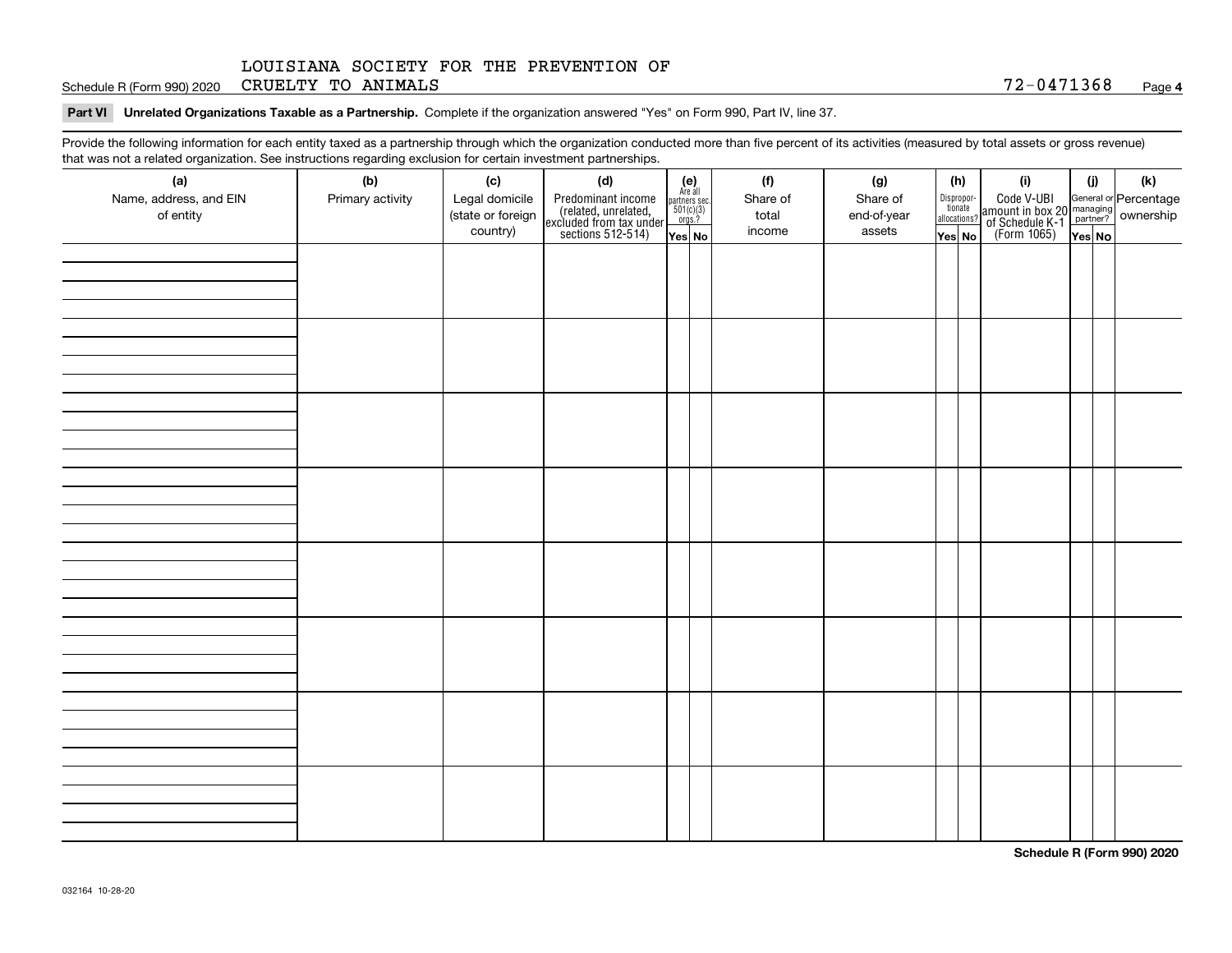LOUISIANA SOCIETY FOR THE PREVENTION OF

Schedule R (Form 990) 2020 CRUELTY TO ANIMALS 72-0471368 Page **4**

**Part VI Unrelated Organizations Taxable as a Partnership.** Complete if the organization answered "Yes" on Form 990, Part IV, line 37.

Provide the following information for each entity taxed as a partnership through which the organization conducted more than five percent of its activities (measured by total assets or gross revenue) that was not a related organization. See instructions regarding exclusion for certain investment partnerships.

| (a) Name, address, and EIN of entity | (b) Primary activity | (c) Legal domicile (state or foreign country) | (d) Predominant income (related, unrelated, excluded from tax under sections 512-514) | (e) Are all partners sec. 501(c)(3) orgs.? | | (f) Share of total income | (g) Share of end-of-year assets | (h) Dispropor-tionate allocations? | | (i) Code V-UBI amount in box 20 of Schedule K-1 (Form 1065) | (j) General or managing partner? | | (k) Percentage ownership |
|---|---|---|---|---|---|---|---|---|---|---|---|---|---|
| | | | | Yes | No | | | Yes | No | | Yes | No | |
| | | | | | | | | | | | | | |
| | | | | | | | | | | | | | |
| | | | | | | | | | | | | | |
| | | | | | | | | | | | | | |
| | | | | | | | | | | | | | |
| | | | | | | | | | | | | | |
| | | | | | | | | | | | | | |
| | | | | | | | | | | | | | |

**Schedule R (Form 990) 2020**

032164 10-28-20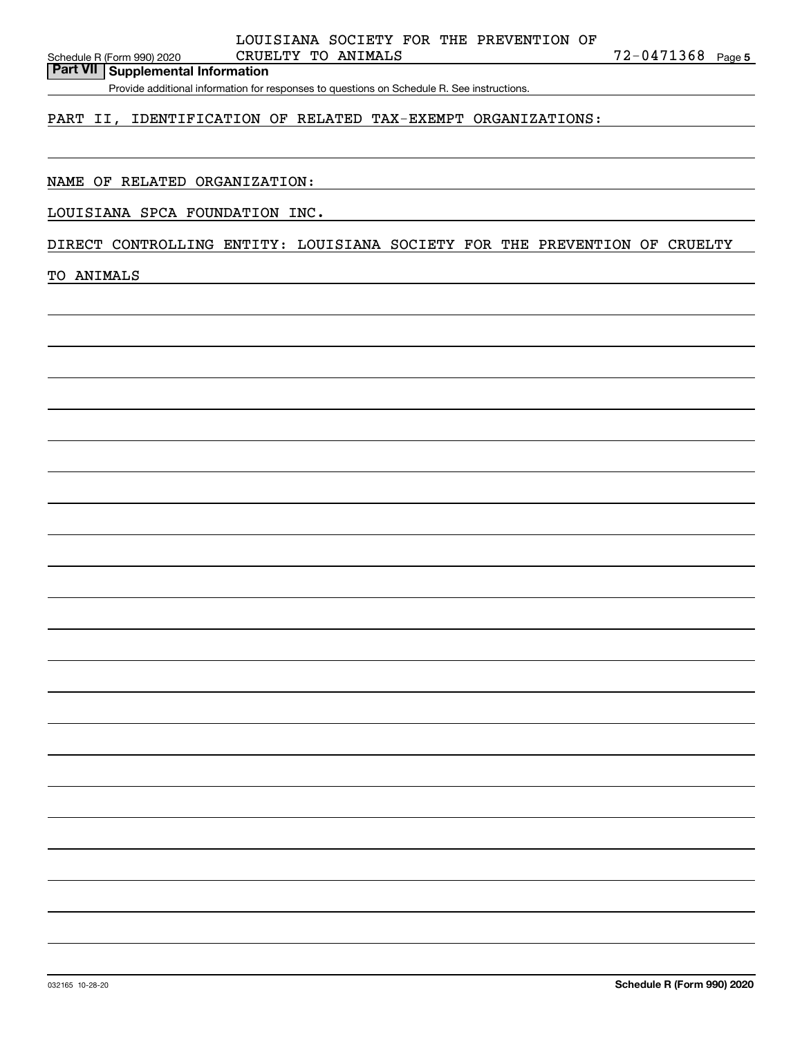LOUISIANA SOCIETY FOR THE PREVENTION OF CRUELTY TO ANIMALS

72-0471368

## Part VII Supplemental Information

Provide additional information for responses to questions on Schedule R. See instructions.

PART II, IDENTIFICATION OF RELATED TAX-EXEMPT ORGANIZATIONS:

NAME OF RELATED ORGANIZATION:

LOUISIANA SPCA FOUNDATION INC.

DIRECT CONTROLLING ENTITY: LOUISIANA SOCIETY FOR THE PREVENTION OF CRUELTY TO ANIMALS

032165 10-28-20

**Schedule R (Form 990) 2020**